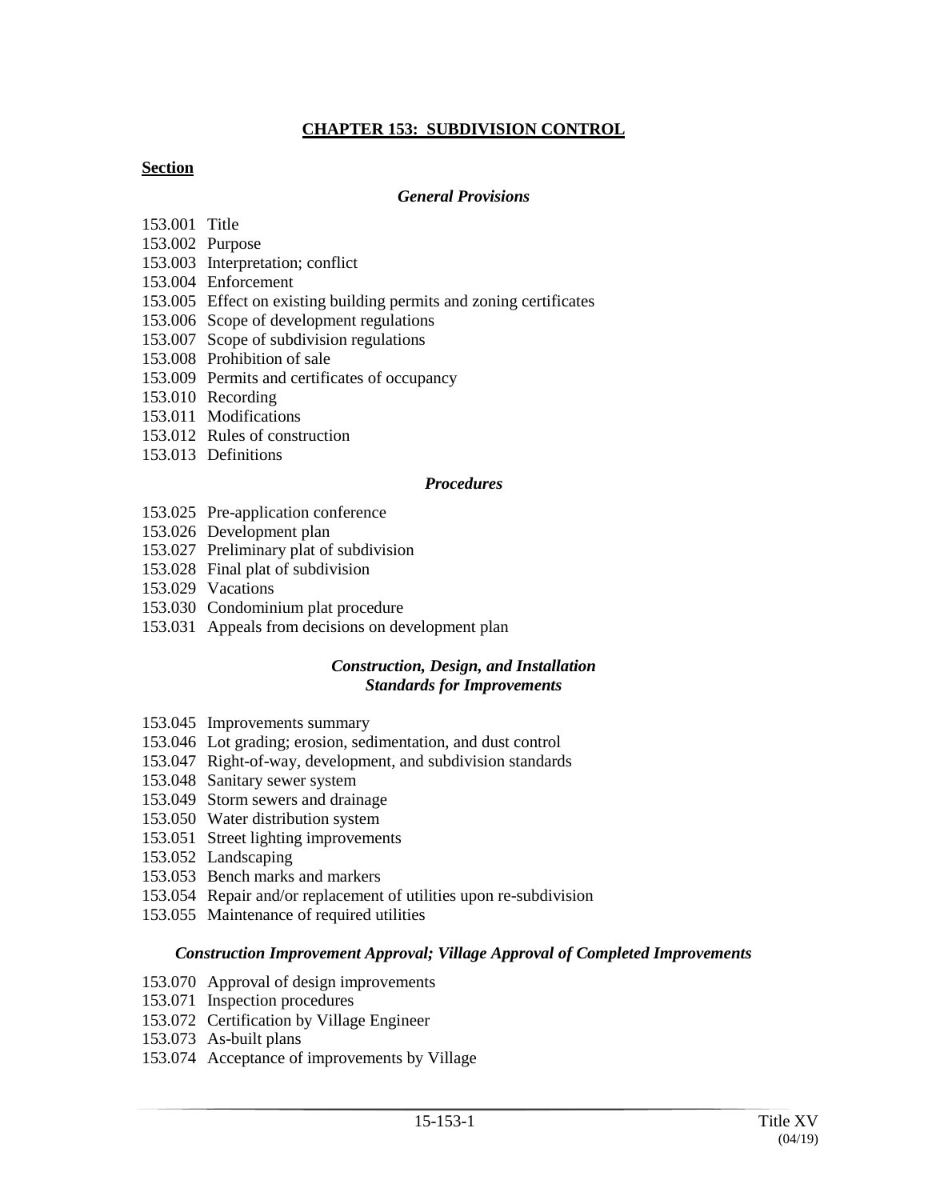# CHAPTER 153: SUBDIVISION CONTROL

**Section**

***General Provisions***

153.001 Title
153.002 Purpose
153.003 Interpretation; conflict
153.004 Enforcement
153.005 Effect on existing building permits and zoning certificates
153.006 Scope of development regulations
153.007 Scope of subdivision regulations
153.008 Prohibition of sale
153.009 Permits and certificates of occupancy
153.010 Recording
153.011 Modifications
153.012 Rules of construction
153.013 Definitions

***Procedures***

153.025 Pre-application conference
153.026 Development plan
153.027 Preliminary plat of subdivision
153.028 Final plat of subdivision
153.029 Vacations
153.030 Condominium plat procedure
153.031 Appeals from decisions on development plan

***Construction, Design, and Installation Standards for Improvements***

153.045 Improvements summary
153.046 Lot grading; erosion, sedimentation, and dust control
153.047 Right-of-way, development, and subdivision standards
153.048 Sanitary sewer system
153.049 Storm sewers and drainage
153.050 Water distribution system
153.051 Street lighting improvements
153.052 Landscaping
153.053 Bench marks and markers
153.054 Repair and/or replacement of utilities upon re-subdivision
153.055 Maintenance of required utilities

***Construction Improvement Approval; Village Approval of Completed Improvements***

153.070 Approval of design improvements
153.071 Inspection procedures
153.072 Certification by Village Engineer
153.073 As-built plans
153.074 Acceptance of improvements by Village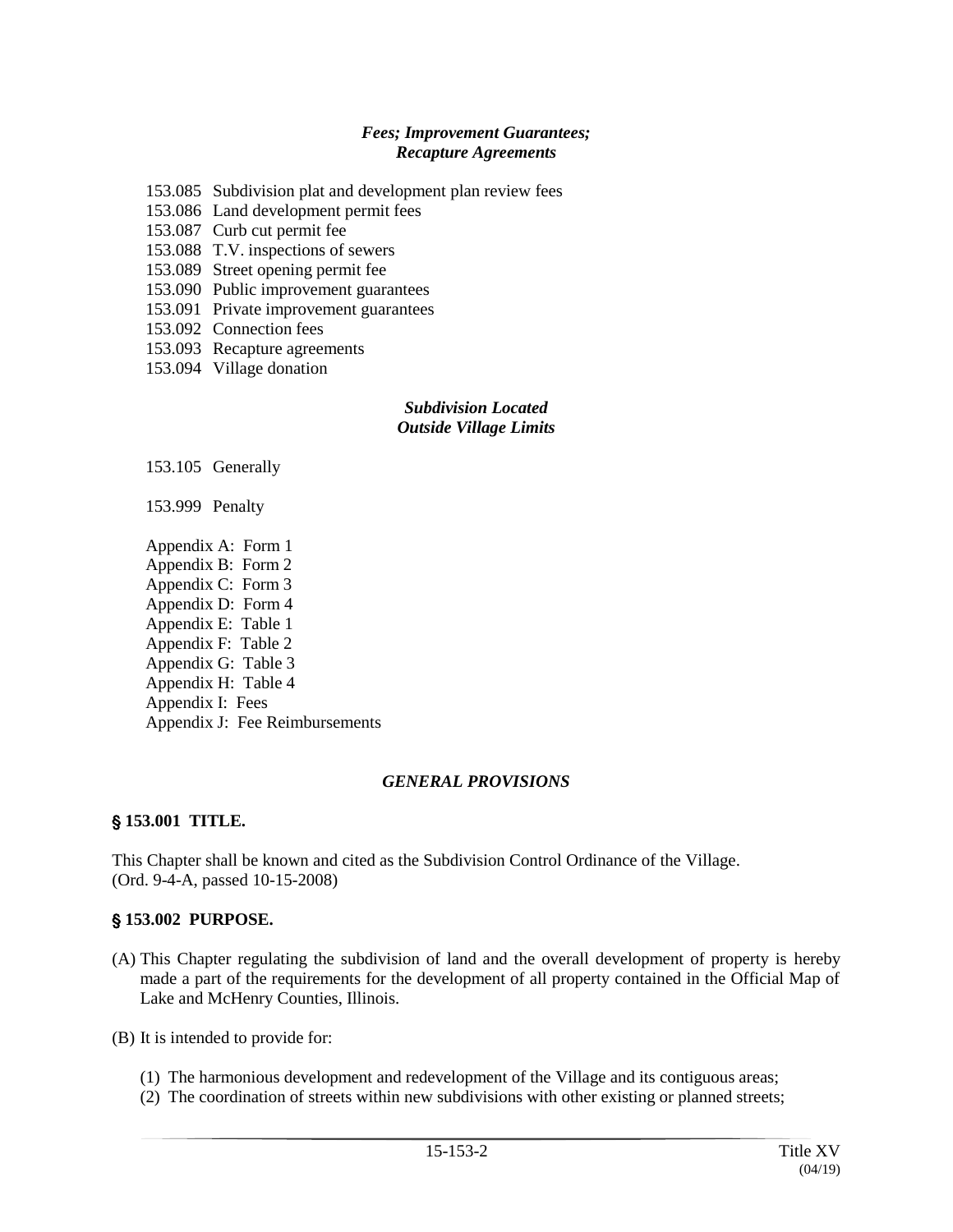***Fees; Improvement Guarantees; Recapture Agreements***

153.085 Subdivision plat and development plan review fees
153.086 Land development permit fees
153.087 Curb cut permit fee
153.088 T.V. inspections of sewers
153.089 Street opening permit fee
153.090 Public improvement guarantees
153.091 Private improvement guarantees
153.092 Connection fees
153.093 Recapture agreements
153.094 Village donation

***Subdivision Located Outside Village Limits***

153.105 Generally

153.999 Penalty

Appendix A: Form 1
Appendix B: Form 2
Appendix C: Form 3
Appendix D: Form 4
Appendix E: Table 1
Appendix F: Table 2
Appendix G: Table 3
Appendix H: Table 4
Appendix I: Fees
Appendix J: Fee Reimbursements

***GENERAL PROVISIONS***

**§ 153.001 TITLE.**

This Chapter shall be known and cited as the Subdivision Control Ordinance of the Village.
(Ord. 9-4-A, passed 10-15-2008)

**§ 153.002 PURPOSE.**

(A) This Chapter regulating the subdivision of land and the overall development of property is hereby made a part of the requirements for the development of all property contained in the Official Map of Lake and McHenry Counties, Illinois.

(B) It is intended to provide for:

(1) The harmonious development and redevelopment of the Village and its contiguous areas;
(2) The coordination of streets within new subdivisions with other existing or planned streets;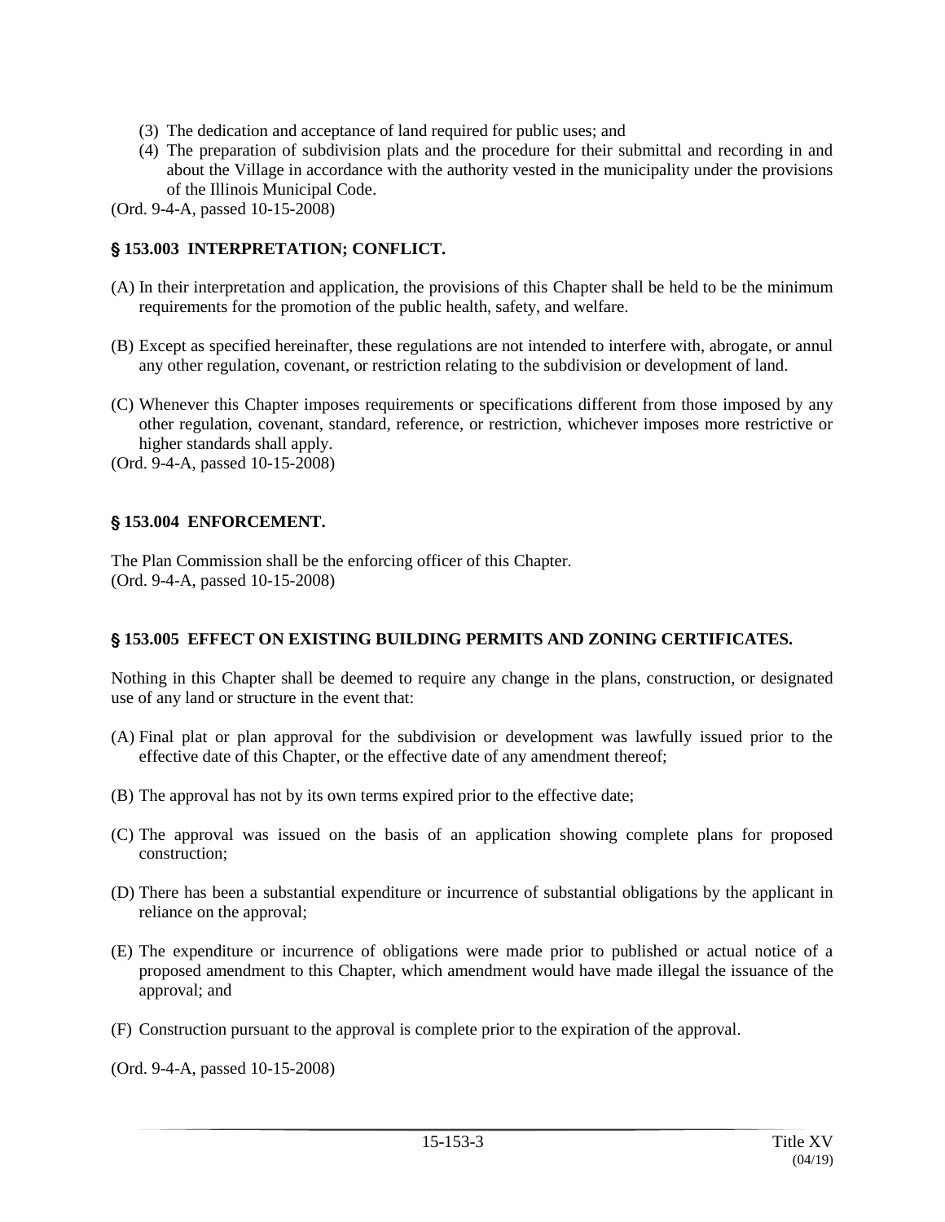(3) The dedication and acceptance of land required for public uses; and

(4) The preparation of subdivision plats and the procedure for their submittal and recording in and about the Village in accordance with the authority vested in the municipality under the provisions of the Illinois Municipal Code.

(Ord. 9-4-A, passed 10-15-2008)

### **§ 153.003 INTERPRETATION; CONFLICT.**

(A) In their interpretation and application, the provisions of this Chapter shall be held to be the minimum requirements for the promotion of the public health, safety, and welfare.

(B) Except as specified hereinafter, these regulations are not intended to interfere with, abrogate, or annul any other regulation, covenant, or restriction relating to the subdivision or development of land.

(C) Whenever this Chapter imposes requirements or specifications different from those imposed by any other regulation, covenant, standard, reference, or restriction, whichever imposes more restrictive or higher standards shall apply.

(Ord. 9-4-A, passed 10-15-2008)

### **§ 153.004 ENFORCEMENT.**

The Plan Commission shall be the enforcing officer of this Chapter.
(Ord. 9-4-A, passed 10-15-2008)

### **§ 153.005 EFFECT ON EXISTING BUILDING PERMITS AND ZONING CERTIFICATES.**

Nothing in this Chapter shall be deemed to require any change in the plans, construction, or designated use of any land or structure in the event that:

(A) Final plat or plan approval for the subdivision or development was lawfully issued prior to the effective date of this Chapter, or the effective date of any amendment thereof;

(B) The approval has not by its own terms expired prior to the effective date;

(C) The approval was issued on the basis of an application showing complete plans for proposed construction;

(D) There has been a substantial expenditure or incurrence of substantial obligations by the applicant in reliance on the approval;

(E) The expenditure or incurrence of obligations were made prior to published or actual notice of a proposed amendment to this Chapter, which amendment would have made illegal the issuance of the approval; and

(F) Construction pursuant to the approval is complete prior to the expiration of the approval.

(Ord. 9-4-A, passed 10-15-2008)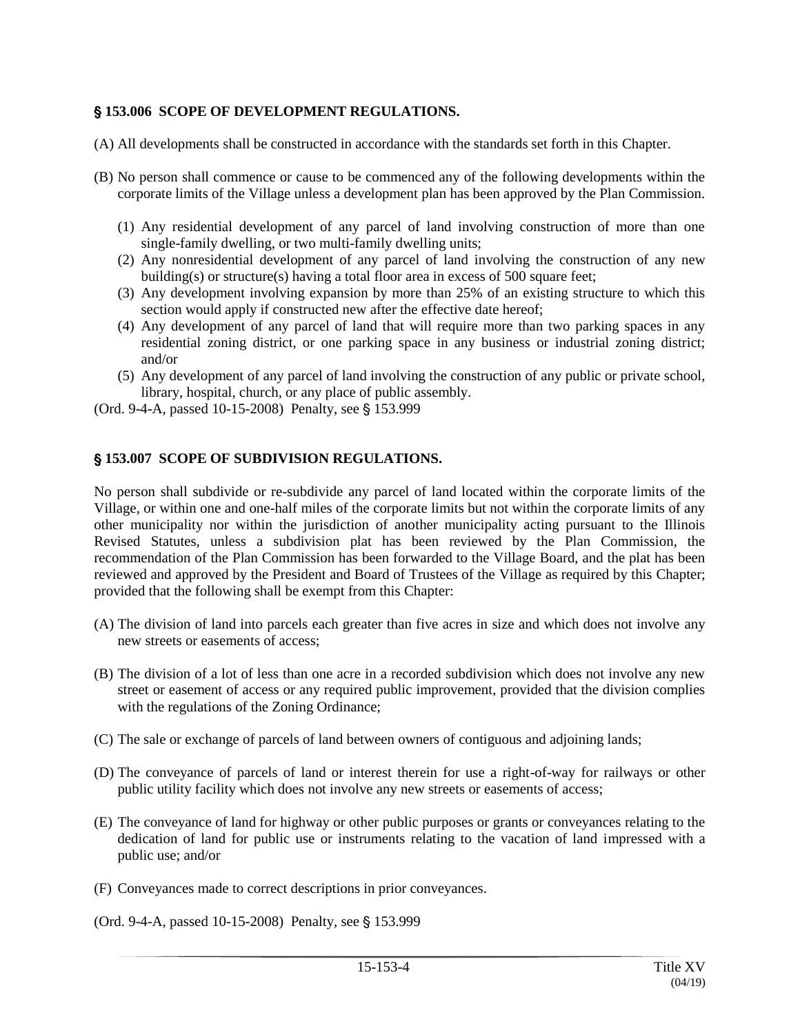## § 153.006 SCOPE OF DEVELOPMENT REGULATIONS.

(A) All developments shall be constructed in accordance with the standards set forth in this Chapter.

(B) No person shall commence or cause to be commenced any of the following developments within the corporate limits of the Village unless a development plan has been approved by the Plan Commission.

   (1) Any residential development of any parcel of land involving construction of more than one single-family dwelling, or two multi-family dwelling units;
   (2) Any nonresidential development of any parcel of land involving the construction of any new building(s) or structure(s) having a total floor area in excess of 500 square feet;
   (3) Any development involving expansion by more than 25% of an existing structure to which this section would apply if constructed new after the effective date hereof;
   (4) Any development of any parcel of land that will require more than two parking spaces in any residential zoning district, or one parking space in any business or industrial zoning district; and/or
   (5) Any development of any parcel of land involving the construction of any public or private school, library, hospital, church, or any place of public assembly.

(Ord. 9-4-A, passed 10-15-2008) Penalty, see § 153.999

## § 153.007 SCOPE OF SUBDIVISION REGULATIONS.

No person shall subdivide or re-subdivide any parcel of land located within the corporate limits of the Village, or within one and one-half miles of the corporate limits but not within the corporate limits of any other municipality nor within the jurisdiction of another municipality acting pursuant to the Illinois Revised Statutes, unless a subdivision plat has been reviewed by the Plan Commission, the recommendation of the Plan Commission has been forwarded to the Village Board, and the plat has been reviewed and approved by the President and Board of Trustees of the Village as required by this Chapter; provided that the following shall be exempt from this Chapter:

(A) The division of land into parcels each greater than five acres in size and which does not involve any new streets or easements of access;

(B) The division of a lot of less than one acre in a recorded subdivision which does not involve any new street or easement of access or any required public improvement, provided that the division complies with the regulations of the Zoning Ordinance;

(C) The sale or exchange of parcels of land between owners of contiguous and adjoining lands;

(D) The conveyance of parcels of land or interest therein for use a right-of-way for railways or other public utility facility which does not involve any new streets or easements of access;

(E) The conveyance of land for highway or other public purposes or grants or conveyances relating to the dedication of land for public use or instruments relating to the vacation of land impressed with a public use; and/or

(F) Conveyances made to correct descriptions in prior conveyances.

(Ord. 9-4-A, passed 10-15-2008) Penalty, see § 153.999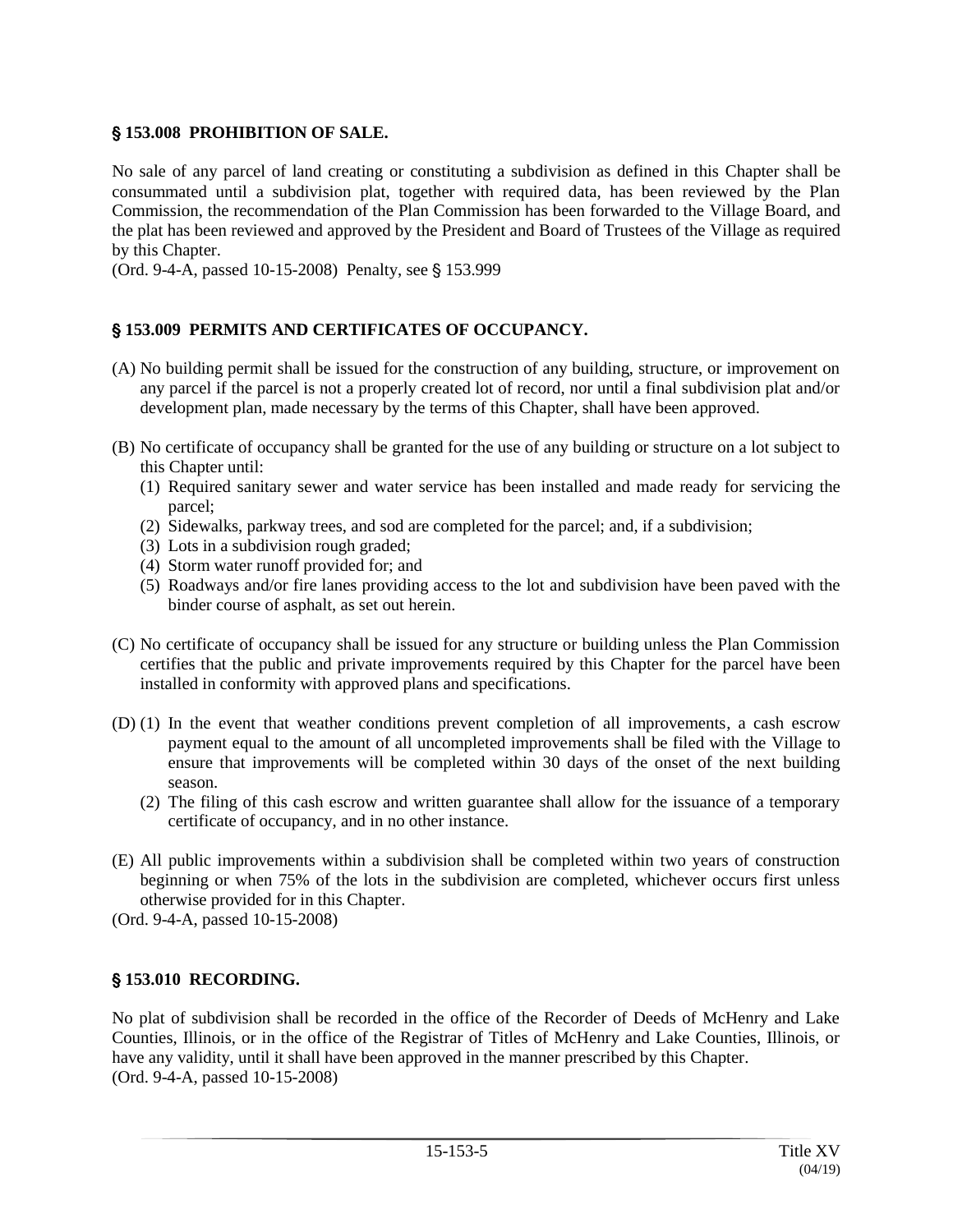## § 153.008 PROHIBITION OF SALE.

No sale of any parcel of land creating or constituting a subdivision as defined in this Chapter shall be consummated until a subdivision plat, together with required data, has been reviewed by the Plan Commission, the recommendation of the Plan Commission has been forwarded to the Village Board, and the plat has been reviewed and approved by the President and Board of Trustees of the Village as required by this Chapter.
(Ord. 9-4-A, passed 10-15-2008) Penalty, see § 153.999

## § 153.009 PERMITS AND CERTIFICATES OF OCCUPANCY.

(A) No building permit shall be issued for the construction of any building, structure, or improvement on any parcel if the parcel is not a properly created lot of record, nor until a final subdivision plat and/or development plan, made necessary by the terms of this Chapter, shall have been approved.

(B) No certificate of occupancy shall be granted for the use of any building or structure on a lot subject to this Chapter until:
   (1) Required sanitary sewer and water service has been installed and made ready for servicing the parcel;
   (2) Sidewalks, parkway trees, and sod are completed for the parcel; and, if a subdivision;
   (3) Lots in a subdivision rough graded;
   (4) Storm water runoff provided for; and
   (5) Roadways and/or fire lanes providing access to the lot and subdivision have been paved with the binder course of asphalt, as set out herein.

(C) No certificate of occupancy shall be issued for any structure or building unless the Plan Commission certifies that the public and private improvements required by this Chapter for the parcel have been installed in conformity with approved plans and specifications.

(D) (1) In the event that weather conditions prevent completion of all improvements, a cash escrow payment equal to the amount of all uncompleted improvements shall be filed with the Village to ensure that improvements will be completed within 30 days of the onset of the next building season.
   (2) The filing of this cash escrow and written guarantee shall allow for the issuance of a temporary certificate of occupancy, and in no other instance.

(E) All public improvements within a subdivision shall be completed within two years of construction beginning or when 75% of the lots in the subdivision are completed, whichever occurs first unless otherwise provided for in this Chapter.
(Ord. 9-4-A, passed 10-15-2008)

## § 153.010 RECORDING.

No plat of subdivision shall be recorded in the office of the Recorder of Deeds of McHenry and Lake Counties, Illinois, or in the office of the Registrar of Titles of McHenry and Lake Counties, Illinois, or have any validity, until it shall have been approved in the manner prescribed by this Chapter.
(Ord. 9-4-A, passed 10-15-2008)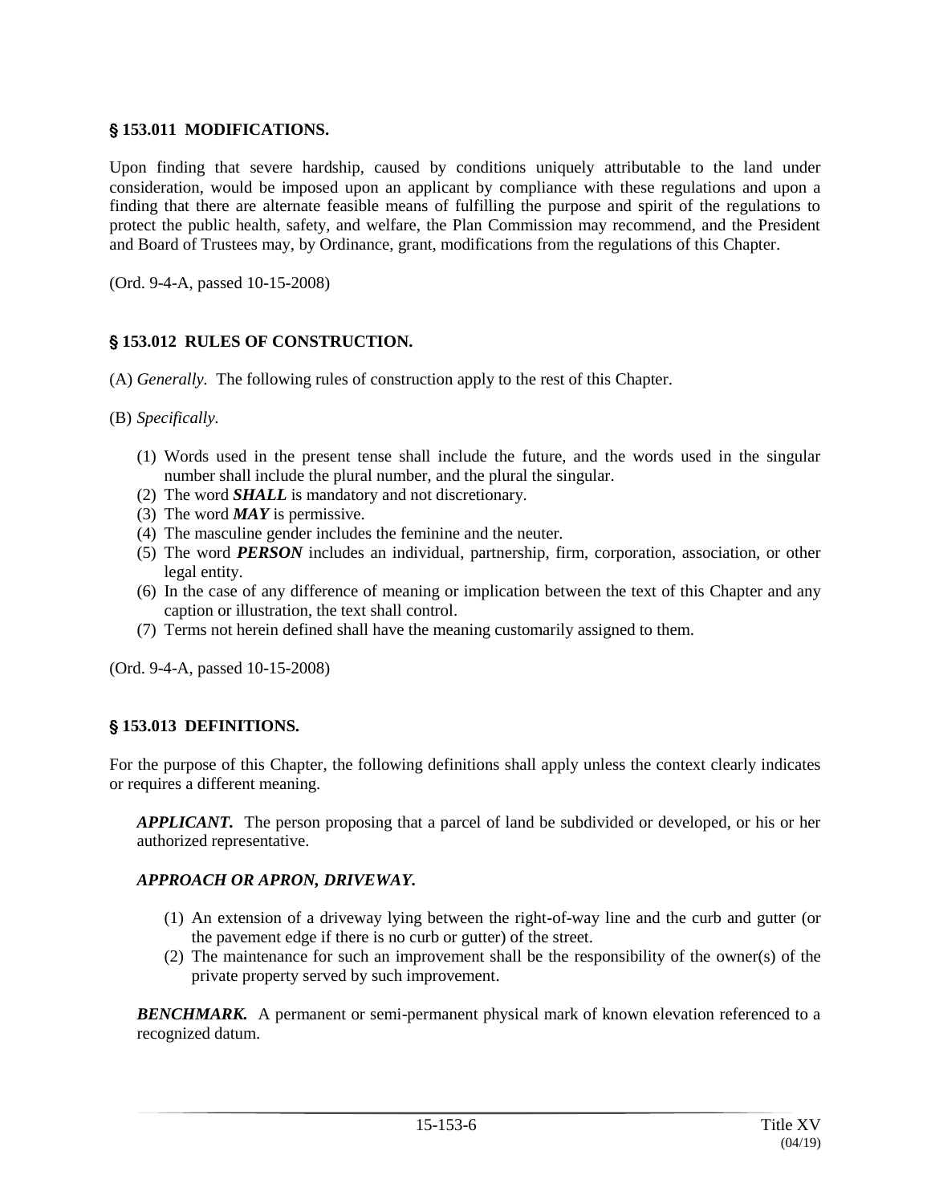## § 153.011 MODIFICATIONS.

Upon finding that severe hardship, caused by conditions uniquely attributable to the land under consideration, would be imposed upon an applicant by compliance with these regulations and upon a finding that there are alternate feasible means of fulfilling the purpose and spirit of the regulations to protect the public health, safety, and welfare, the Plan Commission may recommend, and the President and Board of Trustees may, by Ordinance, grant, modifications from the regulations of this Chapter.

(Ord. 9-4-A, passed 10-15-2008)

## § 153.012 RULES OF CONSTRUCTION.

(A) *Generally.* The following rules of construction apply to the rest of this Chapter.

(B) *Specifically.*

(1) Words used in the present tense shall include the future, and the words used in the singular number shall include the plural number, and the plural the singular.
(2) The word ***SHALL*** is mandatory and not discretionary.
(3) The word ***MAY*** is permissive.
(4) The masculine gender includes the feminine and the neuter.
(5) The word ***PERSON*** includes an individual, partnership, firm, corporation, association, or other legal entity.
(6) In the case of any difference of meaning or implication between the text of this Chapter and any caption or illustration, the text shall control.
(7) Terms not herein defined shall have the meaning customarily assigned to them.

(Ord. 9-4-A, passed 10-15-2008)

## § 153.013 DEFINITIONS.

For the purpose of this Chapter, the following definitions shall apply unless the context clearly indicates or requires a different meaning.

***APPLICANT.*** The person proposing that a parcel of land be subdivided or developed, or his or her authorized representative.

***APPROACH OR APRON, DRIVEWAY.***

(1) An extension of a driveway lying between the right-of-way line and the curb and gutter (or the pavement edge if there is no curb or gutter) of the street.
(2) The maintenance for such an improvement shall be the responsibility of the owner(s) of the private property served by such improvement.

***BENCHMARK.*** A permanent or semi-permanent physical mark of known elevation referenced to a recognized datum.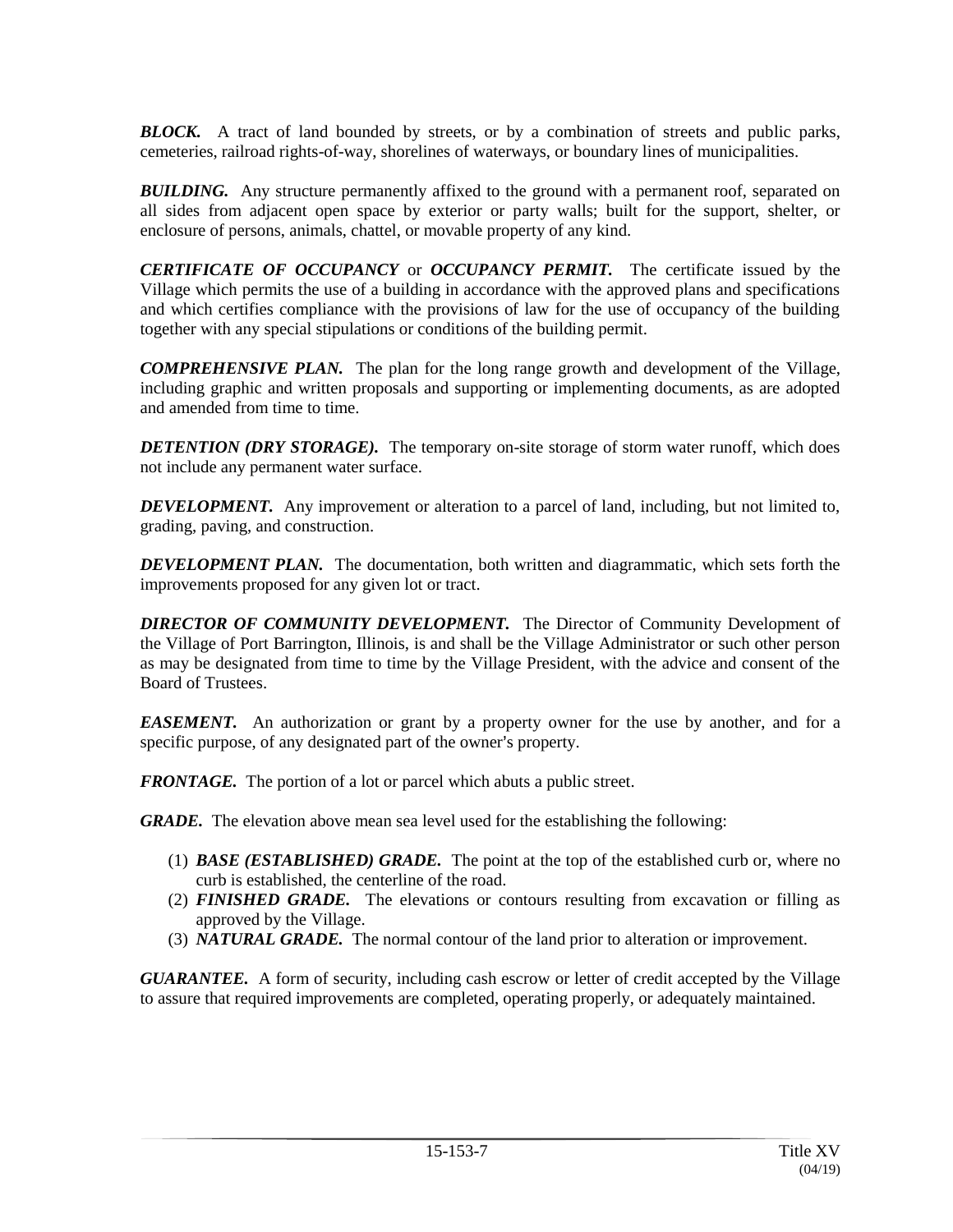***BLOCK.*** A tract of land bounded by streets, or by a combination of streets and public parks, cemeteries, railroad rights-of-way, shorelines of waterways, or boundary lines of municipalities.

***BUILDING.*** Any structure permanently affixed to the ground with a permanent roof, separated on all sides from adjacent open space by exterior or party walls; built for the support, shelter, or enclosure of persons, animals, chattel, or movable property of any kind.

***CERTIFICATE OF OCCUPANCY*** or ***OCCUPANCY PERMIT.*** The certificate issued by the Village which permits the use of a building in accordance with the approved plans and specifications and which certifies compliance with the provisions of law for the use of occupancy of the building together with any special stipulations or conditions of the building permit.

***COMPREHENSIVE PLAN.*** The plan for the long range growth and development of the Village, including graphic and written proposals and supporting or implementing documents, as are adopted and amended from time to time.

***DETENTION (DRY STORAGE).*** The temporary on-site storage of storm water runoff, which does not include any permanent water surface.

***DEVELOPMENT.*** Any improvement or alteration to a parcel of land, including, but not limited to, grading, paving, and construction.

***DEVELOPMENT PLAN.*** The documentation, both written and diagrammatic, which sets forth the improvements proposed for any given lot or tract.

***DIRECTOR OF COMMUNITY DEVELOPMENT.*** The Director of Community Development of the Village of Port Barrington, Illinois, is and shall be the Village Administrator or such other person as may be designated from time to time by the Village President, with the advice and consent of the Board of Trustees.

***EASEMENT.*** An authorization or grant by a property owner for the use by another, and for a specific purpose, of any designated part of the owner's property.

***FRONTAGE.*** The portion of a lot or parcel which abuts a public street.

***GRADE.*** The elevation above mean sea level used for the establishing the following:

(1) ***BASE (ESTABLISHED) GRADE.*** The point at the top of the established curb or, where no curb is established, the centerline of the road.
(2) ***FINISHED GRADE.*** The elevations or contours resulting from excavation or filling as approved by the Village.
(3) ***NATURAL GRADE.*** The normal contour of the land prior to alteration or improvement.

***GUARANTEE.*** A form of security, including cash escrow or letter of credit accepted by the Village to assure that required improvements are completed, operating properly, or adequately maintained.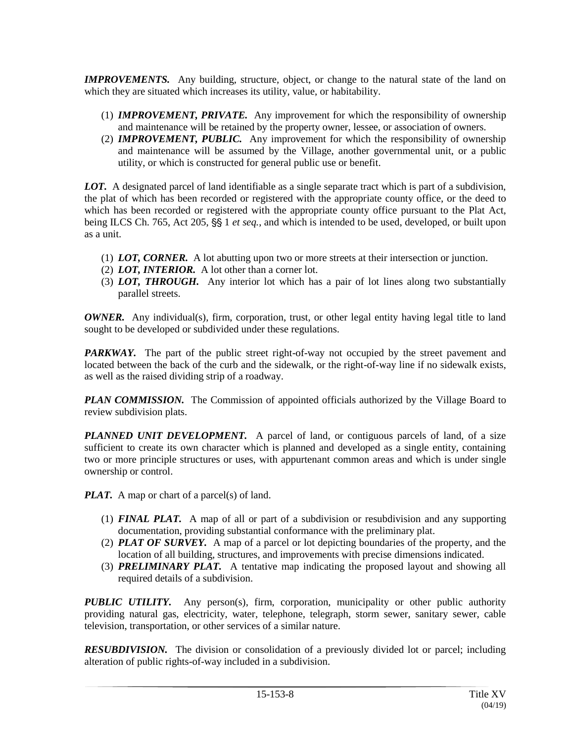***IMPROVEMENTS.*** Any building, structure, object, or change to the natural state of the land on which they are situated which increases its utility, value, or habitability.

(1) ***IMPROVEMENT, PRIVATE.*** Any improvement for which the responsibility of ownership and maintenance will be retained by the property owner, lessee, or association of owners.
(2) ***IMPROVEMENT, PUBLIC.*** Any improvement for which the responsibility of ownership and maintenance will be assumed by the Village, another governmental unit, or a public utility, or which is constructed for general public use or benefit.

***LOT.*** A designated parcel of land identifiable as a single separate tract which is part of a subdivision, the plat of which has been recorded or registered with the appropriate county office, or the deed to which has been recorded or registered with the appropriate county office pursuant to the Plat Act, being ILCS Ch. 765, Act 205, §§ 1 *et seq.*, and which is intended to be used, developed, or built upon as a unit.

(1) ***LOT, CORNER.*** A lot abutting upon two or more streets at their intersection or junction.
(2) ***LOT, INTERIOR.*** A lot other than a corner lot.
(3) ***LOT, THROUGH.*** Any interior lot which has a pair of lot lines along two substantially parallel streets.

***OWNER.*** Any individual(s), firm, corporation, trust, or other legal entity having legal title to land sought to be developed or subdivided under these regulations.

***PARKWAY.*** The part of the public street right-of-way not occupied by the street pavement and located between the back of the curb and the sidewalk, or the right-of-way line if no sidewalk exists, as well as the raised dividing strip of a roadway.

***PLAN COMMISSION.*** The Commission of appointed officials authorized by the Village Board to review subdivision plats.

***PLANNED UNIT DEVELOPMENT.*** A parcel of land, or contiguous parcels of land, of a size sufficient to create its own character which is planned and developed as a single entity, containing two or more principle structures or uses, with appurtenant common areas and which is under single ownership or control.

***PLAT.*** A map or chart of a parcel(s) of land.

(1) ***FINAL PLAT.*** A map of all or part of a subdivision or resubdivision and any supporting documentation, providing substantial conformance with the preliminary plat.
(2) ***PLAT OF SURVEY.*** A map of a parcel or lot depicting boundaries of the property, and the location of all building, structures, and improvements with precise dimensions indicated.
(3) ***PRELIMINARY PLAT.*** A tentative map indicating the proposed layout and showing all required details of a subdivision.

***PUBLIC UTILITY.*** Any person(s), firm, corporation, municipality or other public authority providing natural gas, electricity, water, telephone, telegraph, storm sewer, sanitary sewer, cable television, transportation, or other services of a similar nature.

***RESUBDIVISION.*** The division or consolidation of a previously divided lot or parcel; including alteration of public rights-of-way included in a subdivision.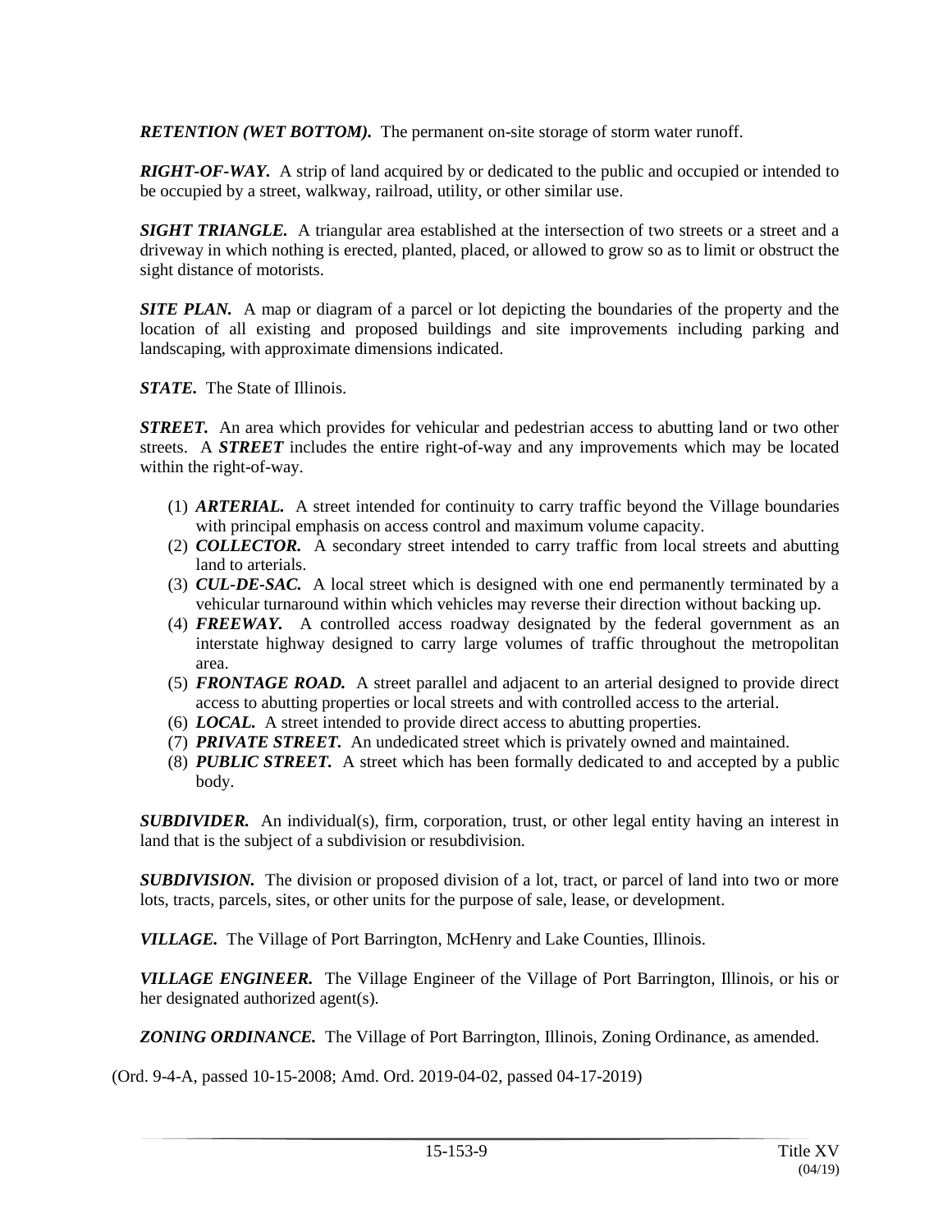***RETENTION (WET BOTTOM).*** The permanent on-site storage of storm water runoff.

***RIGHT-OF-WAY.*** A strip of land acquired by or dedicated to the public and occupied or intended to be occupied by a street, walkway, railroad, utility, or other similar use.

***SIGHT TRIANGLE.*** A triangular area established at the intersection of two streets or a street and a driveway in which nothing is erected, planted, placed, or allowed to grow so as to limit or obstruct the sight distance of motorists.

***SITE PLAN.*** A map or diagram of a parcel or lot depicting the boundaries of the property and the location of all existing and proposed buildings and site improvements including parking and landscaping, with approximate dimensions indicated.

***STATE.*** The State of Illinois.

***STREET.*** An area which provides for vehicular and pedestrian access to abutting land or two other streets. A ***STREET*** includes the entire right-of-way and any improvements which may be located within the right-of-way.

(1) ***ARTERIAL.*** A street intended for continuity to carry traffic beyond the Village boundaries with principal emphasis on access control and maximum volume capacity.
(2) ***COLLECTOR.*** A secondary street intended to carry traffic from local streets and abutting land to arterials.
(3) ***CUL-DE-SAC.*** A local street which is designed with one end permanently terminated by a vehicular turnaround within which vehicles may reverse their direction without backing up.
(4) ***FREEWAY.*** A controlled access roadway designated by the federal government as an interstate highway designed to carry large volumes of traffic throughout the metropolitan area.
(5) ***FRONTAGE ROAD.*** A street parallel and adjacent to an arterial designed to provide direct access to abutting properties or local streets and with controlled access to the arterial.
(6) ***LOCAL.*** A street intended to provide direct access to abutting properties.
(7) ***PRIVATE STREET.*** An undedicated street which is privately owned and maintained.
(8) ***PUBLIC STREET.*** A street which has been formally dedicated to and accepted by a public body.

***SUBDIVIDER.*** An individual(s), firm, corporation, trust, or other legal entity having an interest in land that is the subject of a subdivision or resubdivision.

***SUBDIVISION.*** The division or proposed division of a lot, tract, or parcel of land into two or more lots, tracts, parcels, sites, or other units for the purpose of sale, lease, or development.

***VILLAGE.*** The Village of Port Barrington, McHenry and Lake Counties, Illinois.

***VILLAGE ENGINEER.*** The Village Engineer of the Village of Port Barrington, Illinois, or his or her designated authorized agent(s).

***ZONING ORDINANCE.*** The Village of Port Barrington, Illinois, Zoning Ordinance, as amended.

(Ord. 9-4-A, passed 10-15-2008; Amd. Ord. 2019-04-02, passed 04-17-2019)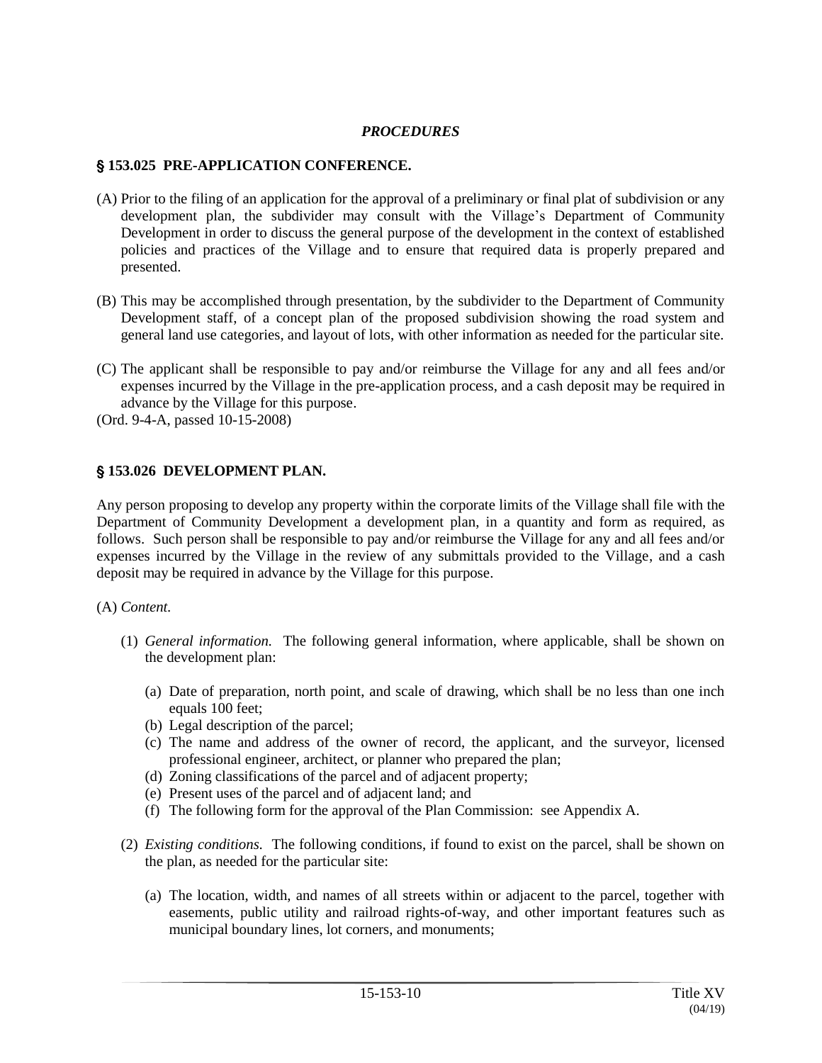*PROCEDURES*

## § 153.025 PRE-APPLICATION CONFERENCE.

(A) Prior to the filing of an application for the approval of a preliminary or final plat of subdivision or any development plan, the subdivider may consult with the Village's Department of Community Development in order to discuss the general purpose of the development in the context of established policies and practices of the Village and to ensure that required data is properly prepared and presented.

(B) This may be accomplished through presentation, by the subdivider to the Department of Community Development staff, of a concept plan of the proposed subdivision showing the road system and general land use categories, and layout of lots, with other information as needed for the particular site.

(C) The applicant shall be responsible to pay and/or reimburse the Village for any and all fees and/or expenses incurred by the Village in the pre-application process, and a cash deposit may be required in advance by the Village for this purpose.

(Ord. 9-4-A, passed 10-15-2008)

## § 153.026 DEVELOPMENT PLAN.

Any person proposing to develop any property within the corporate limits of the Village shall file with the Department of Community Development a development plan, in a quantity and form as required, as follows. Such person shall be responsible to pay and/or reimburse the Village for any and all fees and/or expenses incurred by the Village in the review of any submittals provided to the Village, and a cash deposit may be required in advance by the Village for this purpose.

(A) *Content.*

(1) *General information.* The following general information, where applicable, shall be shown on the development plan:

(a) Date of preparation, north point, and scale of drawing, which shall be no less than one inch equals 100 feet;
(b) Legal description of the parcel;
(c) The name and address of the owner of record, the applicant, and the surveyor, licensed professional engineer, architect, or planner who prepared the plan;
(d) Zoning classifications of the parcel and of adjacent property;
(e) Present uses of the parcel and of adjacent land; and
(f) The following form for the approval of the Plan Commission: see Appendix A.

(2) *Existing conditions.* The following conditions, if found to exist on the parcel, shall be shown on the plan, as needed for the particular site:

(a) The location, width, and names of all streets within or adjacent to the parcel, together with easements, public utility and railroad rights-of-way, and other important features such as municipal boundary lines, lot corners, and monuments;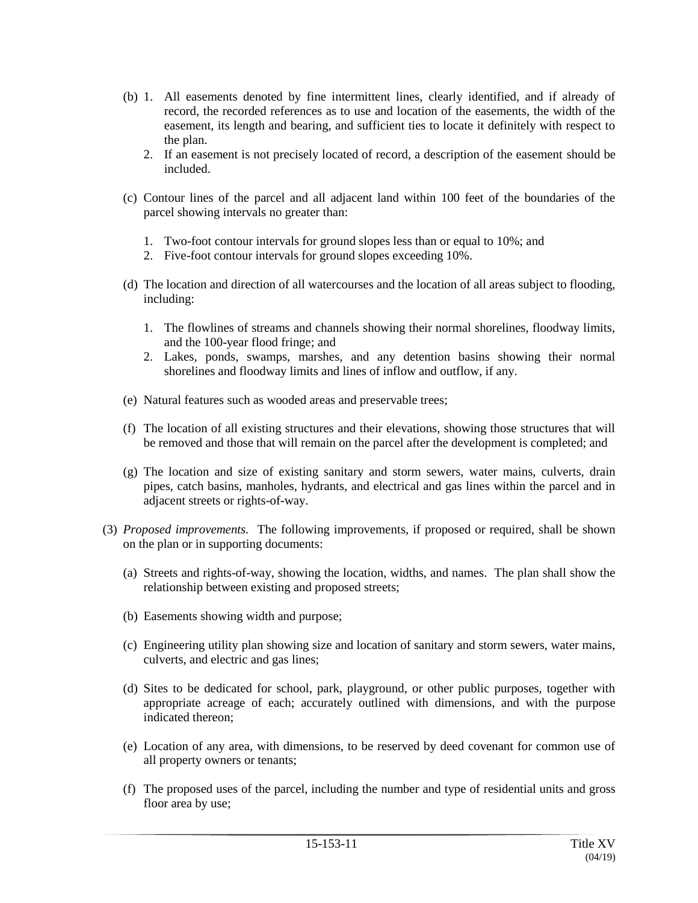(b) 1. All easements denoted by fine intermittent lines, clearly identified, and if already of record, the recorded references as to use and location of the easements, the width of the easement, its length and bearing, and sufficient ties to locate it definitely with respect to the plan.

   2. If an easement is not precisely located of record, a description of the easement should be included.

(c) Contour lines of the parcel and all adjacent land within 100 feet of the boundaries of the parcel showing intervals no greater than:

   1. Two-foot contour intervals for ground slopes less than or equal to 10%; and
   2. Five-foot contour intervals for ground slopes exceeding 10%.

(d) The location and direction of all watercourses and the location of all areas subject to flooding, including:

   1. The flowlines of streams and channels showing their normal shorelines, floodway limits, and the 100-year flood fringe; and
   2. Lakes, ponds, swamps, marshes, and any detention basins showing their normal shorelines and floodway limits and lines of inflow and outflow, if any.

(e) Natural features such as wooded areas and preservable trees;

(f) The location of all existing structures and their elevations, showing those structures that will be removed and those that will remain on the parcel after the development is completed; and

(g) The location and size of existing sanitary and storm sewers, water mains, culverts, drain pipes, catch basins, manholes, hydrants, and electrical and gas lines within the parcel and in adjacent streets or rights-of-way.

(3) *Proposed improvements.* The following improvements, if proposed or required, shall be shown on the plan or in supporting documents:

   (a) Streets and rights-of-way, showing the location, widths, and names. The plan shall show the relationship between existing and proposed streets;

   (b) Easements showing width and purpose;

   (c) Engineering utility plan showing size and location of sanitary and storm sewers, water mains, culverts, and electric and gas lines;

   (d) Sites to be dedicated for school, park, playground, or other public purposes, together with appropriate acreage of each; accurately outlined with dimensions, and with the purpose indicated thereon;

   (e) Location of any area, with dimensions, to be reserved by deed covenant for common use of all property owners or tenants;

   (f) The proposed uses of the parcel, including the number and type of residential units and gross floor area by use;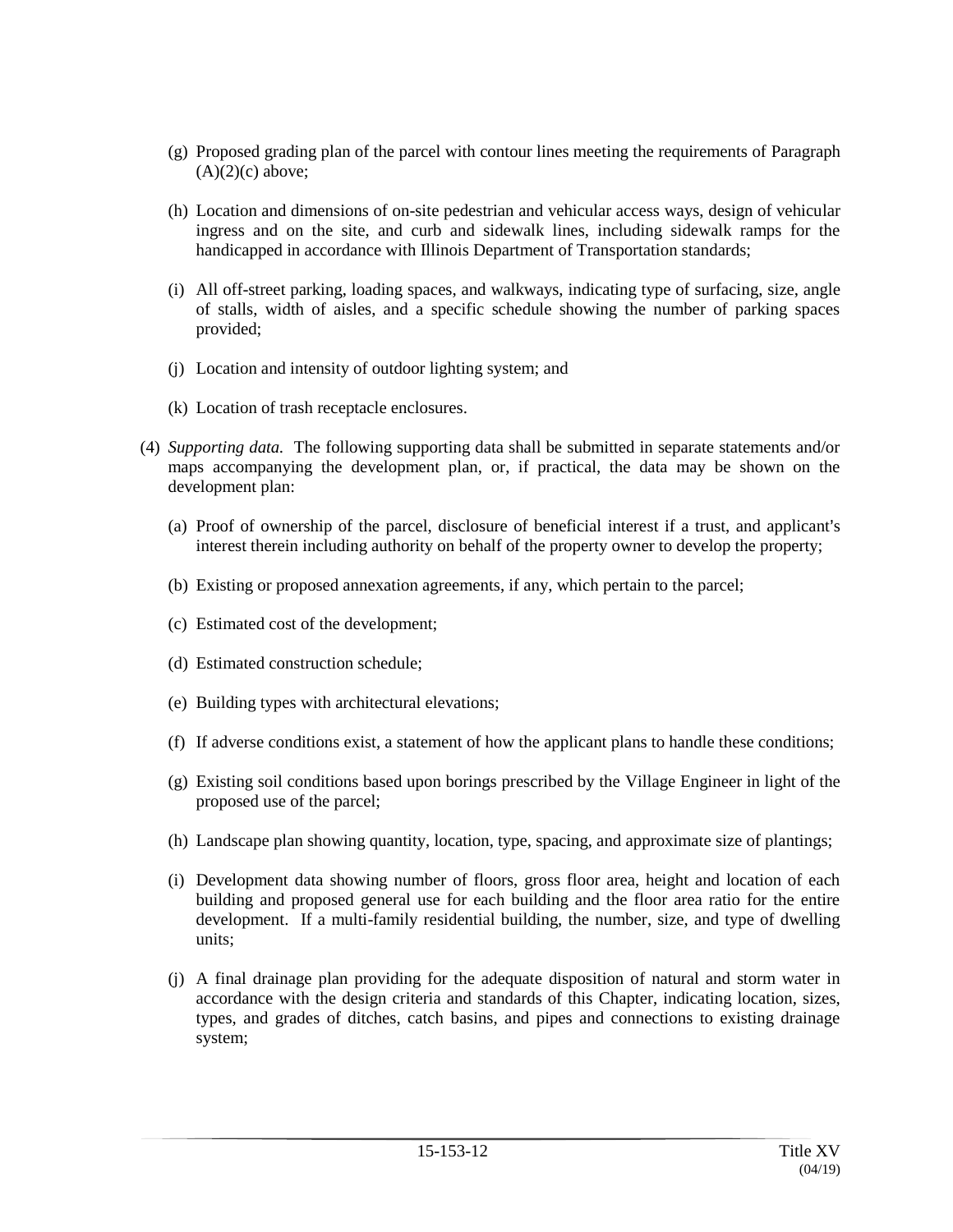(g) Proposed grading plan of the parcel with contour lines meeting the requirements of Paragraph (A)(2)(c) above;

(h) Location and dimensions of on-site pedestrian and vehicular access ways, design of vehicular ingress and on the site, and curb and sidewalk lines, including sidewalk ramps for the handicapped in accordance with Illinois Department of Transportation standards;

(i) All off-street parking, loading spaces, and walkways, indicating type of surfacing, size, angle of stalls, width of aisles, and a specific schedule showing the number of parking spaces provided;

(j) Location and intensity of outdoor lighting system; and

(k) Location of trash receptacle enclosures.

(4) *Supporting data.* The following supporting data shall be submitted in separate statements and/or maps accompanying the development plan, or, if practical, the data may be shown on the development plan:

(a) Proof of ownership of the parcel, disclosure of beneficial interest if a trust, and applicant's interest therein including authority on behalf of the property owner to develop the property;

(b) Existing or proposed annexation agreements, if any, which pertain to the parcel;

(c) Estimated cost of the development;

(d) Estimated construction schedule;

(e) Building types with architectural elevations;

(f) If adverse conditions exist, a statement of how the applicant plans to handle these conditions;

(g) Existing soil conditions based upon borings prescribed by the Village Engineer in light of the proposed use of the parcel;

(h) Landscape plan showing quantity, location, type, spacing, and approximate size of plantings;

(i) Development data showing number of floors, gross floor area, height and location of each building and proposed general use for each building and the floor area ratio for the entire development. If a multi-family residential building, the number, size, and type of dwelling units;

(j) A final drainage plan providing for the adequate disposition of natural and storm water in accordance with the design criteria and standards of this Chapter, indicating location, sizes, types, and grades of ditches, catch basins, and pipes and connections to existing drainage system;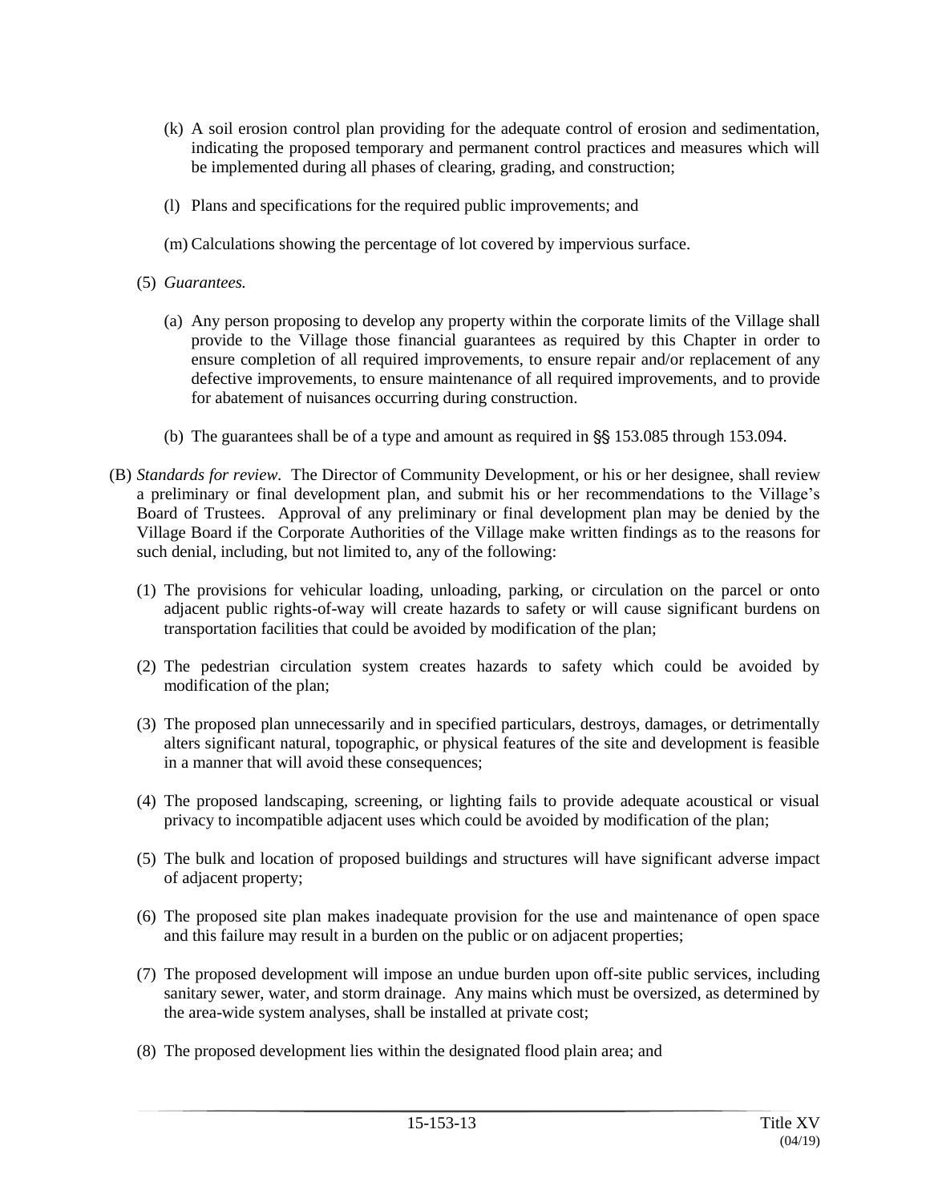(k) A soil erosion control plan providing for the adequate control of erosion and sedimentation, indicating the proposed temporary and permanent control practices and measures which will be implemented during all phases of clearing, grading, and construction;

(l) Plans and specifications for the required public improvements; and

(m) Calculations showing the percentage of lot covered by impervious surface.

(5) *Guarantees.*

(a) Any person proposing to develop any property within the corporate limits of the Village shall provide to the Village those financial guarantees as required by this Chapter in order to ensure completion of all required improvements, to ensure repair and/or replacement of any defective improvements, to ensure maintenance of all required improvements, and to provide for abatement of nuisances occurring during construction.

(b) The guarantees shall be of a type and amount as required in §§ 153.085 through 153.094.

(B) *Standards for review.* The Director of Community Development, or his or her designee, shall review a preliminary or final development plan, and submit his or her recommendations to the Village's Board of Trustees. Approval of any preliminary or final development plan may be denied by the Village Board if the Corporate Authorities of the Village make written findings as to the reasons for such denial, including, but not limited to, any of the following:

(1) The provisions for vehicular loading, unloading, parking, or circulation on the parcel or onto adjacent public rights-of-way will create hazards to safety or will cause significant burdens on transportation facilities that could be avoided by modification of the plan;

(2) The pedestrian circulation system creates hazards to safety which could be avoided by modification of the plan;

(3) The proposed plan unnecessarily and in specified particulars, destroys, damages, or detrimentally alters significant natural, topographic, or physical features of the site and development is feasible in a manner that will avoid these consequences;

(4) The proposed landscaping, screening, or lighting fails to provide adequate acoustical or visual privacy to incompatible adjacent uses which could be avoided by modification of the plan;

(5) The bulk and location of proposed buildings and structures will have significant adverse impact of adjacent property;

(6) The proposed site plan makes inadequate provision for the use and maintenance of open space and this failure may result in a burden on the public or on adjacent properties;

(7) The proposed development will impose an undue burden upon off-site public services, including sanitary sewer, water, and storm drainage. Any mains which must be oversized, as determined by the area-wide system analyses, shall be installed at private cost;

(8) The proposed development lies within the designated flood plain area; and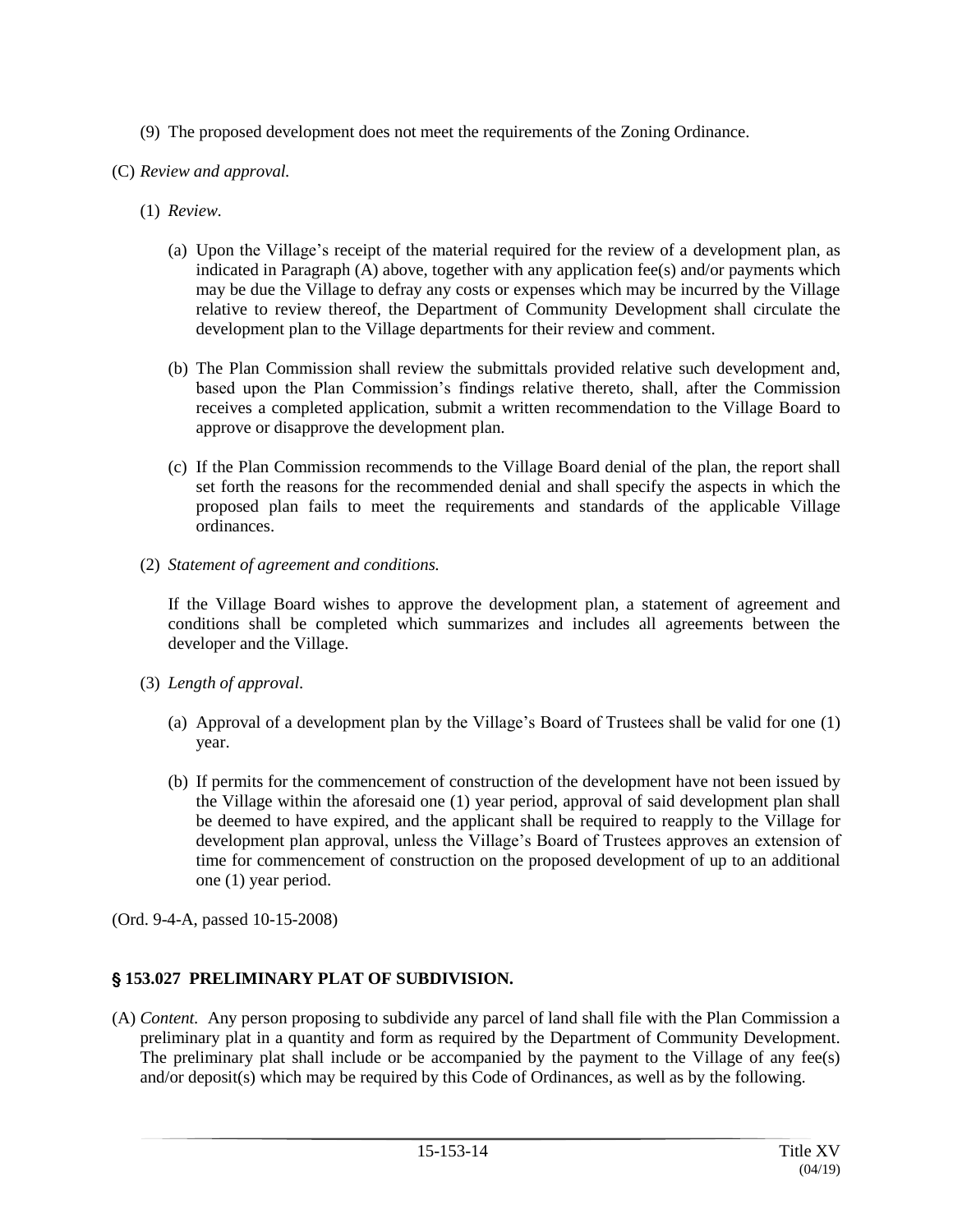(9) The proposed development does not meet the requirements of the Zoning Ordinance.

(C) *Review and approval.*

(1) *Review.*

(a) Upon the Village's receipt of the material required for the review of a development plan, as indicated in Paragraph (A) above, together with any application fee(s) and/or payments which may be due the Village to defray any costs or expenses which may be incurred by the Village relative to review thereof, the Department of Community Development shall circulate the development plan to the Village departments for their review and comment.

(b) The Plan Commission shall review the submittals provided relative such development and, based upon the Plan Commission's findings relative thereto, shall, after the Commission receives a completed application, submit a written recommendation to the Village Board to approve or disapprove the development plan.

(c) If the Plan Commission recommends to the Village Board denial of the plan, the report shall set forth the reasons for the recommended denial and shall specify the aspects in which the proposed plan fails to meet the requirements and standards of the applicable Village ordinances.

(2) *Statement of agreement and conditions.*

If the Village Board wishes to approve the development plan, a statement of agreement and conditions shall be completed which summarizes and includes all agreements between the developer and the Village.

(3) *Length of approval.*

(a) Approval of a development plan by the Village's Board of Trustees shall be valid for one (1) year.

(b) If permits for the commencement of construction of the development have not been issued by the Village within the aforesaid one (1) year period, approval of said development plan shall be deemed to have expired, and the applicant shall be required to reapply to the Village for development plan approval, unless the Village's Board of Trustees approves an extension of time for commencement of construction on the proposed development of up to an additional one (1) year period.

(Ord. 9-4-A, passed 10-15-2008)

## § 153.027 PRELIMINARY PLAT OF SUBDIVISION.

(A) *Content*. Any person proposing to subdivide any parcel of land shall file with the Plan Commission a preliminary plat in a quantity and form as required by the Department of Community Development. The preliminary plat shall include or be accompanied by the payment to the Village of any fee(s) and/or deposit(s) which may be required by this Code of Ordinances, as well as by the following.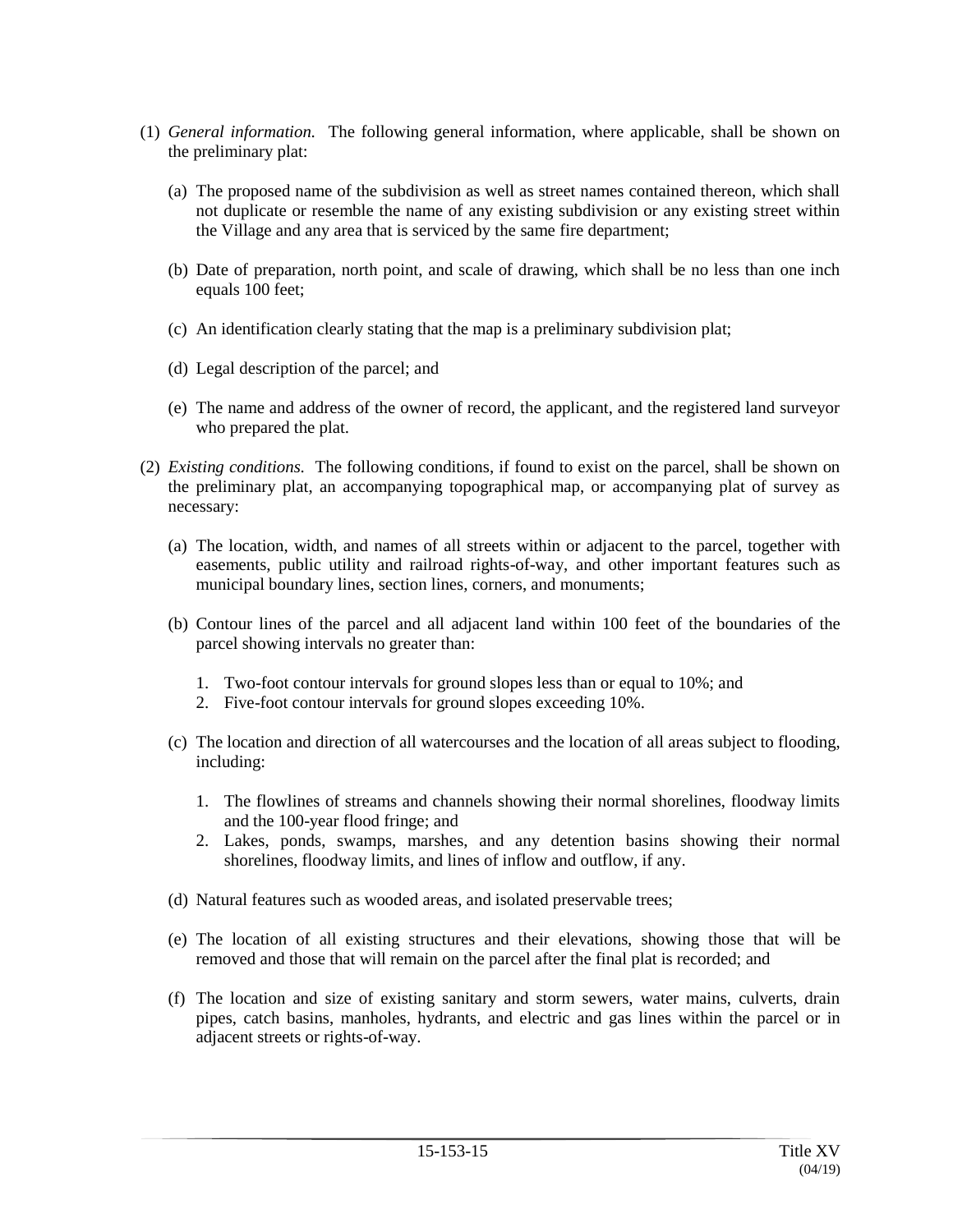(1) *General information.* The following general information, where applicable, shall be shown on the preliminary plat:

   (a) The proposed name of the subdivision as well as street names contained thereon, which shall not duplicate or resemble the name of any existing subdivision or any existing street within the Village and any area that is serviced by the same fire department;

   (b) Date of preparation, north point, and scale of drawing, which shall be no less than one inch equals 100 feet;

   (c) An identification clearly stating that the map is a preliminary subdivision plat;

   (d) Legal description of the parcel; and

   (e) The name and address of the owner of record, the applicant, and the registered land surveyor who prepared the plat.

(2) *Existing conditions.* The following conditions, if found to exist on the parcel, shall be shown on the preliminary plat, an accompanying topographical map, or accompanying plat of survey as necessary:

   (a) The location, width, and names of all streets within or adjacent to the parcel, together with easements, public utility and railroad rights-of-way, and other important features such as municipal boundary lines, section lines, corners, and monuments;

   (b) Contour lines of the parcel and all adjacent land within 100 feet of the boundaries of the parcel showing intervals no greater than:

      1. Two-foot contour intervals for ground slopes less than or equal to 10%; and
      2. Five-foot contour intervals for ground slopes exceeding 10%.

   (c) The location and direction of all watercourses and the location of all areas subject to flooding, including:

      1. The flowlines of streams and channels showing their normal shorelines, floodway limits and the 100-year flood fringe; and
      2. Lakes, ponds, swamps, marshes, and any detention basins showing their normal shorelines, floodway limits, and lines of inflow and outflow, if any.

   (d) Natural features such as wooded areas, and isolated preservable trees;

   (e) The location of all existing structures and their elevations, showing those that will be removed and those that will remain on the parcel after the final plat is recorded; and

   (f) The location and size of existing sanitary and storm sewers, water mains, culverts, drain pipes, catch basins, manholes, hydrants, and electric and gas lines within the parcel or in adjacent streets or rights-of-way.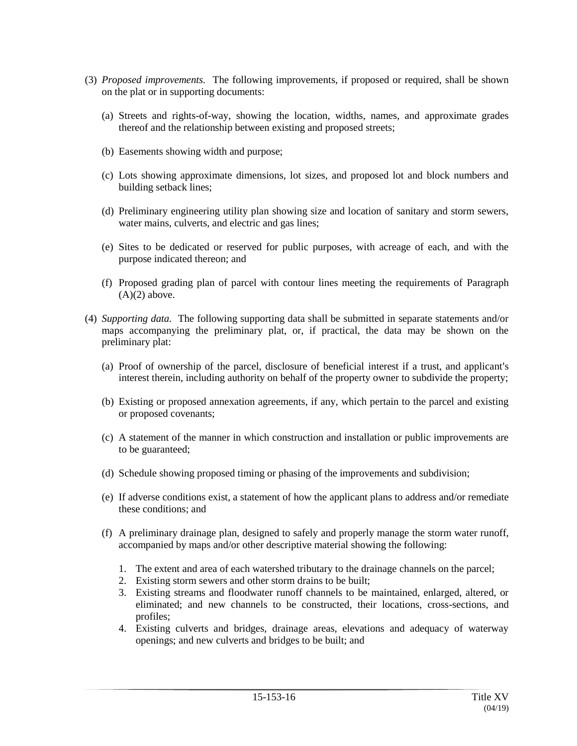(3) *Proposed improvements.* The following improvements, if proposed or required, shall be shown on the plat or in supporting documents:

   (a) Streets and rights-of-way, showing the location, widths, names, and approximate grades thereof and the relationship between existing and proposed streets;

   (b) Easements showing width and purpose;

   (c) Lots showing approximate dimensions, lot sizes, and proposed lot and block numbers and building setback lines;

   (d) Preliminary engineering utility plan showing size and location of sanitary and storm sewers, water mains, culverts, and electric and gas lines;

   (e) Sites to be dedicated or reserved for public purposes, with acreage of each, and with the purpose indicated thereon; and

   (f) Proposed grading plan of parcel with contour lines meeting the requirements of Paragraph (A)(2) above.

(4) *Supporting data.* The following supporting data shall be submitted in separate statements and/or maps accompanying the preliminary plat, or, if practical, the data may be shown on the preliminary plat:

   (a) Proof of ownership of the parcel, disclosure of beneficial interest if a trust, and applicant's interest therein, including authority on behalf of the property owner to subdivide the property;

   (b) Existing or proposed annexation agreements, if any, which pertain to the parcel and existing or proposed covenants;

   (c) A statement of the manner in which construction and installation or public improvements are to be guaranteed;

   (d) Schedule showing proposed timing or phasing of the improvements and subdivision;

   (e) If adverse conditions exist, a statement of how the applicant plans to address and/or remediate these conditions; and

   (f) A preliminary drainage plan, designed to safely and properly manage the storm water runoff, accompanied by maps and/or other descriptive material showing the following:

      1. The extent and area of each watershed tributary to the drainage channels on the parcel;
      2. Existing storm sewers and other storm drains to be built;
      3. Existing streams and floodwater runoff channels to be maintained, enlarged, altered, or eliminated; and new channels to be constructed, their locations, cross-sections, and profiles;
      4. Existing culverts and bridges, drainage areas, elevations and adequacy of waterway openings; and new culverts and bridges to be built; and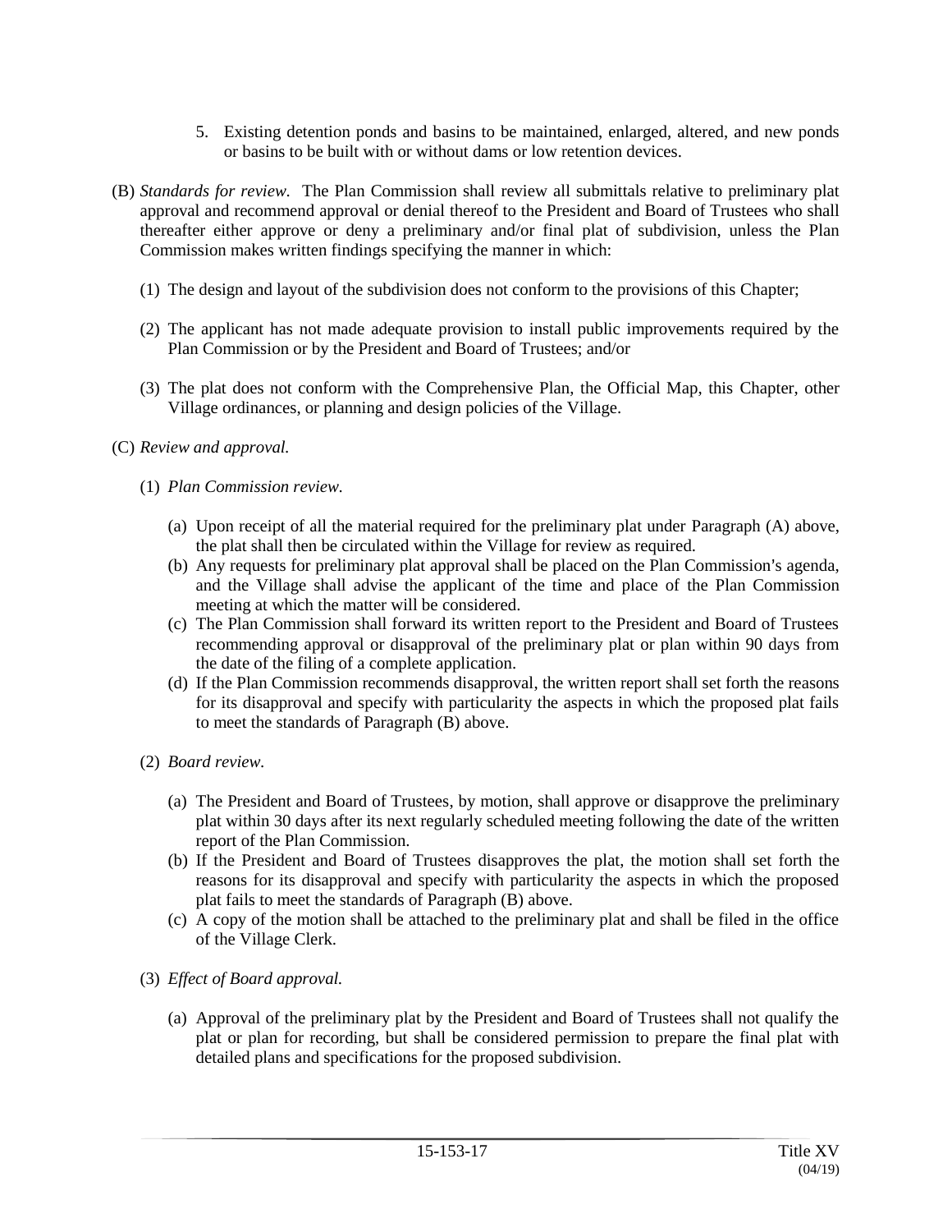5. Existing detention ponds and basins to be maintained, enlarged, altered, and new ponds or basins to be built with or without dams or low retention devices.

(B) *Standards for review.* The Plan Commission shall review all submittals relative to preliminary plat approval and recommend approval or denial thereof to the President and Board of Trustees who shall thereafter either approve or deny a preliminary and/or final plat of subdivision, unless the Plan Commission makes written findings specifying the manner in which:

(1) The design and layout of the subdivision does not conform to the provisions of this Chapter;

(2) The applicant has not made adequate provision to install public improvements required by the Plan Commission or by the President and Board of Trustees; and/or

(3) The plat does not conform with the Comprehensive Plan, the Official Map, this Chapter, other Village ordinances, or planning and design policies of the Village.

(C) *Review and approval.*

(1) *Plan Commission review.*

(a) Upon receipt of all the material required for the preliminary plat under Paragraph (A) above, the plat shall then be circulated within the Village for review as required.
(b) Any requests for preliminary plat approval shall be placed on the Plan Commission's agenda, and the Village shall advise the applicant of the time and place of the Plan Commission meeting at which the matter will be considered.
(c) The Plan Commission shall forward its written report to the President and Board of Trustees recommending approval or disapproval of the preliminary plat or plan within 90 days from the date of the filing of a complete application.
(d) If the Plan Commission recommends disapproval, the written report shall set forth the reasons for its disapproval and specify with particularity the aspects in which the proposed plat fails to meet the standards of Paragraph (B) above.

(2) *Board review.*

(a) The President and Board of Trustees, by motion, shall approve or disapprove the preliminary plat within 30 days after its next regularly scheduled meeting following the date of the written report of the Plan Commission.
(b) If the President and Board of Trustees disapproves the plat, the motion shall set forth the reasons for its disapproval and specify with particularity the aspects in which the proposed plat fails to meet the standards of Paragraph (B) above.
(c) A copy of the motion shall be attached to the preliminary plat and shall be filed in the office of the Village Clerk.

(3) *Effect of Board approval.*

(a) Approval of the preliminary plat by the President and Board of Trustees shall not qualify the plat or plan for recording, but shall be considered permission to prepare the final plat with detailed plans and specifications for the proposed subdivision.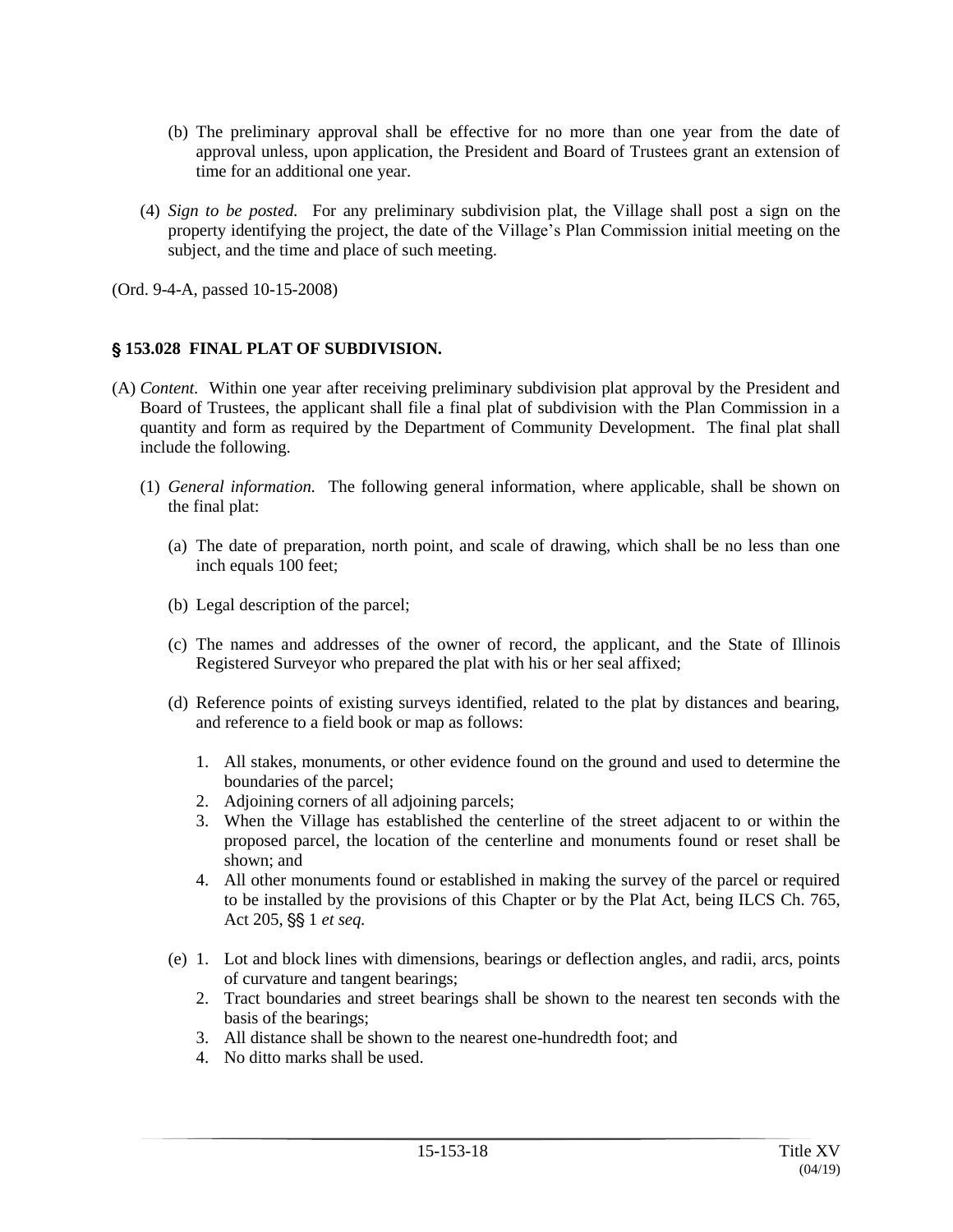(b) The preliminary approval shall be effective for no more than one year from the date of approval unless, upon application, the President and Board of Trustees grant an extension of time for an additional one year.

(4) *Sign to be posted.* For any preliminary subdivision plat, the Village shall post a sign on the property identifying the project, the date of the Village's Plan Commission initial meeting on the subject, and the time and place of such meeting.

(Ord. 9-4-A, passed 10-15-2008)

## § 153.028 FINAL PLAT OF SUBDIVISION.

(A) *Content.* Within one year after receiving preliminary subdivision plat approval by the President and Board of Trustees, the applicant shall file a final plat of subdivision with the Plan Commission in a quantity and form as required by the Department of Community Development. The final plat shall include the following.

(1) *General information.* The following general information, where applicable, shall be shown on the final plat:

(a) The date of preparation, north point, and scale of drawing, which shall be no less than one inch equals 100 feet;

(b) Legal description of the parcel;

(c) The names and addresses of the owner of record, the applicant, and the State of Illinois Registered Surveyor who prepared the plat with his or her seal affixed;

(d) Reference points of existing surveys identified, related to the plat by distances and bearing, and reference to a field book or map as follows:

1. All stakes, monuments, or other evidence found on the ground and used to determine the boundaries of the parcel;
2. Adjoining corners of all adjoining parcels;
3. When the Village has established the centerline of the street adjacent to or within the proposed parcel, the location of the centerline and monuments found or reset shall be shown; and
4. All other monuments found or established in making the survey of the parcel or required to be installed by the provisions of this Chapter or by the Plat Act, being ILCS Ch. 765, Act 205, §§ 1 *et seq.*

(e) 1. Lot and block lines with dimensions, bearings or deflection angles, and radii, arcs, points of curvature and tangent bearings;
2. Tract boundaries and street bearings shall be shown to the nearest ten seconds with the basis of the bearings;
3. All distance shall be shown to the nearest one-hundredth foot; and
4. No ditto marks shall be used.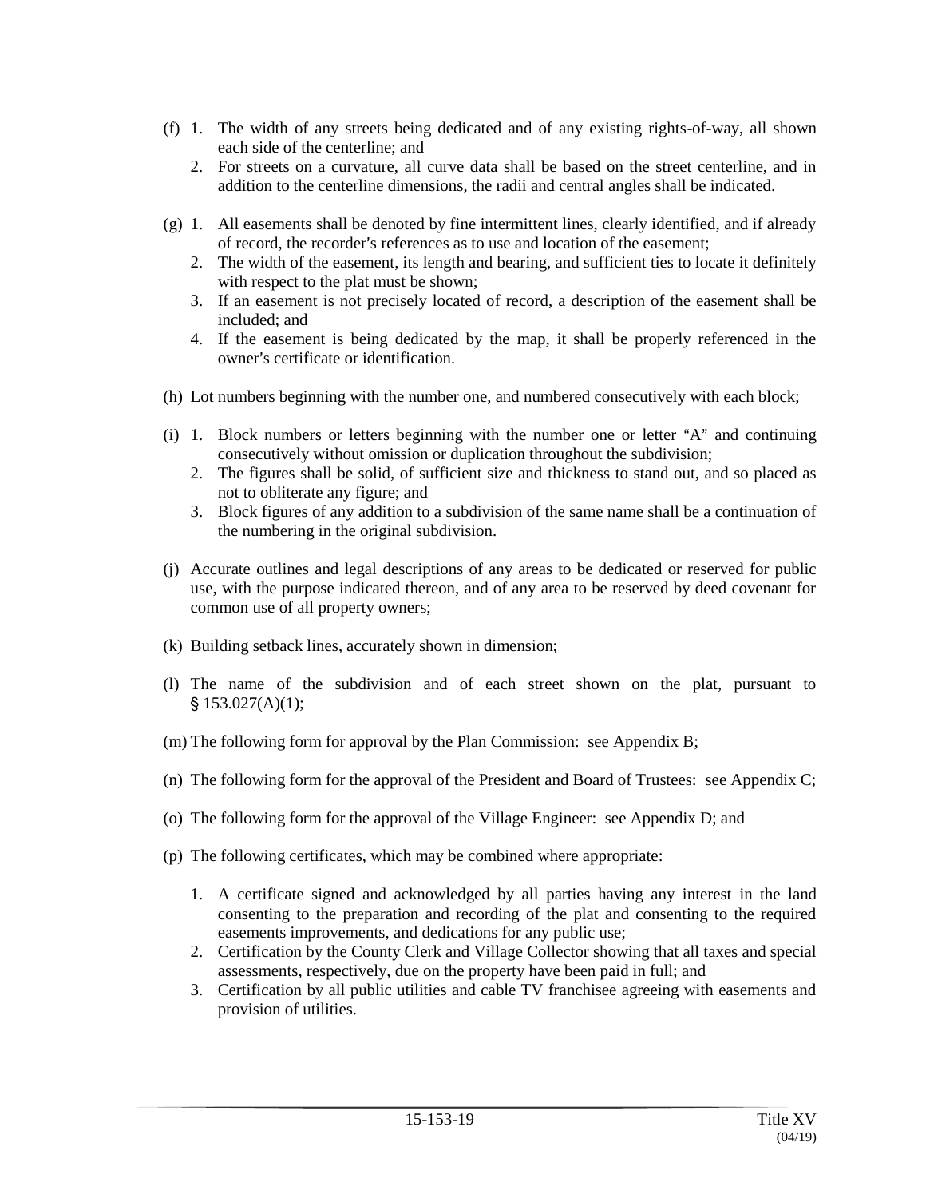(f) 1. The width of any streets being dedicated and of any existing rights-of-way, all shown each side of the centerline; and

   2. For streets on a curvature, all curve data shall be based on the street centerline, and in addition to the centerline dimensions, the radii and central angles shall be indicated.

(g) 1. All easements shall be denoted by fine intermittent lines, clearly identified, and if already of record, the recorder's references as to use and location of the easement;

   2. The width of the easement, its length and bearing, and sufficient ties to locate it definitely with respect to the plat must be shown;

   3. If an easement is not precisely located of record, a description of the easement shall be included; and

   4. If the easement is being dedicated by the map, it shall be properly referenced in the owner's certificate or identification.

(h) Lot numbers beginning with the number one, and numbered consecutively with each block;

(i) 1. Block numbers or letters beginning with the number one or letter "A" and continuing consecutively without omission or duplication throughout the subdivision;

   2. The figures shall be solid, of sufficient size and thickness to stand out, and so placed as not to obliterate any figure; and

   3. Block figures of any addition to a subdivision of the same name shall be a continuation of the numbering in the original subdivision.

(j) Accurate outlines and legal descriptions of any areas to be dedicated or reserved for public use, with the purpose indicated thereon, and of any area to be reserved by deed covenant for common use of all property owners;

(k) Building setback lines, accurately shown in dimension;

(l) The name of the subdivision and of each street shown on the plat, pursuant to § 153.027(A)(1);

(m) The following form for approval by the Plan Commission: see Appendix B;

(n) The following form for the approval of the President and Board of Trustees: see Appendix C;

(o) The following form for the approval of the Village Engineer: see Appendix D; and

(p) The following certificates, which may be combined where appropriate:

   1. A certificate signed and acknowledged by all parties having any interest in the land consenting to the preparation and recording of the plat and consenting to the required easements improvements, and dedications for any public use;

   2. Certification by the County Clerk and Village Collector showing that all taxes and special assessments, respectively, due on the property have been paid in full; and

   3. Certification by all public utilities and cable TV franchisee agreeing with easements and provision of utilities.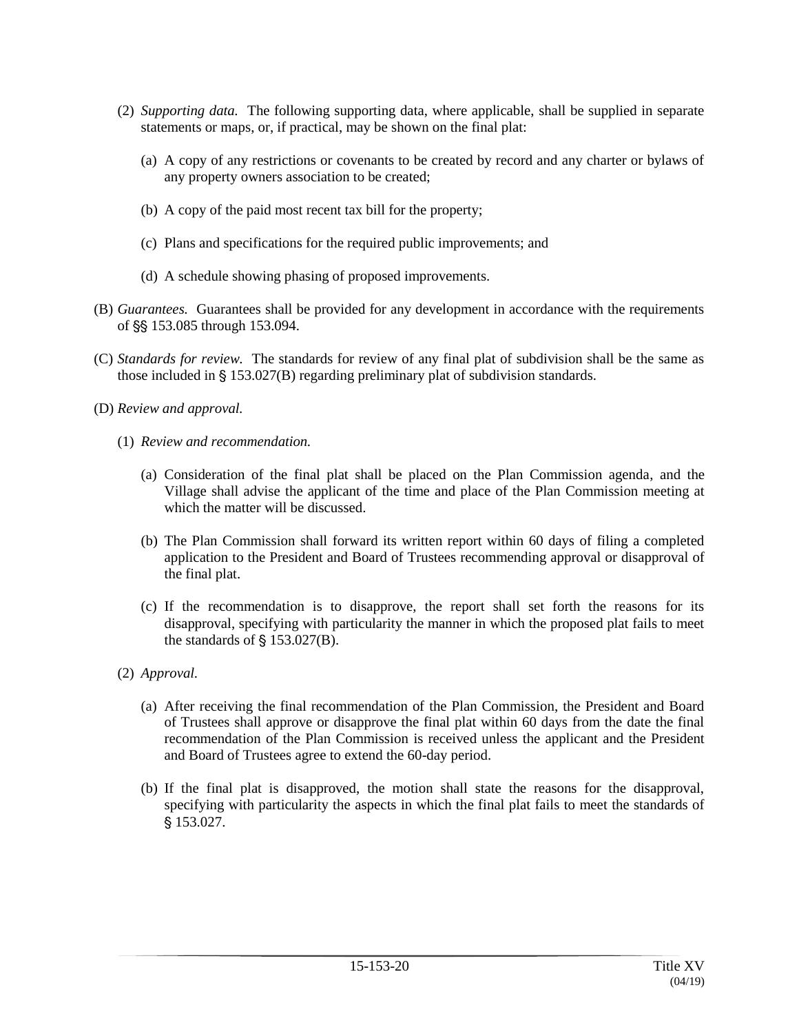(2) *Supporting data.* The following supporting data, where applicable, shall be supplied in separate statements or maps, or, if practical, may be shown on the final plat:

(a) A copy of any restrictions or covenants to be created by record and any charter or bylaws of any property owners association to be created;

(b) A copy of the paid most recent tax bill for the property;

(c) Plans and specifications for the required public improvements; and

(d) A schedule showing phasing of proposed improvements.

(B) *Guarantees.* Guarantees shall be provided for any development in accordance with the requirements of §§ 153.085 through 153.094.

(C) *Standards for review.* The standards for review of any final plat of subdivision shall be the same as those included in § 153.027(B) regarding preliminary plat of subdivision standards.

(D) *Review and approval.*

(1) *Review and recommendation.*

(a) Consideration of the final plat shall be placed on the Plan Commission agenda, and the Village shall advise the applicant of the time and place of the Plan Commission meeting at which the matter will be discussed.

(b) The Plan Commission shall forward its written report within 60 days of filing a completed application to the President and Board of Trustees recommending approval or disapproval of the final plat.

(c) If the recommendation is to disapprove, the report shall set forth the reasons for its disapproval, specifying with particularity the manner in which the proposed plat fails to meet the standards of § 153.027(B).

(2) *Approval.*

(a) After receiving the final recommendation of the Plan Commission, the President and Board of Trustees shall approve or disapprove the final plat within 60 days from the date the final recommendation of the Plan Commission is received unless the applicant and the President and Board of Trustees agree to extend the 60-day period.

(b) If the final plat is disapproved, the motion shall state the reasons for the disapproval, specifying with particularity the aspects in which the final plat fails to meet the standards of § 153.027.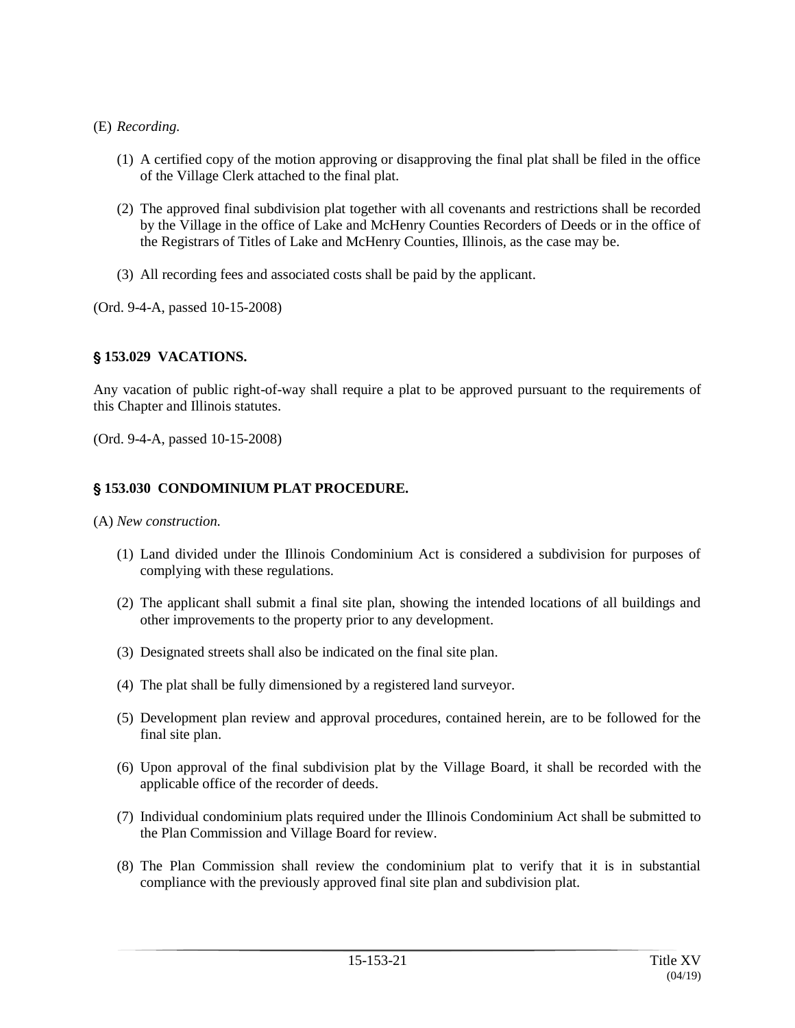(E) *Recording.*

(1) A certified copy of the motion approving or disapproving the final plat shall be filed in the office of the Village Clerk attached to the final plat.

(2) The approved final subdivision plat together with all covenants and restrictions shall be recorded by the Village in the office of Lake and McHenry Counties Recorders of Deeds or in the office of the Registrars of Titles of Lake and McHenry Counties, Illinois, as the case may be.

(3) All recording fees and associated costs shall be paid by the applicant.

(Ord. 9-4-A, passed 10-15-2008)

## § 153.029 VACATIONS.

Any vacation of public right-of-way shall require a plat to be approved pursuant to the requirements of this Chapter and Illinois statutes.

(Ord. 9-4-A, passed 10-15-2008)

## § 153.030 CONDOMINIUM PLAT PROCEDURE.

(A) *New construction.*

(1) Land divided under the Illinois Condominium Act is considered a subdivision for purposes of complying with these regulations.

(2) The applicant shall submit a final site plan, showing the intended locations of all buildings and other improvements to the property prior to any development.

(3) Designated streets shall also be indicated on the final site plan.

(4) The plat shall be fully dimensioned by a registered land surveyor.

(5) Development plan review and approval procedures, contained herein, are to be followed for the final site plan.

(6) Upon approval of the final subdivision plat by the Village Board, it shall be recorded with the applicable office of the recorder of deeds.

(7) Individual condominium plats required under the Illinois Condominium Act shall be submitted to the Plan Commission and Village Board for review.

(8) The Plan Commission shall review the condominium plat to verify that it is in substantial compliance with the previously approved final site plan and subdivision plat.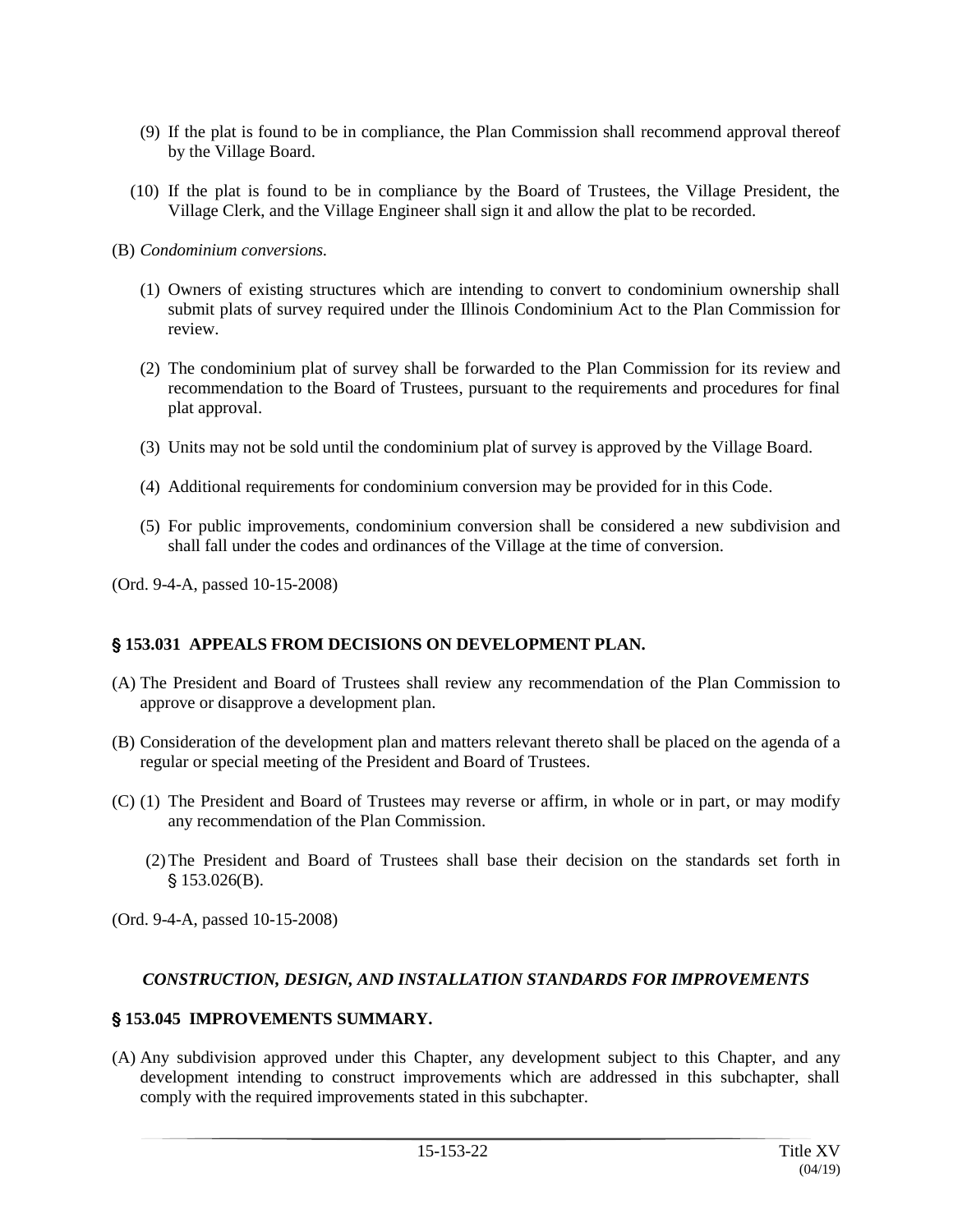(9) If the plat is found to be in compliance, the Plan Commission shall recommend approval thereof by the Village Board.

(10) If the plat is found to be in compliance by the Board of Trustees, the Village President, the Village Clerk, and the Village Engineer shall sign it and allow the plat to be recorded.

(B) *Condominium conversions.*

(1) Owners of existing structures which are intending to convert to condominium ownership shall submit plats of survey required under the Illinois Condominium Act to the Plan Commission for review.

(2) The condominium plat of survey shall be forwarded to the Plan Commission for its review and recommendation to the Board of Trustees, pursuant to the requirements and procedures for final plat approval.

(3) Units may not be sold until the condominium plat of survey is approved by the Village Board.

(4) Additional requirements for condominium conversion may be provided for in this Code.

(5) For public improvements, condominium conversion shall be considered a new subdivision and shall fall under the codes and ordinances of the Village at the time of conversion.

(Ord. 9-4-A, passed 10-15-2008)

## § 153.031 APPEALS FROM DECISIONS ON DEVELOPMENT PLAN.

(A) The President and Board of Trustees shall review any recommendation of the Plan Commission to approve or disapprove a development plan.

(B) Consideration of the development plan and matters relevant thereto shall be placed on the agenda of a regular or special meeting of the President and Board of Trustees.

(C) (1) The President and Board of Trustees may reverse or affirm, in whole or in part, or may modify any recommendation of the Plan Commission.

(2) The President and Board of Trustees shall base their decision on the standards set forth in § 153.026(B).

(Ord. 9-4-A, passed 10-15-2008)

## *CONSTRUCTION, DESIGN, AND INSTALLATION STANDARDS FOR IMPROVEMENTS*

## § 153.045 IMPROVEMENTS SUMMARY.

(A) Any subdivision approved under this Chapter, any development subject to this Chapter, and any development intending to construct improvements which are addressed in this subchapter, shall comply with the required improvements stated in this subchapter.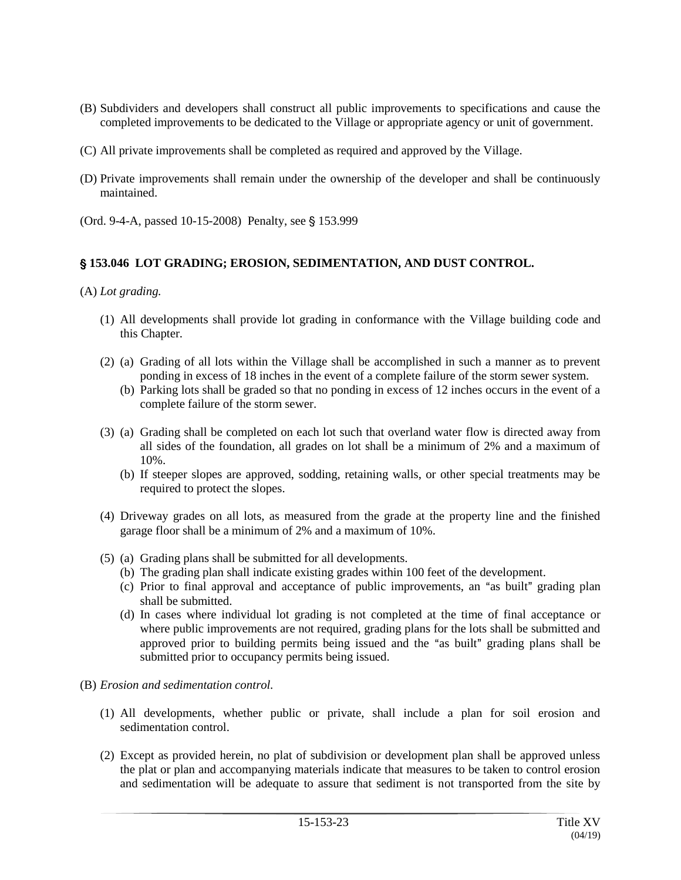(B) Subdividers and developers shall construct all public improvements to specifications and cause the completed improvements to be dedicated to the Village or appropriate agency or unit of government.

(C) All private improvements shall be completed as required and approved by the Village.

(D) Private improvements shall remain under the ownership of the developer and shall be continuously maintained.

(Ord. 9-4-A, passed 10-15-2008) Penalty, see § 153.999

## § 153.046 LOT GRADING; EROSION, SEDIMENTATION, AND DUST CONTROL.

(A) *Lot grading.*

(1) All developments shall provide lot grading in conformance with the Village building code and this Chapter.

(2) (a) Grading of all lots within the Village shall be accomplished in such a manner as to prevent ponding in excess of 18 inches in the event of a complete failure of the storm sewer system.

(b) Parking lots shall be graded so that no ponding in excess of 12 inches occurs in the event of a complete failure of the storm sewer.

(3) (a) Grading shall be completed on each lot such that overland water flow is directed away from all sides of the foundation, all grades on lot shall be a minimum of 2% and a maximum of 10%.

(b) If steeper slopes are approved, sodding, retaining walls, or other special treatments may be required to protect the slopes.

(4) Driveway grades on all lots, as measured from the grade at the property line and the finished garage floor shall be a minimum of 2% and a maximum of 10%.

(5) (a) Grading plans shall be submitted for all developments.

(b) The grading plan shall indicate existing grades within 100 feet of the development.

(c) Prior to final approval and acceptance of public improvements, an "as built" grading plan shall be submitted.

(d) In cases where individual lot grading is not completed at the time of final acceptance or where public improvements are not required, grading plans for the lots shall be submitted and approved prior to building permits being issued and the "as built" grading plans shall be submitted prior to occupancy permits being issued.

(B) *Erosion and sedimentation control.*

(1) All developments, whether public or private, shall include a plan for soil erosion and sedimentation control.

(2) Except as provided herein, no plat of subdivision or development plan shall be approved unless the plat or plan and accompanying materials indicate that measures to be taken to control erosion and sedimentation will be adequate to assure that sediment is not transported from the site by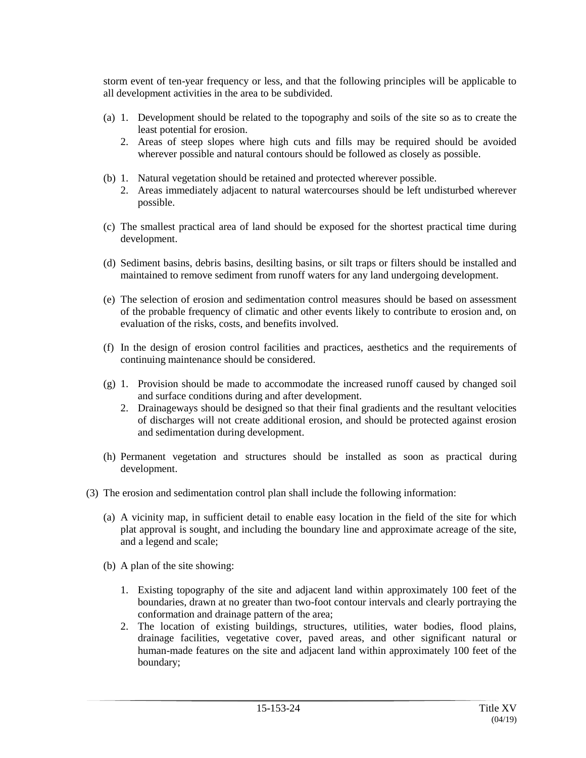storm event of ten-year frequency or less, and that the following principles will be applicable to all development activities in the area to be subdivided.

(a) 1. Development should be related to the topography and soils of the site so as to create the least potential for erosion.
    2. Areas of steep slopes where high cuts and fills may be required should be avoided wherever possible and natural contours should be followed as closely as possible.

(b) 1. Natural vegetation should be retained and protected wherever possible.
    2. Areas immediately adjacent to natural watercourses should be left undisturbed wherever possible.

(c) The smallest practical area of land should be exposed for the shortest practical time during development.

(d) Sediment basins, debris basins, desilting basins, or silt traps or filters should be installed and maintained to remove sediment from runoff waters for any land undergoing development.

(e) The selection of erosion and sedimentation control measures should be based on assessment of the probable frequency of climatic and other events likely to contribute to erosion and, on evaluation of the risks, costs, and benefits involved.

(f) In the design of erosion control facilities and practices, aesthetics and the requirements of continuing maintenance should be considered.

(g) 1. Provision should be made to accommodate the increased runoff caused by changed soil and surface conditions during and after development.
    2. Drainageways should be designed so that their final gradients and the resultant velocities of discharges will not create additional erosion, and should be protected against erosion and sedimentation during development.

(h) Permanent vegetation and structures should be installed as soon as practical during development.

(3) The erosion and sedimentation control plan shall include the following information:

(a) A vicinity map, in sufficient detail to enable easy location in the field of the site for which plat approval is sought, and including the boundary line and approximate acreage of the site, and a legend and scale;

(b) A plan of the site showing:

1. Existing topography of the site and adjacent land within approximately 100 feet of the boundaries, drawn at no greater than two-foot contour intervals and clearly portraying the conformation and drainage pattern of the area;
2. The location of existing buildings, structures, utilities, water bodies, flood plains, drainage facilities, vegetative cover, paved areas, and other significant natural or human-made features on the site and adjacent land within approximately 100 feet of the boundary;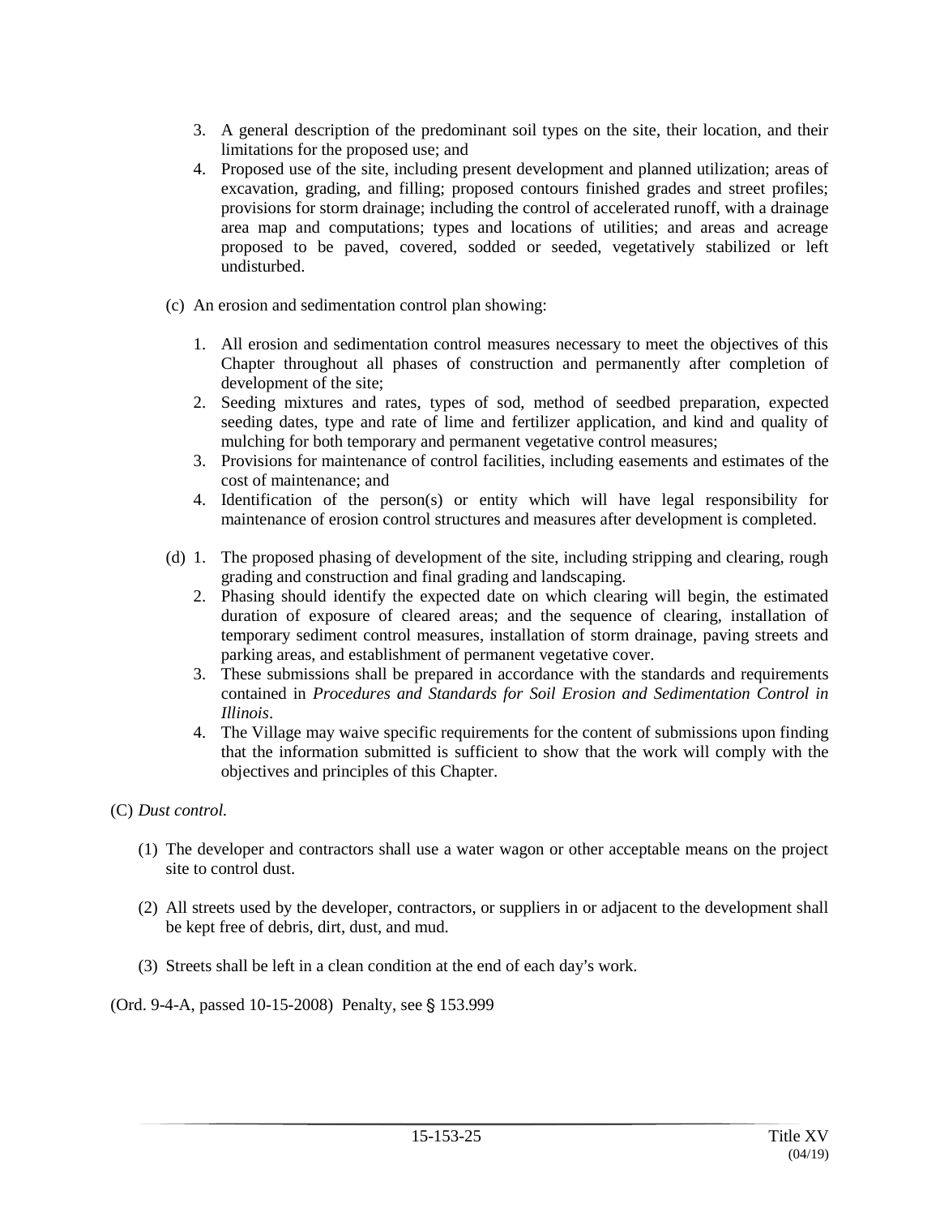3. A general description of the predominant soil types on the site, their location, and their limitations for the proposed use; and
4. Proposed use of the site, including present development and planned utilization; areas of excavation, grading, and filling; proposed contours finished grades and street profiles; provisions for storm drainage; including the control of accelerated runoff, with a drainage area map and computations; types and locations of utilities; and areas and acreage proposed to be paved, covered, sodded or seeded, vegetatively stabilized or left undisturbed.

(c) An erosion and sedimentation control plan showing:

1. All erosion and sedimentation control measures necessary to meet the objectives of this Chapter throughout all phases of construction and permanently after completion of development of the site;
2. Seeding mixtures and rates, types of sod, method of seedbed preparation, expected seeding dates, type and rate of lime and fertilizer application, and kind and quality of mulching for both temporary and permanent vegetative control measures;
3. Provisions for maintenance of control facilities, including easements and estimates of the cost of maintenance; and
4. Identification of the person(s) or entity which will have legal responsibility for maintenance of erosion control structures and measures after development is completed.

(d) 1. The proposed phasing of development of the site, including stripping and clearing, rough grading and construction and final grading and landscaping.
2. Phasing should identify the expected date on which clearing will begin, the estimated duration of exposure of cleared areas; and the sequence of clearing, installation of temporary sediment control measures, installation of storm drainage, paving streets and parking areas, and establishment of permanent vegetative cover.
3. These submissions shall be prepared in accordance with the standards and requirements contained in *Procedures and Standards for Soil Erosion and Sedimentation Control in Illinois*.
4. The Village may waive specific requirements for the content of submissions upon finding that the information submitted is sufficient to show that the work will comply with the objectives and principles of this Chapter.

(C) *Dust control.*

(1) The developer and contractors shall use a water wagon or other acceptable means on the project site to control dust.

(2) All streets used by the developer, contractors, or suppliers in or adjacent to the development shall be kept free of debris, dirt, dust, and mud.

(3) Streets shall be left in a clean condition at the end of each day's work.

(Ord. 9-4-A, passed 10-15-2008) Penalty, see § 153.999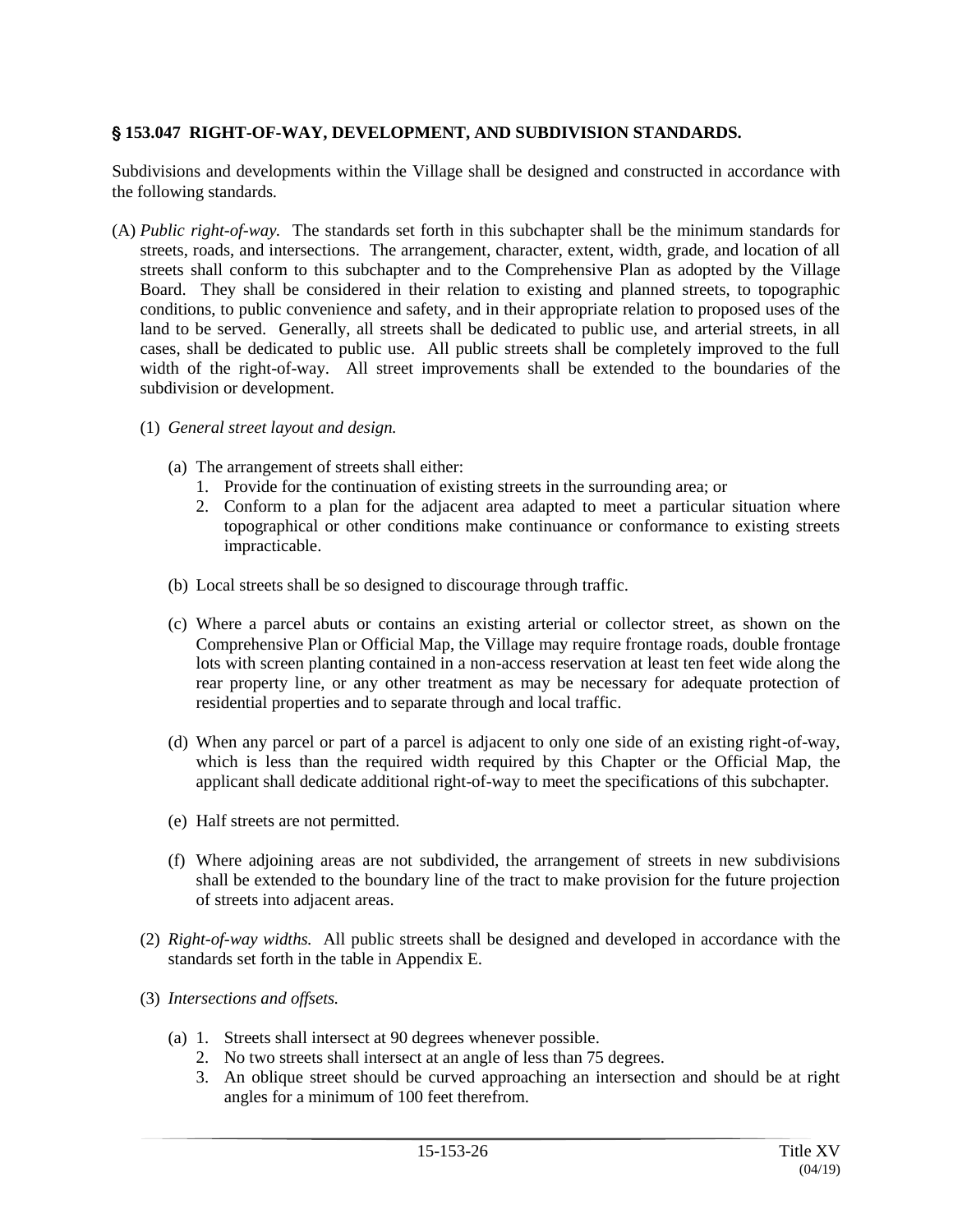## § 153.047 RIGHT-OF-WAY, DEVELOPMENT, AND SUBDIVISION STANDARDS.

Subdivisions and developments within the Village shall be designed and constructed in accordance with the following standards.

(A) *Public right-of-way.* The standards set forth in this subchapter shall be the minimum standards for streets, roads, and intersections. The arrangement, character, extent, width, grade, and location of all streets shall conform to this subchapter and to the Comprehensive Plan as adopted by the Village Board. They shall be considered in their relation to existing and planned streets, to topographic conditions, to public convenience and safety, and in their appropriate relation to proposed uses of the land to be served. Generally, all streets shall be dedicated to public use, and arterial streets, in all cases, shall be dedicated to public use. All public streets shall be completely improved to the full width of the right-of-way. All street improvements shall be extended to the boundaries of the subdivision or development.

(1) *General street layout and design.*

(a) The arrangement of streets shall either:

1. Provide for the continuation of existing streets in the surrounding area; or
2. Conform to a plan for the adjacent area adapted to meet a particular situation where topographical or other conditions make continuance or conformance to existing streets impracticable.

(b) Local streets shall be so designed to discourage through traffic.

(c) Where a parcel abuts or contains an existing arterial or collector street, as shown on the Comprehensive Plan or Official Map, the Village may require frontage roads, double frontage lots with screen planting contained in a non-access reservation at least ten feet wide along the rear property line, or any other treatment as may be necessary for adequate protection of residential properties and to separate through and local traffic.

(d) When any parcel or part of a parcel is adjacent to only one side of an existing right-of-way, which is less than the required width required by this Chapter or the Official Map, the applicant shall dedicate additional right-of-way to meet the specifications of this subchapter.

(e) Half streets are not permitted.

(f) Where adjoining areas are not subdivided, the arrangement of streets in new subdivisions shall be extended to the boundary line of the tract to make provision for the future projection of streets into adjacent areas.

(2) *Right-of-way widths.* All public streets shall be designed and developed in accordance with the standards set forth in the table in Appendix E.

(3) *Intersections and offsets.*

(a) 1. Streets shall intersect at 90 degrees whenever possible.
2. No two streets shall intersect at an angle of less than 75 degrees.
3. An oblique street should be curved approaching an intersection and should be at right angles for a minimum of 100 feet therefrom.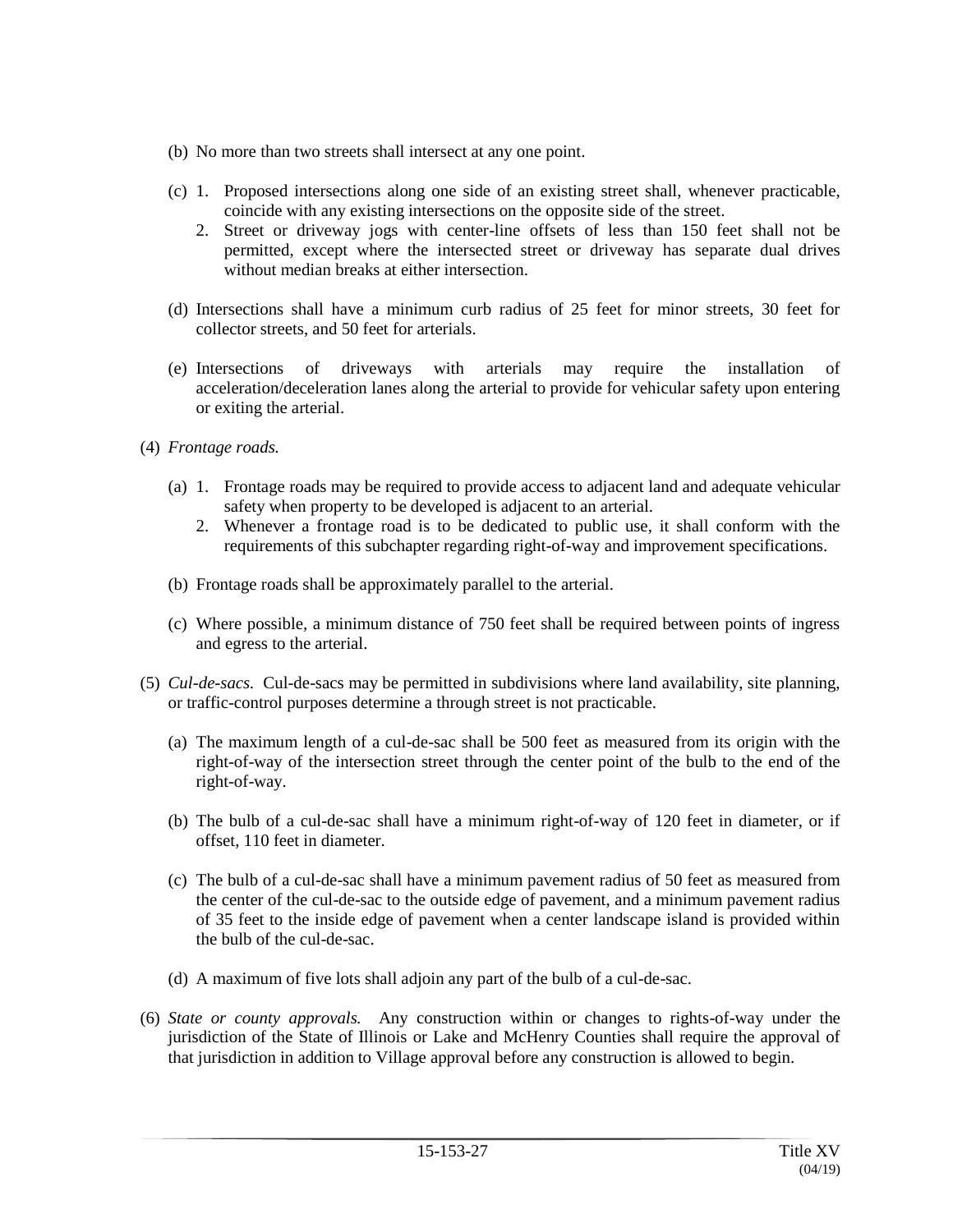(b) No more than two streets shall intersect at any one point.

(c) 1. Proposed intersections along one side of an existing street shall, whenever practicable, coincide with any existing intersections on the opposite side of the street.
   2. Street or driveway jogs with center-line offsets of less than 150 feet shall not be permitted, except where the intersected street or driveway has separate dual drives without median breaks at either intersection.

(d) Intersections shall have a minimum curb radius of 25 feet for minor streets, 30 feet for collector streets, and 50 feet for arterials.

(e) Intersections of driveways with arterials may require the installation of acceleration/deceleration lanes along the arterial to provide for vehicular safety upon entering or exiting the arterial.

(4) *Frontage roads.*

(a) 1. Frontage roads may be required to provide access to adjacent land and adequate vehicular safety when property to be developed is adjacent to an arterial.
   2. Whenever a frontage road is to be dedicated to public use, it shall conform with the requirements of this subchapter regarding right-of-way and improvement specifications.

(b) Frontage roads shall be approximately parallel to the arterial.

(c) Where possible, a minimum distance of 750 feet shall be required between points of ingress and egress to the arterial.

(5) *Cul-de-sacs.* Cul-de-sacs may be permitted in subdivisions where land availability, site planning, or traffic-control purposes determine a through street is not practicable.

(a) The maximum length of a cul-de-sac shall be 500 feet as measured from its origin with the right-of-way of the intersection street through the center point of the bulb to the end of the right-of-way.

(b) The bulb of a cul-de-sac shall have a minimum right-of-way of 120 feet in diameter, or if offset, 110 feet in diameter.

(c) The bulb of a cul-de-sac shall have a minimum pavement radius of 50 feet as measured from the center of the cul-de-sac to the outside edge of pavement, and a minimum pavement radius of 35 feet to the inside edge of pavement when a center landscape island is provided within the bulb of the cul-de-sac.

(d) A maximum of five lots shall adjoin any part of the bulb of a cul-de-sac.

(6) *State or county approvals.* Any construction within or changes to rights-of-way under the jurisdiction of the State of Illinois or Lake and McHenry Counties shall require the approval of that jurisdiction in addition to Village approval before any construction is allowed to begin.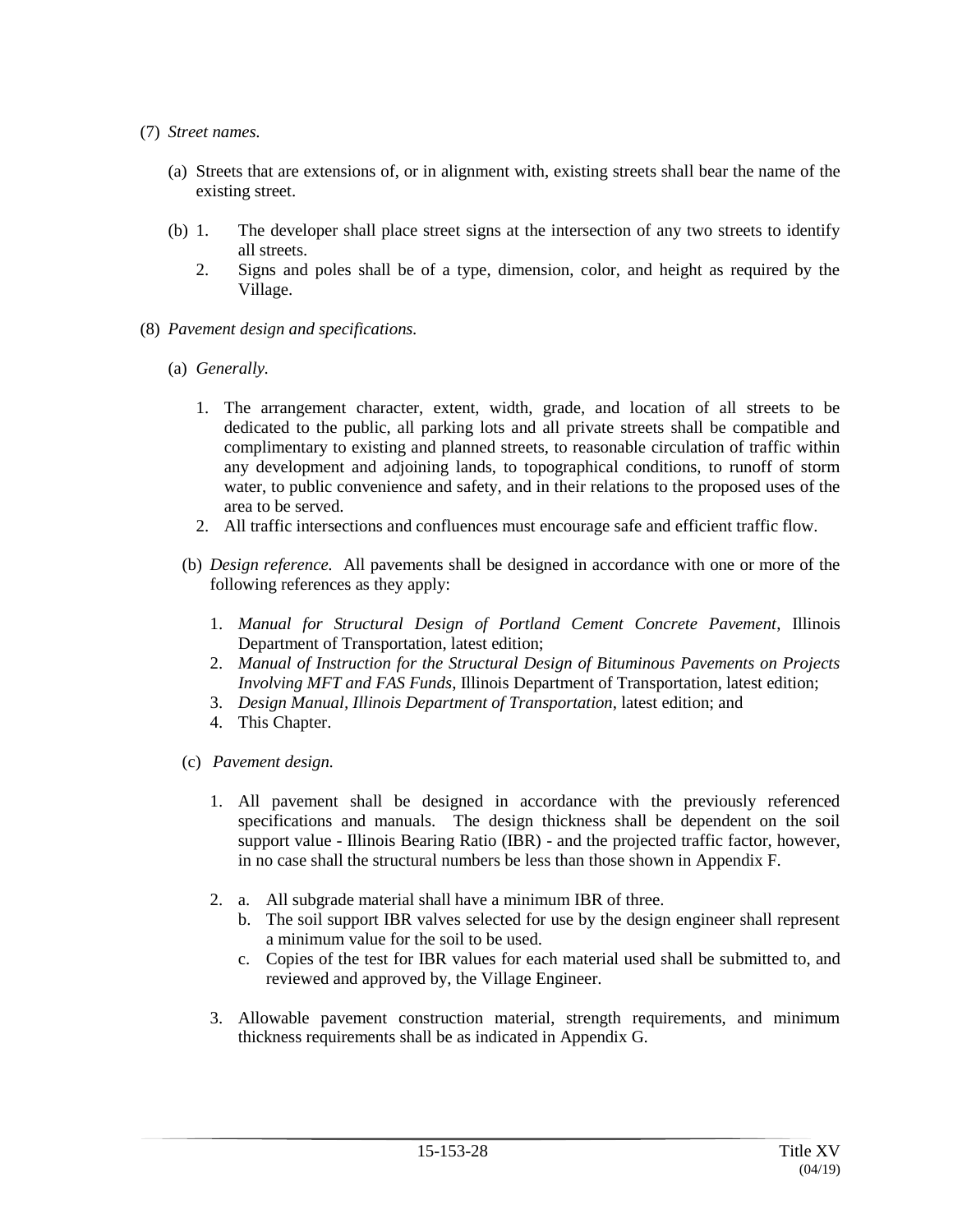(7) *Street names.*

(a) Streets that are extensions of, or in alignment with, existing streets shall bear the name of the existing street.

(b) 1. The developer shall place street signs at the intersection of any two streets to identify all streets.

2. Signs and poles shall be of a type, dimension, color, and height as required by the Village.

(8) *Pavement design and specifications.*

(a) *Generally.*

1. The arrangement character, extent, width, grade, and location of all streets to be dedicated to the public, all parking lots and all private streets shall be compatible and complimentary to existing and planned streets, to reasonable circulation of traffic within any development and adjoining lands, to topographical conditions, to runoff of storm water, to public convenience and safety, and in their relations to the proposed uses of the area to be served.
2. All traffic intersections and confluences must encourage safe and efficient traffic flow.

(b) *Design reference.* All pavements shall be designed in accordance with one or more of the following references as they apply:

1. *Manual for Structural Design of Portland Cement Concrete Pavement*, Illinois Department of Transportation, latest edition;
2. *Manual of Instruction for the Structural Design of Bituminous Pavements on Projects Involving MFT and FAS Funds*, Illinois Department of Transportation, latest edition;
3. *Design Manual, Illinois Department of Transportation*, latest edition; and
4. This Chapter.

(c) *Pavement design.*

1. All pavement shall be designed in accordance with the previously referenced specifications and manuals. The design thickness shall be dependent on the soil support value - Illinois Bearing Ratio (IBR) - and the projected traffic factor, however, in no case shall the structural numbers be less than those shown in Appendix F.

2. a. All subgrade material shall have a minimum IBR of three.
   b. The soil support IBR valves selected for use by the design engineer shall represent a minimum value for the soil to be used.
   c. Copies of the test for IBR values for each material used shall be submitted to, and reviewed and approved by, the Village Engineer.

3. Allowable pavement construction material, strength requirements, and minimum thickness requirements shall be as indicated in Appendix G.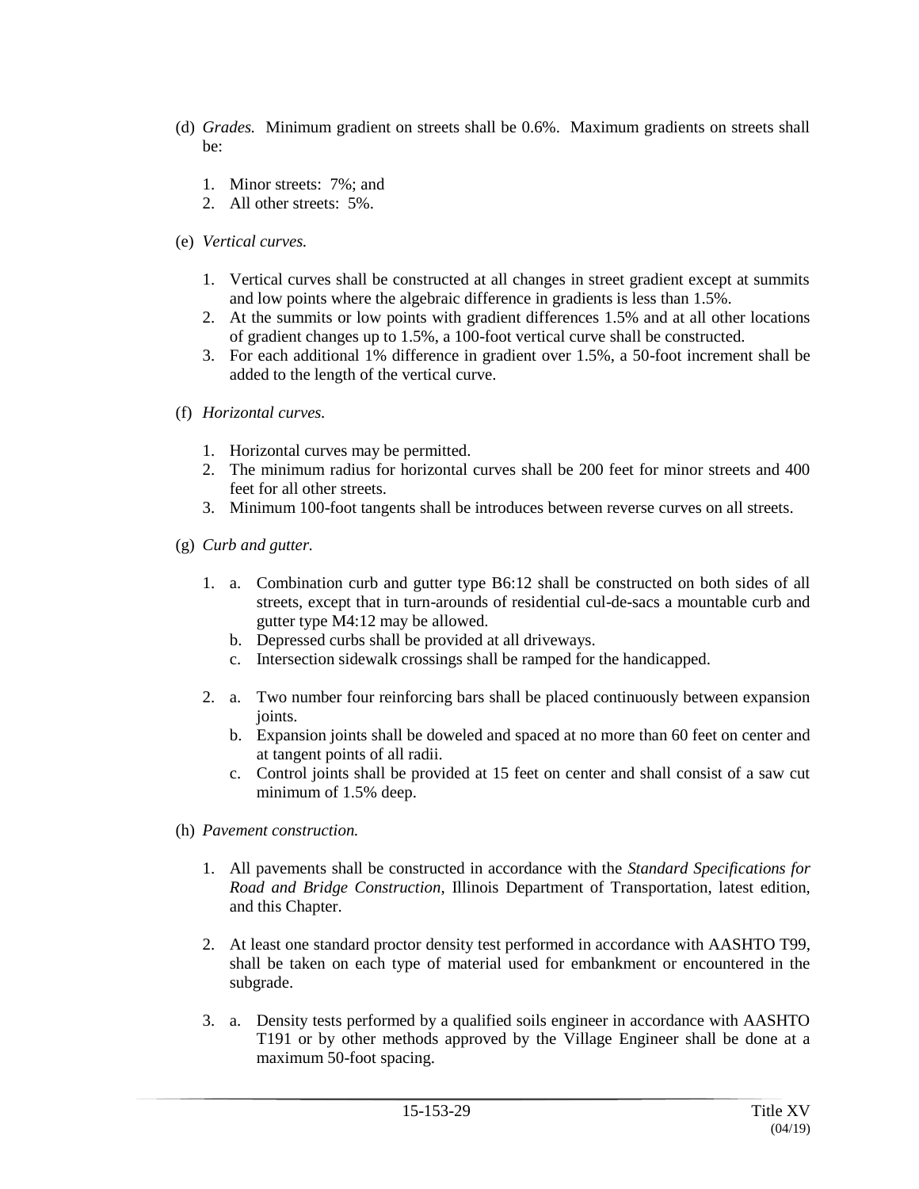(d) *Grades.* Minimum gradient on streets shall be 0.6%. Maximum gradients on streets shall be:

1. Minor streets: 7%; and
2. All other streets: 5%.

(e) *Vertical curves.*

1. Vertical curves shall be constructed at all changes in street gradient except at summits and low points where the algebraic difference in gradients is less than 1.5%.
2. At the summits or low points with gradient differences 1.5% and at all other locations of gradient changes up to 1.5%, a 100-foot vertical curve shall be constructed.
3. For each additional 1% difference in gradient over 1.5%, a 50-foot increment shall be added to the length of the vertical curve.

(f) *Horizontal curves.*

1. Horizontal curves may be permitted.
2. The minimum radius for horizontal curves shall be 200 feet for minor streets and 400 feet for all other streets.
3. Minimum 100-foot tangents shall be introduces between reverse curves on all streets.

(g) *Curb and gutter.*

1. a. Combination curb and gutter type B6:12 shall be constructed on both sides of all streets, except that in turn-arounds of residential cul-de-sacs a mountable curb and gutter type M4:12 may be allowed.
   b. Depressed curbs shall be provided at all driveways.
   c. Intersection sidewalk crossings shall be ramped for the handicapped.

2. a. Two number four reinforcing bars shall be placed continuously between expansion joints.
   b. Expansion joints shall be doweled and spaced at no more than 60 feet on center and at tangent points of all radii.
   c. Control joints shall be provided at 15 feet on center and shall consist of a saw cut minimum of 1.5% deep.

(h) *Pavement construction.*

1. All pavements shall be constructed in accordance with the *Standard Specifications for Road and Bridge Construction*, Illinois Department of Transportation, latest edition, and this Chapter.

2. At least one standard proctor density test performed in accordance with AASHTO T99, shall be taken on each type of material used for embankment or encountered in the subgrade.

3. a. Density tests performed by a qualified soils engineer in accordance with AASHTO T191 or by other methods approved by the Village Engineer shall be done at a maximum 50-foot spacing.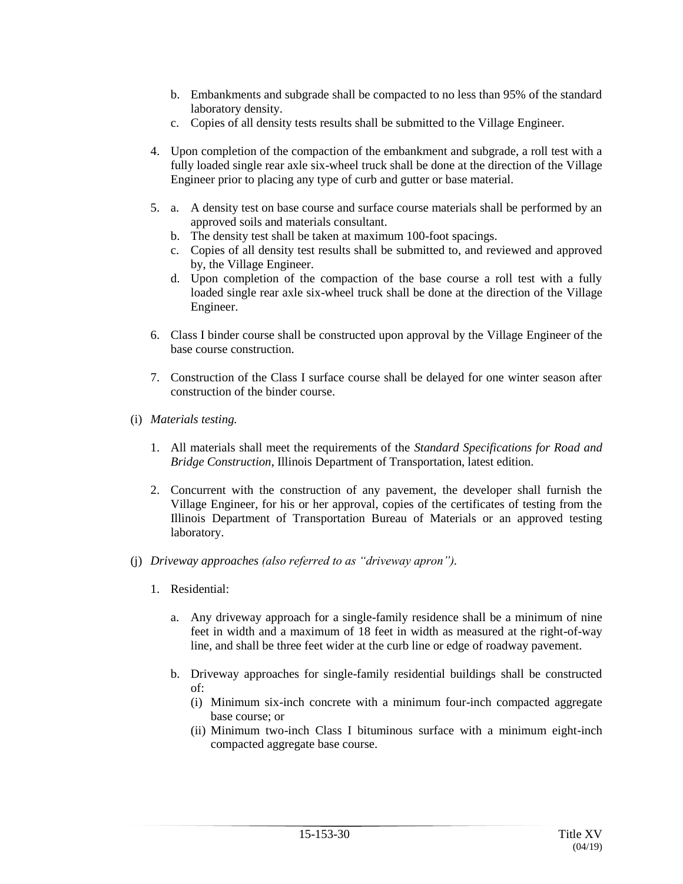b. Embankments and subgrade shall be compacted to no less than 95% of the standard laboratory density.
   c. Copies of all density tests results shall be submitted to the Village Engineer.

4. Upon completion of the compaction of the embankment and subgrade, a roll test with a fully loaded single rear axle six-wheel truck shall be done at the direction of the Village Engineer prior to placing any type of curb and gutter or base material.

5. a. A density test on base course and surface course materials shall be performed by an approved soils and materials consultant.
   b. The density test shall be taken at maximum 100-foot spacings.
   c. Copies of all density test results shall be submitted to, and reviewed and approved by, the Village Engineer.
   d. Upon completion of the compaction of the base course a roll test with a fully loaded single rear axle six-wheel truck shall be done at the direction of the Village Engineer.

6. Class I binder course shall be constructed upon approval by the Village Engineer of the base course construction.

7. Construction of the Class I surface course shall be delayed for one winter season after construction of the binder course.

(i) *Materials testing.*

1. All materials shall meet the requirements of the *Standard Specifications for Road and Bridge Construction*, Illinois Department of Transportation, latest edition.

2. Concurrent with the construction of any pavement, the developer shall furnish the Village Engineer, for his or her approval, copies of the certificates of testing from the Illinois Department of Transportation Bureau of Materials or an approved testing laboratory.

(j) *Driveway approaches (also referred to as "driveway apron").*

1. Residential:

   a. Any driveway approach for a single-family residence shall be a minimum of nine feet in width and a maximum of 18 feet in width as measured at the right-of-way line, and shall be three feet wider at the curb line or edge of roadway pavement.

   b. Driveway approaches for single-family residential buildings shall be constructed of:
      (i) Minimum six-inch concrete with a minimum four-inch compacted aggregate base course; or
      (ii) Minimum two-inch Class I bituminous surface with a minimum eight-inch compacted aggregate base course.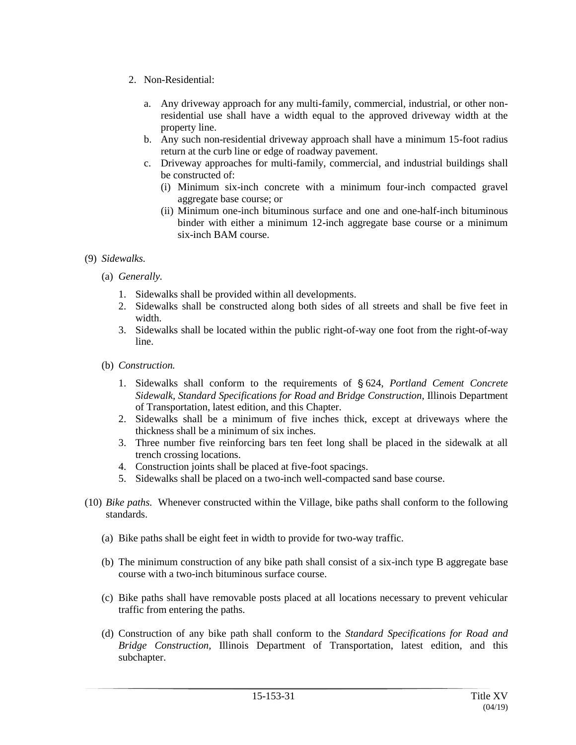2. Non-Residential:

   a. Any driveway approach for any multi-family, commercial, industrial, or other non-residential use shall have a width equal to the approved driveway width at the property line.
   b. Any such non-residential driveway approach shall have a minimum 15-foot radius return at the curb line or edge of roadway pavement.
   c. Driveway approaches for multi-family, commercial, and industrial buildings shall be constructed of:
      (i) Minimum six-inch concrete with a minimum four-inch compacted gravel aggregate base course; or
      (ii) Minimum one-inch bituminous surface and one and one-half-inch bituminous binder with either a minimum 12-inch aggregate base course or a minimum six-inch BAM course.

(9) *Sidewalks.*

(a) *Generally.*

1. Sidewalks shall be provided within all developments.
2. Sidewalks shall be constructed along both sides of all streets and shall be five feet in width.
3. Sidewalks shall be located within the public right-of-way one foot from the right-of-way line.

(b) *Construction.*

1. Sidewalks shall conform to the requirements of § 624, *Portland Cement Concrete Sidewalk*, *Standard Specifications for Road and Bridge Construction*, Illinois Department of Transportation, latest edition, and this Chapter.
2. Sidewalks shall be a minimum of five inches thick, except at driveways where the thickness shall be a minimum of six inches.
3. Three number five reinforcing bars ten feet long shall be placed in the sidewalk at all trench crossing locations.
4. Construction joints shall be placed at five-foot spacings.
5. Sidewalks shall be placed on a two-inch well-compacted sand base course.

(10) *Bike paths.* Whenever constructed within the Village, bike paths shall conform to the following standards.

(a) Bike paths shall be eight feet in width to provide for two-way traffic.

(b) The minimum construction of any bike path shall consist of a six-inch type B aggregate base course with a two-inch bituminous surface course.

(c) Bike paths shall have removable posts placed at all locations necessary to prevent vehicular traffic from entering the paths.

(d) Construction of any bike path shall conform to the *Standard Specifications for Road and Bridge Construction*, Illinois Department of Transportation, latest edition, and this subchapter.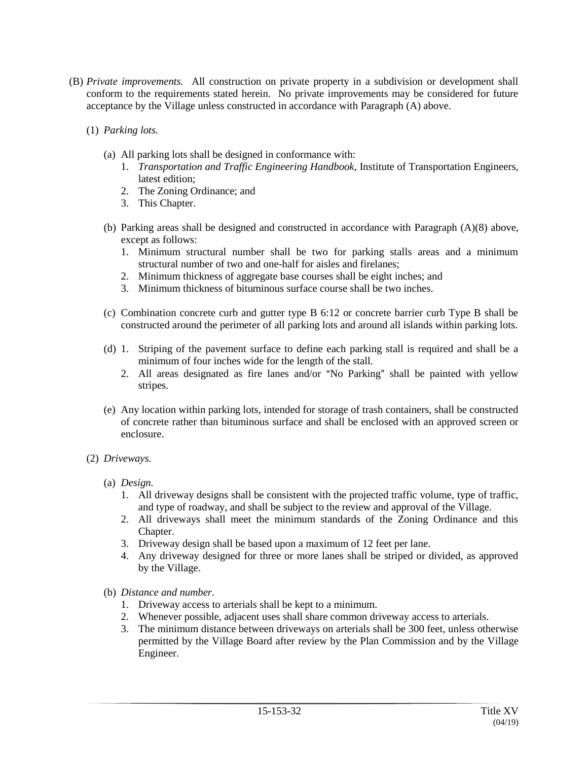(B) *Private improvements.* All construction on private property in a subdivision or development shall conform to the requirements stated herein. No private improvements may be considered for future acceptance by the Village unless constructed in accordance with Paragraph (A) above.

(1) *Parking lots.*

(a) All parking lots shall be designed in conformance with:

1. *Transportation and Traffic Engineering Handbook*, Institute of Transportation Engineers, latest edition;
2. The Zoning Ordinance; and
3. This Chapter.

(b) Parking areas shall be designed and constructed in accordance with Paragraph (A)(8) above, except as follows:

1. Minimum structural number shall be two for parking stalls areas and a minimum structural number of two and one-half for aisles and firelanes;
2. Minimum thickness of aggregate base courses shall be eight inches; and
3. Minimum thickness of bituminous surface course shall be two inches.

(c) Combination concrete curb and gutter type B 6:12 or concrete barrier curb Type B shall be constructed around the perimeter of all parking lots and around all islands within parking lots.

(d) 1. Striping of the pavement surface to define each parking stall is required and shall be a minimum of four inches wide for the length of the stall.

2. All areas designated as fire lanes and/or "No Parking" shall be painted with yellow stripes.

(e) Any location within parking lots, intended for storage of trash containers, shall be constructed of concrete rather than bituminous surface and shall be enclosed with an approved screen or enclosure.

(2) *Driveways.*

(a) *Design.*

1. All driveway designs shall be consistent with the projected traffic volume, type of traffic, and type of roadway, and shall be subject to the review and approval of the Village.
2. All driveways shall meet the minimum standards of the Zoning Ordinance and this Chapter.
3. Driveway design shall be based upon a maximum of 12 feet per lane.
4. Any driveway designed for three or more lanes shall be striped or divided, as approved by the Village.

(b) *Distance and number.*

1. Driveway access to arterials shall be kept to a minimum.
2. Whenever possible, adjacent uses shall share common driveway access to arterials.
3. The minimum distance between driveways on arterials shall be 300 feet, unless otherwise permitted by the Village Board after review by the Plan Commission and by the Village Engineer.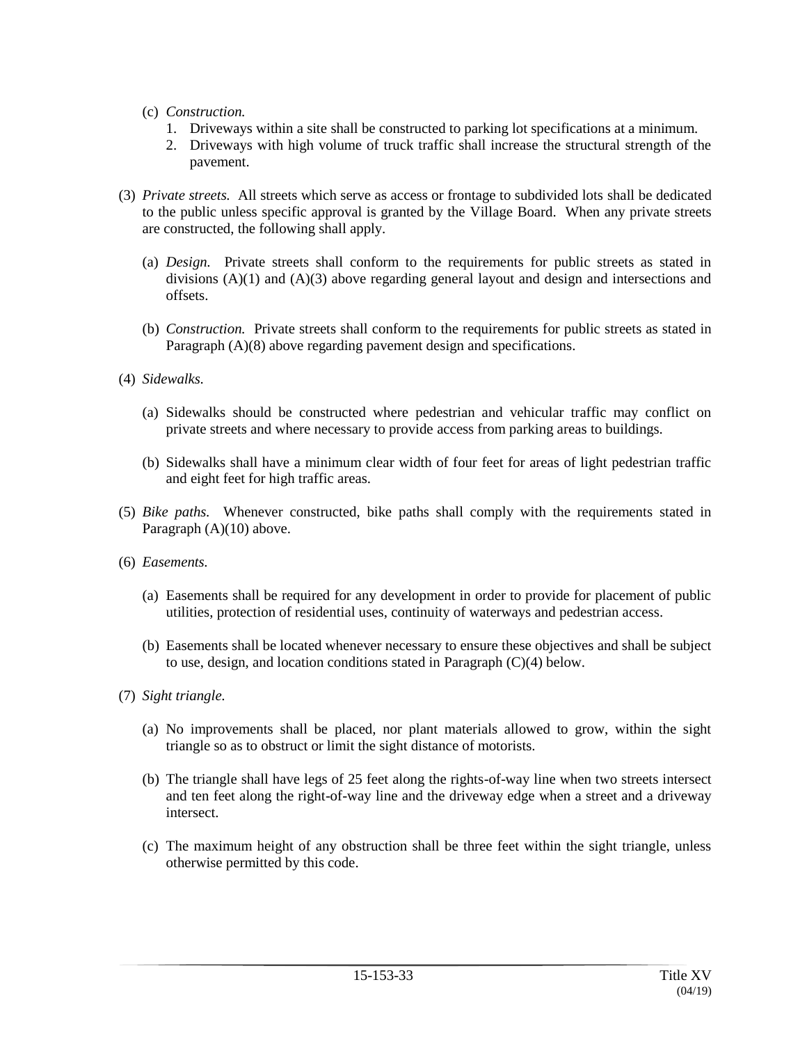(c) *Construction.*

1. Driveways within a site shall be constructed to parking lot specifications at a minimum.
2. Driveways with high volume of truck traffic shall increase the structural strength of the pavement.

(3) *Private streets.* All streets which serve as access or frontage to subdivided lots shall be dedicated to the public unless specific approval is granted by the Village Board. When any private streets are constructed, the following shall apply.

(a) *Design.* Private streets shall conform to the requirements for public streets as stated in divisions (A)(1) and (A)(3) above regarding general layout and design and intersections and offsets.

(b) *Construction.* Private streets shall conform to the requirements for public streets as stated in Paragraph (A)(8) above regarding pavement design and specifications.

(4) *Sidewalks.*

(a) Sidewalks should be constructed where pedestrian and vehicular traffic may conflict on private streets and where necessary to provide access from parking areas to buildings.

(b) Sidewalks shall have a minimum clear width of four feet for areas of light pedestrian traffic and eight feet for high traffic areas.

(5) *Bike paths.* Whenever constructed, bike paths shall comply with the requirements stated in Paragraph (A)(10) above.

(6) *Easements.*

(a) Easements shall be required for any development in order to provide for placement of public utilities, protection of residential uses, continuity of waterways and pedestrian access.

(b) Easements shall be located whenever necessary to ensure these objectives and shall be subject to use, design, and location conditions stated in Paragraph (C)(4) below.

(7) *Sight triangle.*

(a) No improvements shall be placed, nor plant materials allowed to grow, within the sight triangle so as to obstruct or limit the sight distance of motorists.

(b) The triangle shall have legs of 25 feet along the rights-of-way line when two streets intersect and ten feet along the right-of-way line and the driveway edge when a street and a driveway intersect.

(c) The maximum height of any obstruction shall be three feet within the sight triangle, unless otherwise permitted by this code.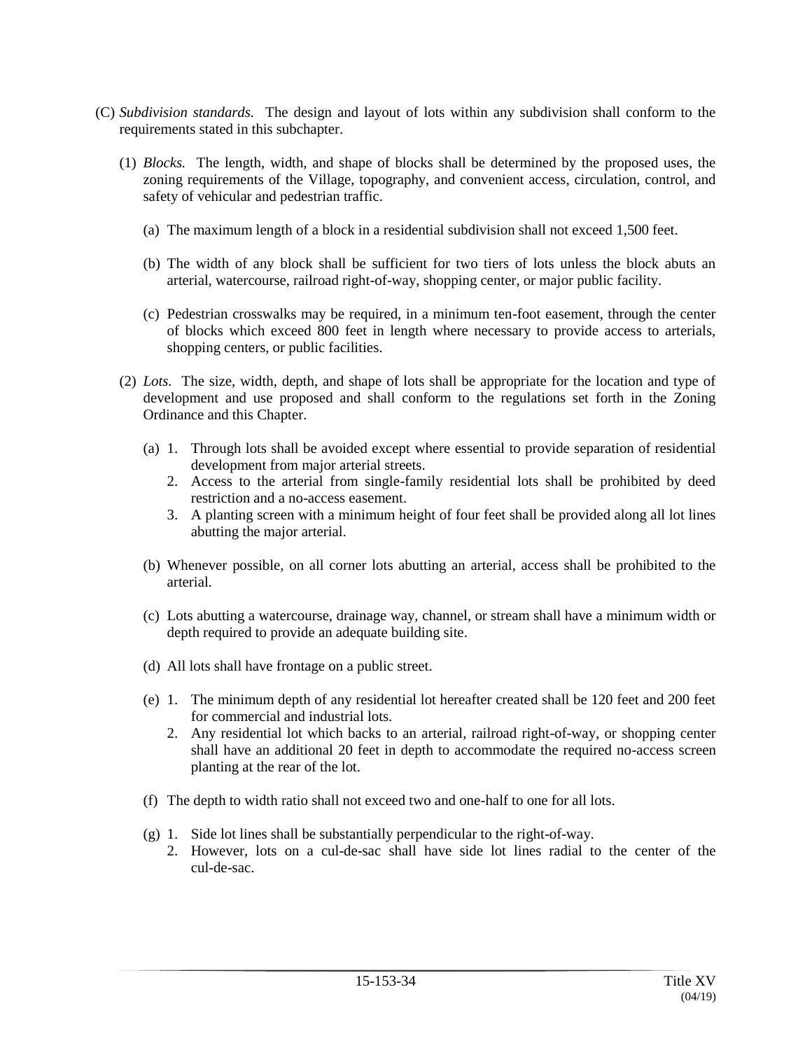(C) *Subdivision standards.* The design and layout of lots within any subdivision shall conform to the requirements stated in this subchapter.

(1) *Blocks.* The length, width, and shape of blocks shall be determined by the proposed uses, the zoning requirements of the Village, topography, and convenient access, circulation, control, and safety of vehicular and pedestrian traffic.

(a) The maximum length of a block in a residential subdivision shall not exceed 1,500 feet.

(b) The width of any block shall be sufficient for two tiers of lots unless the block abuts an arterial, watercourse, railroad right-of-way, shopping center, or major public facility.

(c) Pedestrian crosswalks may be required, in a minimum ten-foot easement, through the center of blocks which exceed 800 feet in length where necessary to provide access to arterials, shopping centers, or public facilities.

(2) *Lots.* The size, width, depth, and shape of lots shall be appropriate for the location and type of development and use proposed and shall conform to the regulations set forth in the Zoning Ordinance and this Chapter.

(a) 1. Through lots shall be avoided except where essential to provide separation of residential development from major arterial streets.
2. Access to the arterial from single-family residential lots shall be prohibited by deed restriction and a no-access easement.
3. A planting screen with a minimum height of four feet shall be provided along all lot lines abutting the major arterial.

(b) Whenever possible, on all corner lots abutting an arterial, access shall be prohibited to the arterial.

(c) Lots abutting a watercourse, drainage way, channel, or stream shall have a minimum width or depth required to provide an adequate building site.

(d) All lots shall have frontage on a public street.

(e) 1. The minimum depth of any residential lot hereafter created shall be 120 feet and 200 feet for commercial and industrial lots.
2. Any residential lot which backs to an arterial, railroad right-of-way, or shopping center shall have an additional 20 feet in depth to accommodate the required no-access screen planting at the rear of the lot.

(f) The depth to width ratio shall not exceed two and one-half to one for all lots.

(g) 1. Side lot lines shall be substantially perpendicular to the right-of-way.
2. However, lots on a cul-de-sac shall have side lot lines radial to the center of the cul-de-sac.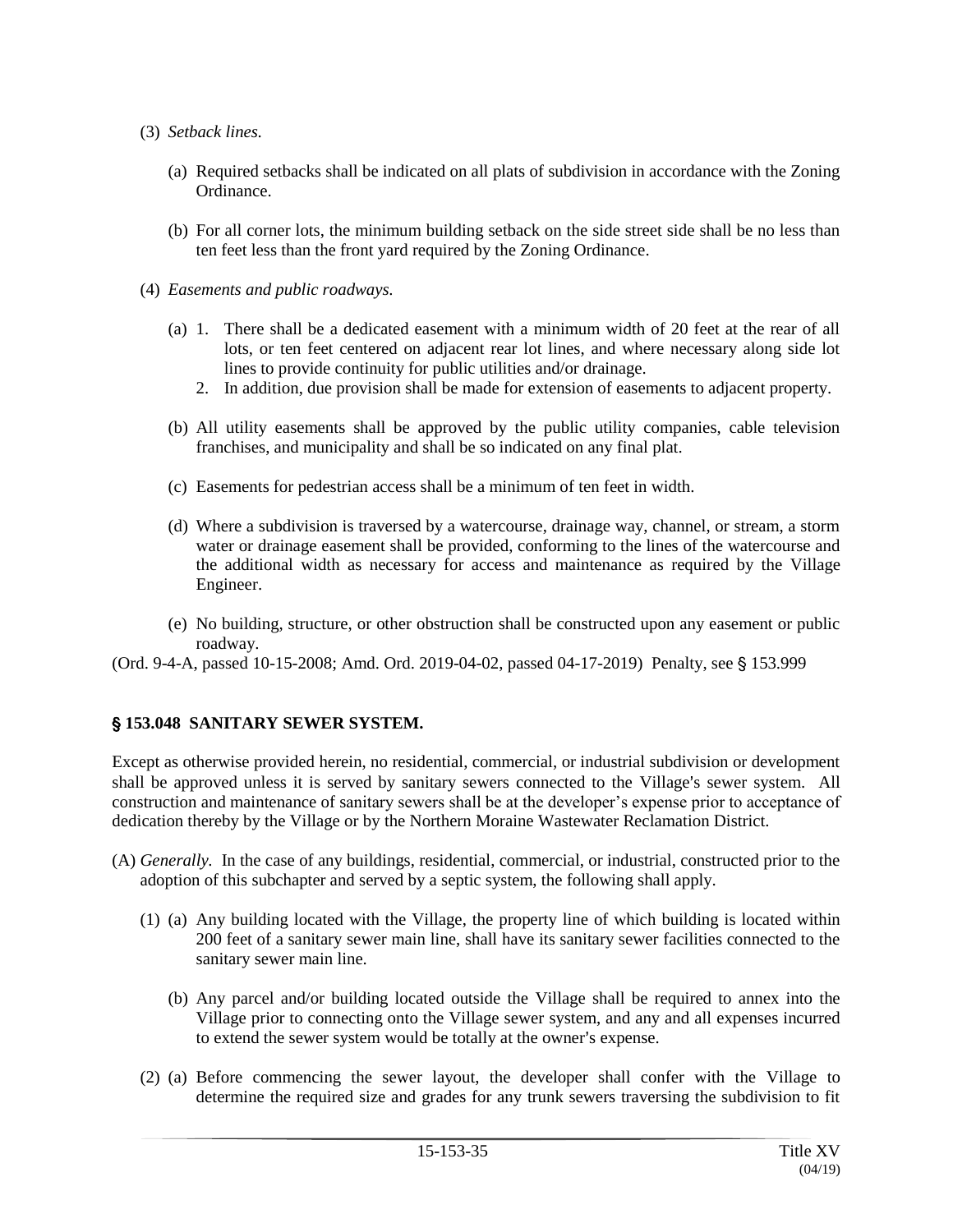(3) *Setback lines.*

(a) Required setbacks shall be indicated on all plats of subdivision in accordance with the Zoning Ordinance.

(b) For all corner lots, the minimum building setback on the side street side shall be no less than ten feet less than the front yard required by the Zoning Ordinance.

(4) *Easements and public roadways.*

(a) 1. There shall be a dedicated easement with a minimum width of 20 feet at the rear of all lots, or ten feet centered on adjacent rear lot lines, and where necessary along side lot lines to provide continuity for public utilities and/or drainage.

2. In addition, due provision shall be made for extension of easements to adjacent property.

(b) All utility easements shall be approved by the public utility companies, cable television franchises, and municipality and shall be so indicated on any final plat.

(c) Easements for pedestrian access shall be a minimum of ten feet in width.

(d) Where a subdivision is traversed by a watercourse, drainage way, channel, or stream, a storm water or drainage easement shall be provided, conforming to the lines of the watercourse and the additional width as necessary for access and maintenance as required by the Village Engineer.

(e) No building, structure, or other obstruction shall be constructed upon any easement or public roadway.

(Ord. 9-4-A, passed 10-15-2008; Amd. Ord. 2019-04-02, passed 04-17-2019) Penalty, see § 153.999

## § 153.048 SANITARY SEWER SYSTEM.

Except as otherwise provided herein, no residential, commercial, or industrial subdivision or development shall be approved unless it is served by sanitary sewers connected to the Village's sewer system. All construction and maintenance of sanitary sewers shall be at the developer's expense prior to acceptance of dedication thereby by the Village or by the Northern Moraine Wastewater Reclamation District.

(A) *Generally.* In the case of any buildings, residential, commercial, or industrial, constructed prior to the adoption of this subchapter and served by a septic system, the following shall apply.

(1) (a) Any building located with the Village, the property line of which building is located within 200 feet of a sanitary sewer main line, shall have its sanitary sewer facilities connected to the sanitary sewer main line.

(b) Any parcel and/or building located outside the Village shall be required to annex into the Village prior to connecting onto the Village sewer system, and any and all expenses incurred to extend the sewer system would be totally at the owner's expense.

(2) (a) Before commencing the sewer layout, the developer shall confer with the Village to determine the required size and grades for any trunk sewers traversing the subdivision to fit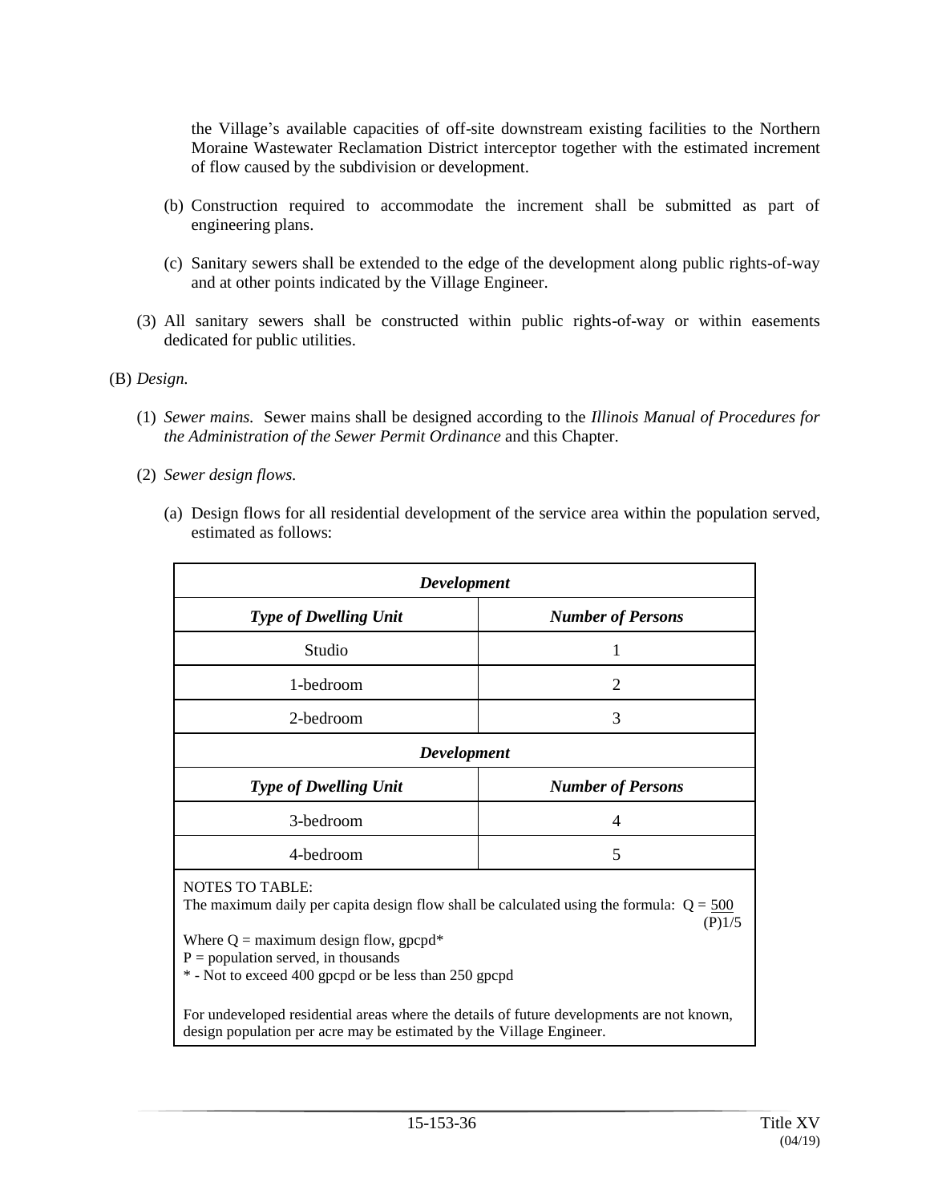the Village's available capacities of off-site downstream existing facilities to the Northern Moraine Wastewater Reclamation District interceptor together with the estimated increment of flow caused by the subdivision or development.

(b) Construction required to accommodate the increment shall be submitted as part of engineering plans.

(c) Sanitary sewers shall be extended to the edge of the development along public rights-of-way and at other points indicated by the Village Engineer.

(3) All sanitary sewers shall be constructed within public rights-of-way or within easements dedicated for public utilities.

(B) *Design.*

(1) *Sewer mains.* Sewer mains shall be designed according to the *Illinois Manual of Procedures for the Administration of the Sewer Permit Ordinance* and this Chapter.

(2) *Sewer design flows.*

(a) Design flows for all residential development of the service area within the population served, estimated as follows:

| ***Development*** | |
|---|---|
| ***Type of Dwelling Unit*** | ***Number of Persons*** |
| Studio | 1 |
| 1-bedroom | 2 |
| 2-bedroom | 3 |
| 3-bedroom | 4 |
| 4-bedroom | 5 |

NOTES TO TABLE:
The maximum daily per capita design flow shall be calculated using the formula: $Q = \frac{500}{(P)^{1/5}}$

Where Q = maximum design flow, gpcpd*
P = population served, in thousands
* - Not to exceed 400 gpcpd or be less than 250 gpcpd

For undeveloped residential areas where the details of future developments are not known, design population per acre may be estimated by the Village Engineer.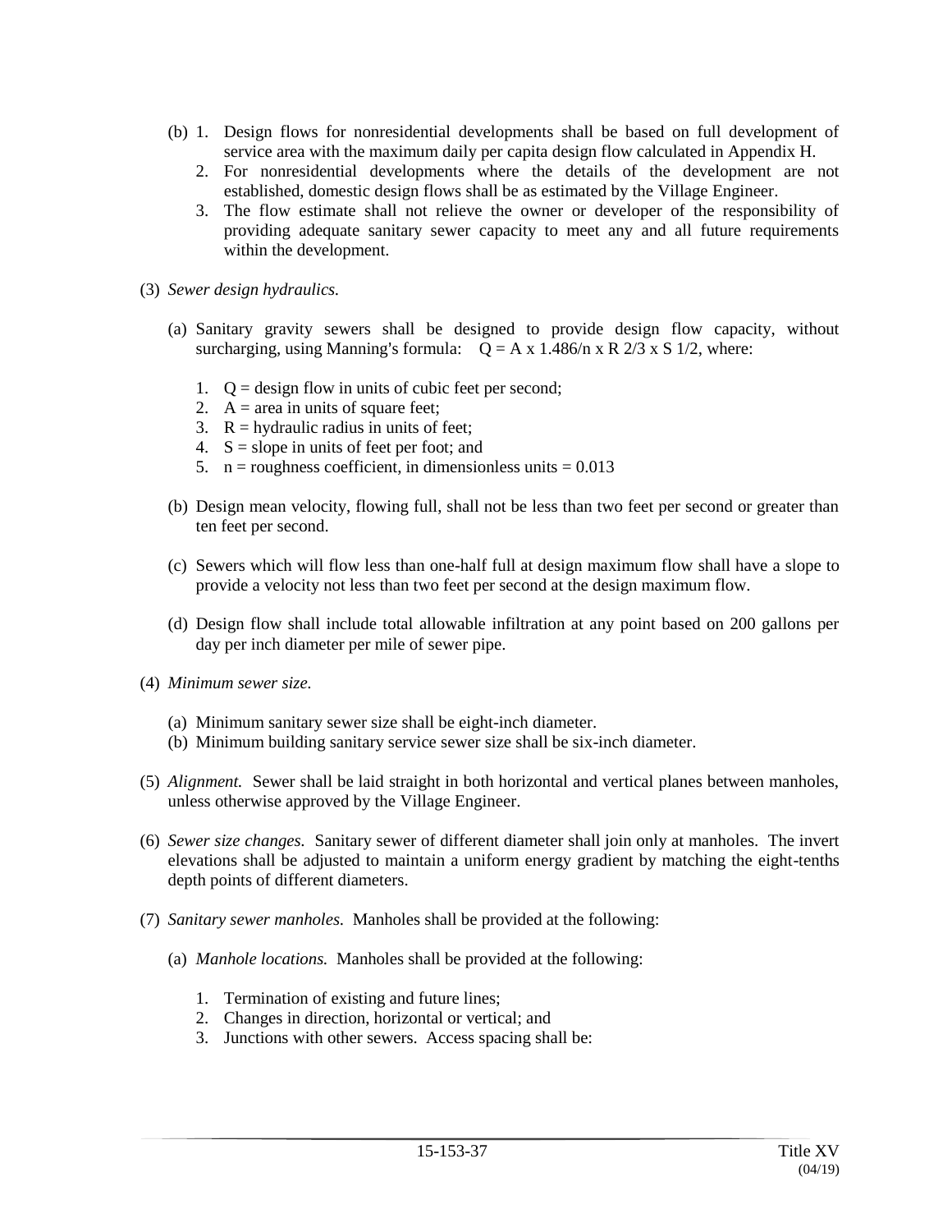(b) 1. Design flows for nonresidential developments shall be based on full development of service area with the maximum daily per capita design flow calculated in Appendix H.

2. For nonresidential developments where the details of the development are not established, domestic design flows shall be as estimated by the Village Engineer.

3. The flow estimate shall not relieve the owner or developer of the responsibility of providing adequate sanitary sewer capacity to meet any and all future requirements within the development.

(3) *Sewer design hydraulics.*

(a) Sanitary gravity sewers shall be designed to provide design flow capacity, without surcharging, using Manning's formula: $Q = A \times 1.486/n \times R^{2/3} \times S^{1/2}$, where:

1. $Q$ = design flow in units of cubic feet per second;
2. $A$ = area in units of square feet;
3. $R$ = hydraulic radius in units of feet;
4. $S$ = slope in units of feet per foot; and
5. $n$ = roughness coefficient, in dimensionless units = 0.013

(b) Design mean velocity, flowing full, shall not be less than two feet per second or greater than ten feet per second.

(c) Sewers which will flow less than one-half full at design maximum flow shall have a slope to provide a velocity not less than two feet per second at the design maximum flow.

(d) Design flow shall include total allowable infiltration at any point based on 200 gallons per day per inch diameter per mile of sewer pipe.

(4) *Minimum sewer size.*

(a) Minimum sanitary sewer size shall be eight-inch diameter.
(b) Minimum building sanitary service sewer size shall be six-inch diameter.

(5) *Alignment.* Sewer shall be laid straight in both horizontal and vertical planes between manholes, unless otherwise approved by the Village Engineer.

(6) *Sewer size changes.* Sanitary sewer of different diameter shall join only at manholes. The invert elevations shall be adjusted to maintain a uniform energy gradient by matching the eight-tenths depth points of different diameters.

(7) *Sanitary sewer manholes.* Manholes shall be provided at the following:

(a) *Manhole locations.* Manholes shall be provided at the following:

1. Termination of existing and future lines;
2. Changes in direction, horizontal or vertical; and
3. Junctions with other sewers. Access spacing shall be: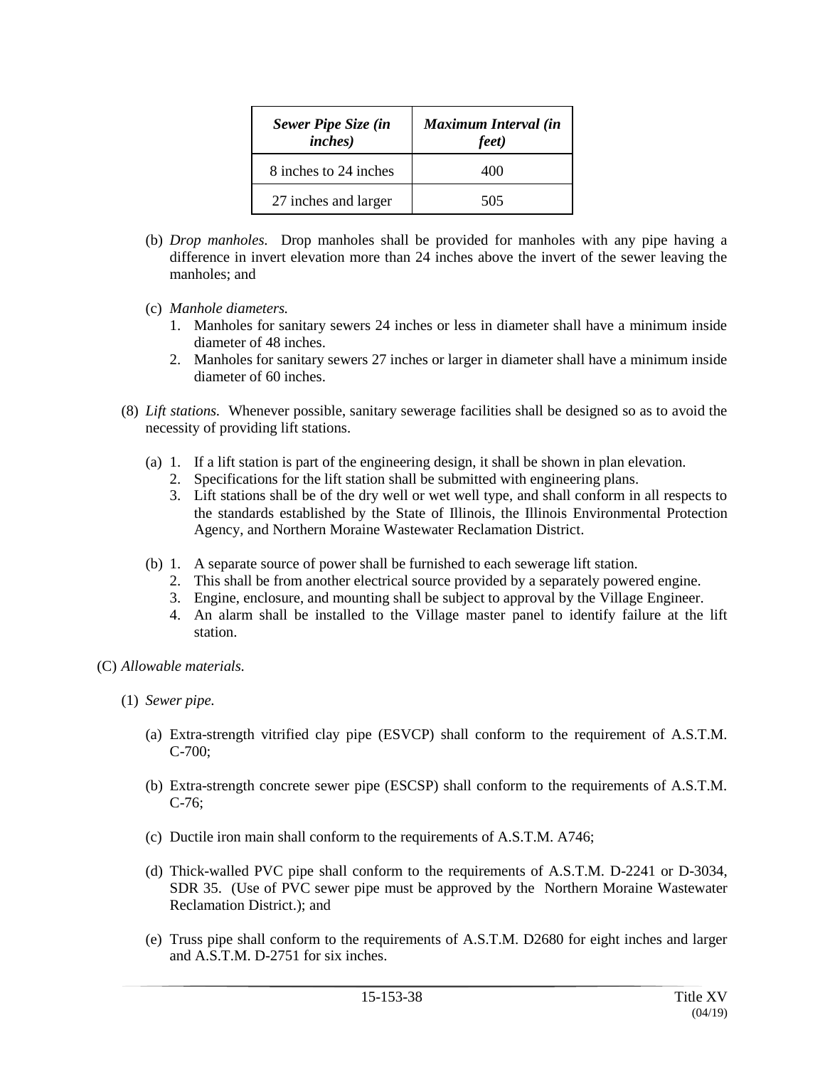| *Sewer Pipe Size (in inches)* | *Maximum Interval (in feet)* |
|---|---|
| 8 inches to 24 inches | 400 |
| 27 inches and larger | 505 |

(b) *Drop manholes.* Drop manholes shall be provided for manholes with any pipe having a difference in invert elevation more than 24 inches above the invert of the sewer leaving the manholes; and

(c) *Manhole diameters.*

1. Manholes for sanitary sewers 24 inches or less in diameter shall have a minimum inside diameter of 48 inches.
2. Manholes for sanitary sewers 27 inches or larger in diameter shall have a minimum inside diameter of 60 inches.

(8) *Lift stations.* Whenever possible, sanitary sewerage facilities shall be designed so as to avoid the necessity of providing lift stations.

(a) 1. If a lift station is part of the engineering design, it shall be shown in plan elevation.
2. Specifications for the lift station shall be submitted with engineering plans.
3. Lift stations shall be of the dry well or wet well type, and shall conform in all respects to the standards established by the State of Illinois, the Illinois Environmental Protection Agency, and Northern Moraine Wastewater Reclamation District.

(b) 1. A separate source of power shall be furnished to each sewerage lift station.
2. This shall be from another electrical source provided by a separately powered engine.
3. Engine, enclosure, and mounting shall be subject to approval by the Village Engineer.
4. An alarm shall be installed to the Village master panel to identify failure at the lift station.

(C) *Allowable materials.*

(1) *Sewer pipe.*

(a) Extra-strength vitrified clay pipe (ESVCP) shall conform to the requirement of A.S.T.M. C-700;

(b) Extra-strength concrete sewer pipe (ESCSP) shall conform to the requirements of A.S.T.M. C-76;

(c) Ductile iron main shall conform to the requirements of A.S.T.M. A746;

(d) Thick-walled PVC pipe shall conform to the requirements of A.S.T.M. D-2241 or D-3034, SDR 35. (Use of PVC sewer pipe must be approved by the Northern Moraine Wastewater Reclamation District.); and

(e) Truss pipe shall conform to the requirements of A.S.T.M. D2680 for eight inches and larger and A.S.T.M. D-2751 for six inches.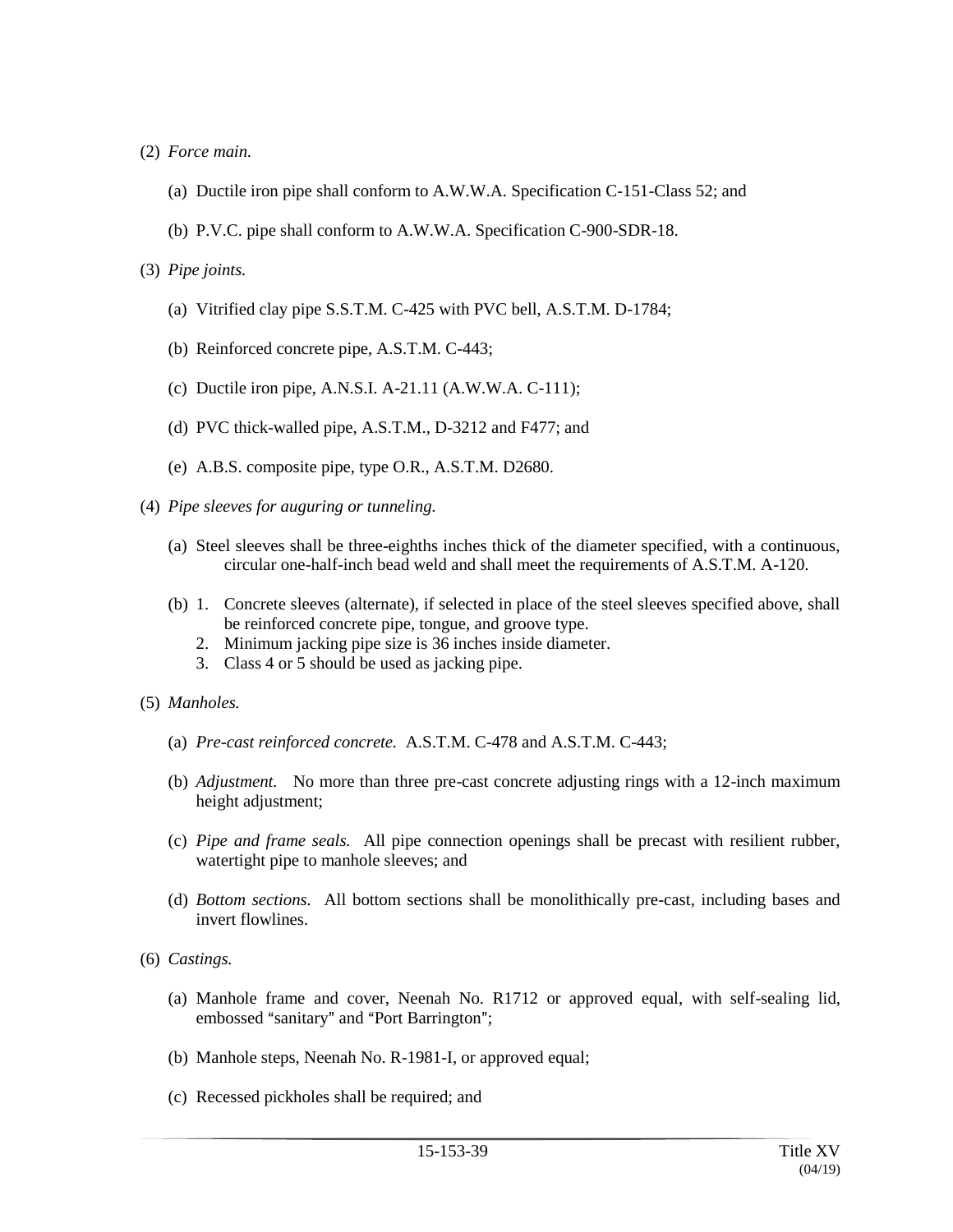(2) *Force main.*

(a) Ductile iron pipe shall conform to A.W.W.A. Specification C-151-Class 52; and

(b) P.V.C. pipe shall conform to A.W.W.A. Specification C-900-SDR-18.

(3) *Pipe joints.*

(a) Vitrified clay pipe S.S.T.M. C-425 with PVC bell, A.S.T.M. D-1784;

(b) Reinforced concrete pipe, A.S.T.M. C-443;

(c) Ductile iron pipe, A.N.S.I. A-21.11 (A.W.W.A. C-111);

(d) PVC thick-walled pipe, A.S.T.M., D-3212 and F477; and

(e) A.B.S. composite pipe, type O.R., A.S.T.M. D2680.

(4) *Pipe sleeves for auguring or tunneling.*

(a) Steel sleeves shall be three-eighths inches thick of the diameter specified, with a continuous, circular one-half-inch bead weld and shall meet the requirements of A.S.T.M. A-120.

(b) 1. Concrete sleeves (alternate), if selected in place of the steel sleeves specified above, shall be reinforced concrete pipe, tongue, and groove type.
2. Minimum jacking pipe size is 36 inches inside diameter.
3. Class 4 or 5 should be used as jacking pipe.

(5) *Manholes.*

(a) *Pre-cast reinforced concrete.* A.S.T.M. C-478 and A.S.T.M. C-443;

(b) *Adjustment.* No more than three pre-cast concrete adjusting rings with a 12-inch maximum height adjustment;

(c) *Pipe and frame seals.* All pipe connection openings shall be precast with resilient rubber, watertight pipe to manhole sleeves; and

(d) *Bottom sections.* All bottom sections shall be monolithically pre-cast, including bases and invert flowlines.

(6) *Castings.*

(a) Manhole frame and cover, Neenah No. R1712 or approved equal, with self-sealing lid, embossed "sanitary" and "Port Barrington";

(b) Manhole steps, Neenah No. R-1981-I, or approved equal;

(c) Recessed pickholes shall be required; and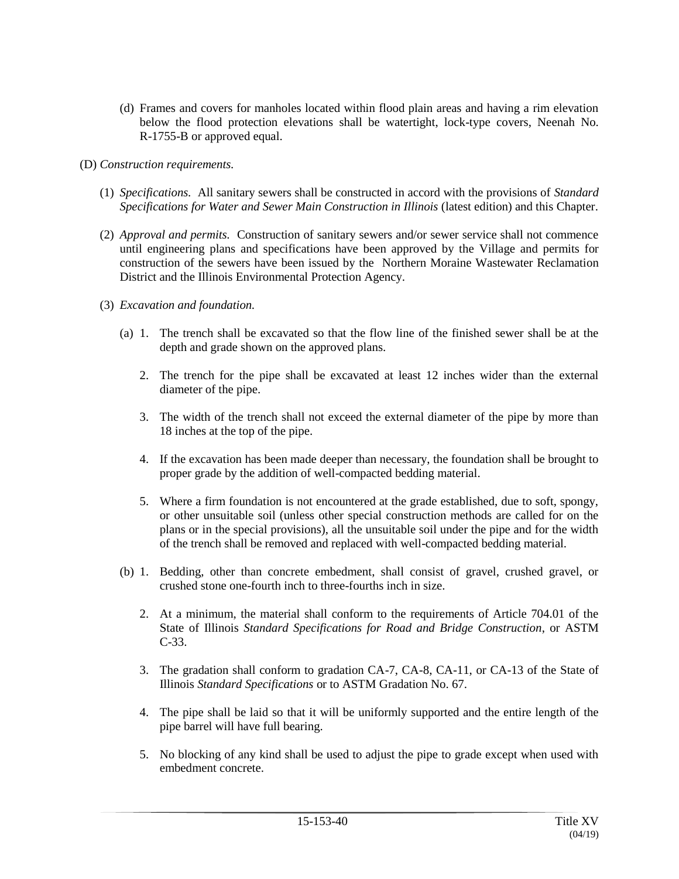(d) Frames and covers for manholes located within flood plain areas and having a rim elevation below the flood protection elevations shall be watertight, lock-type covers, Neenah No. R-1755-B or approved equal.

(D) *Construction requirements.*

(1) *Specifications.* All sanitary sewers shall be constructed in accord with the provisions of *Standard Specifications for Water and Sewer Main Construction in Illinois* (latest edition) and this Chapter.

(2) *Approval and permits.* Construction of sanitary sewers and/or sewer service shall not commence until engineering plans and specifications have been approved by the Village and permits for construction of the sewers have been issued by the Northern Moraine Wastewater Reclamation District and the Illinois Environmental Protection Agency.

(3) *Excavation and foundation.*

(a) 1. The trench shall be excavated so that the flow line of the finished sewer shall be at the depth and grade shown on the approved plans.

2. The trench for the pipe shall be excavated at least 12 inches wider than the external diameter of the pipe.

3. The width of the trench shall not exceed the external diameter of the pipe by more than 18 inches at the top of the pipe.

4. If the excavation has been made deeper than necessary, the foundation shall be brought to proper grade by the addition of well-compacted bedding material.

5. Where a firm foundation is not encountered at the grade established, due to soft, spongy, or other unsuitable soil (unless other special construction methods are called for on the plans or in the special provisions), all the unsuitable soil under the pipe and for the width of the trench shall be removed and replaced with well-compacted bedding material.

(b) 1. Bedding, other than concrete embedment, shall consist of gravel, crushed gravel, or crushed stone one-fourth inch to three-fourths inch in size.

2. At a minimum, the material shall conform to the requirements of Article 704.01 of the State of Illinois *Standard Specifications for Road and Bridge Construction*, or ASTM C-33.

3. The gradation shall conform to gradation CA-7, CA-8, CA-11, or CA-13 of the State of Illinois *Standard Specifications* or to ASTM Gradation No. 67.

4. The pipe shall be laid so that it will be uniformly supported and the entire length of the pipe barrel will have full bearing.

5. No blocking of any kind shall be used to adjust the pipe to grade except when used with embedment concrete.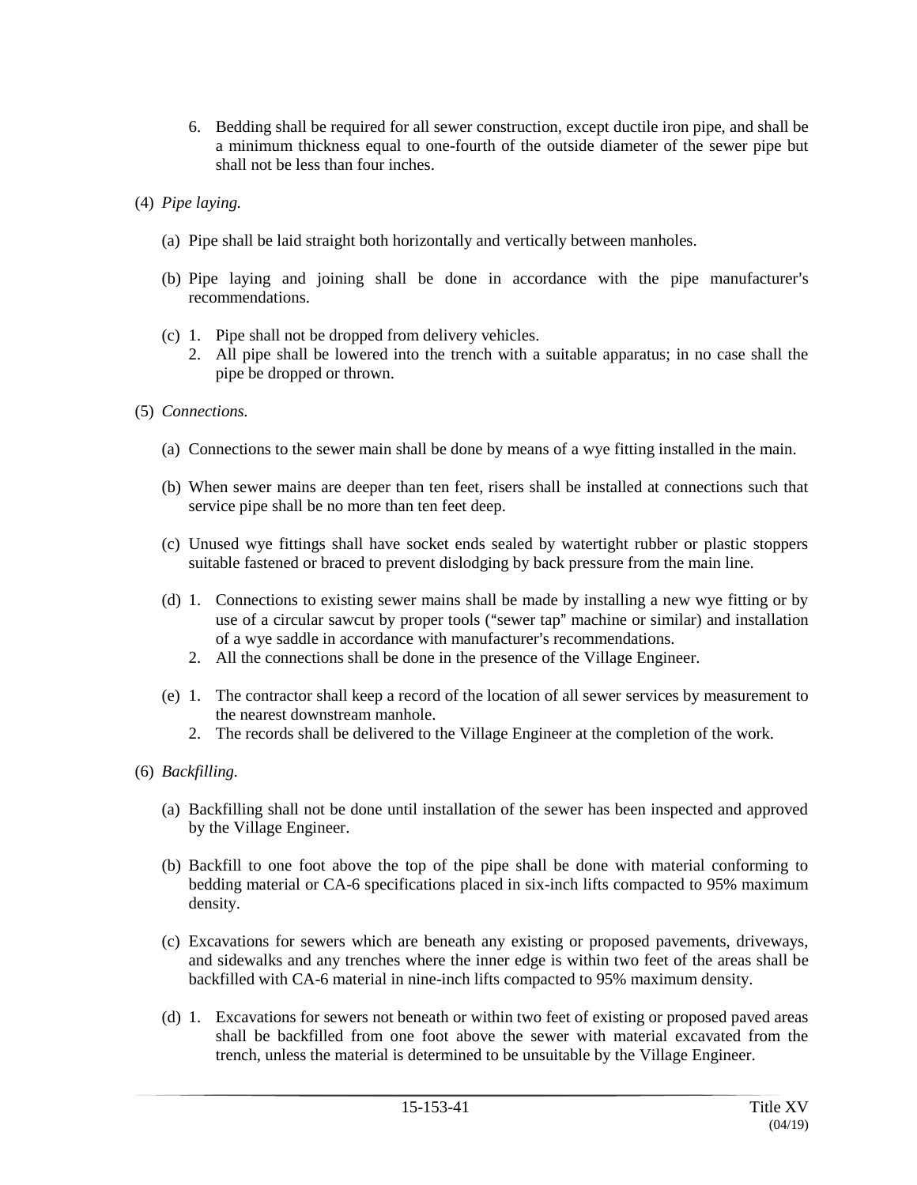6. Bedding shall be required for all sewer construction, except ductile iron pipe, and shall be a minimum thickness equal to one-fourth of the outside diameter of the sewer pipe but shall not be less than four inches.

(4) *Pipe laying.*

(a) Pipe shall be laid straight both horizontally and vertically between manholes.

(b) Pipe laying and joining shall be done in accordance with the pipe manufacturer's recommendations.

(c) 1. Pipe shall not be dropped from delivery vehicles.

2. All pipe shall be lowered into the trench with a suitable apparatus; in no case shall the pipe be dropped or thrown.

(5) *Connections.*

(a) Connections to the sewer main shall be done by means of a wye fitting installed in the main.

(b) When sewer mains are deeper than ten feet, risers shall be installed at connections such that service pipe shall be no more than ten feet deep.

(c) Unused wye fittings shall have socket ends sealed by watertight rubber or plastic stoppers suitable fastened or braced to prevent dislodging by back pressure from the main line.

(d) 1. Connections to existing sewer mains shall be made by installing a new wye fitting or by use of a circular sawcut by proper tools ("sewer tap" machine or similar) and installation of a wye saddle in accordance with manufacturer's recommendations.

2. All the connections shall be done in the presence of the Village Engineer.

(e) 1. The contractor shall keep a record of the location of all sewer services by measurement to the nearest downstream manhole.

2. The records shall be delivered to the Village Engineer at the completion of the work.

(6) *Backfilling.*

(a) Backfilling shall not be done until installation of the sewer has been inspected and approved by the Village Engineer.

(b) Backfill to one foot above the top of the pipe shall be done with material conforming to bedding material or CA-6 specifications placed in six-inch lifts compacted to 95% maximum density.

(c) Excavations for sewers which are beneath any existing or proposed pavements, driveways, and sidewalks and any trenches where the inner edge is within two feet of the areas shall be backfilled with CA-6 material in nine-inch lifts compacted to 95% maximum density.

(d) 1. Excavations for sewers not beneath or within two feet of existing or proposed paved areas shall be backfilled from one foot above the sewer with material excavated from the trench, unless the material is determined to be unsuitable by the Village Engineer.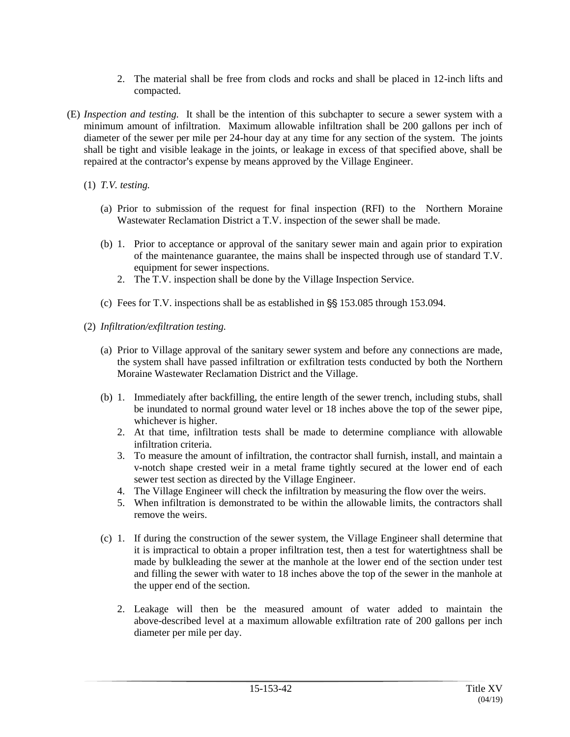2. The material shall be free from clods and rocks and shall be placed in 12-inch lifts and compacted.

(E) *Inspection and testing.* It shall be the intention of this subchapter to secure a sewer system with a minimum amount of infiltration. Maximum allowable infiltration shall be 200 gallons per inch of diameter of the sewer per mile per 24-hour day at any time for any section of the system. The joints shall be tight and visible leakage in the joints, or leakage in excess of that specified above, shall be repaired at the contractor's expense by means approved by the Village Engineer.

(1) *T.V. testing.*

(a) Prior to submission of the request for final inspection (RFI) to the Northern Moraine Wastewater Reclamation District a T.V. inspection of the sewer shall be made.

(b) 1. Prior to acceptance or approval of the sanitary sewer main and again prior to expiration of the maintenance guarantee, the mains shall be inspected through use of standard T.V. equipment for sewer inspections.

2. The T.V. inspection shall be done by the Village Inspection Service.

(c) Fees for T.V. inspections shall be as established in §§ 153.085 through 153.094.

(2) *Infiltration/exfiltration testing.*

(a) Prior to Village approval of the sanitary sewer system and before any connections are made, the system shall have passed infiltration or exfiltration tests conducted by both the Northern Moraine Wastewater Reclamation District and the Village.

(b) 1. Immediately after backfilling, the entire length of the sewer trench, including stubs, shall be inundated to normal ground water level or 18 inches above the top of the sewer pipe, whichever is higher.

2. At that time, infiltration tests shall be made to determine compliance with allowable infiltration criteria.

3. To measure the amount of infiltration, the contractor shall furnish, install, and maintain a v-notch shape crested weir in a metal frame tightly secured at the lower end of each sewer test section as directed by the Village Engineer.

4. The Village Engineer will check the infiltration by measuring the flow over the weirs.

5. When infiltration is demonstrated to be within the allowable limits, the contractors shall remove the weirs.

(c) 1. If during the construction of the sewer system, the Village Engineer shall determine that it is impractical to obtain a proper infiltration test, then a test for watertightness shall be made by bulkleading the sewer at the manhole at the lower end of the section under test and filling the sewer with water to 18 inches above the top of the sewer in the manhole at the upper end of the section.

2. Leakage will then be the measured amount of water added to maintain the above-described level at a maximum allowable exfiltration rate of 200 gallons per inch diameter per mile per day.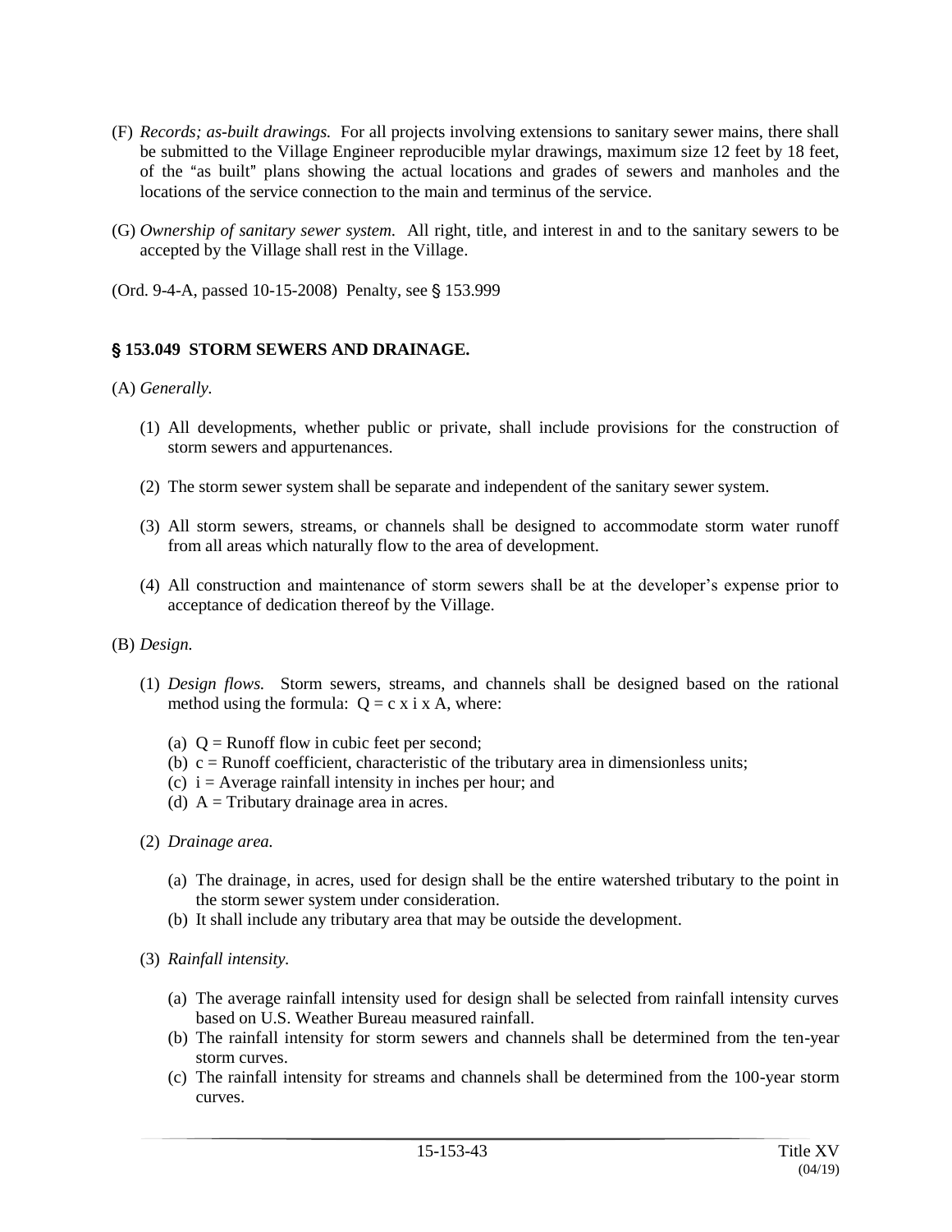(F) *Records; as-built drawings.* For all projects involving extensions to sanitary sewer mains, there shall be submitted to the Village Engineer reproducible mylar drawings, maximum size 12 feet by 18 feet, of the "as built" plans showing the actual locations and grades of sewers and manholes and the locations of the service connection to the main and terminus of the service.

(G) *Ownership of sanitary sewer system.* All right, title, and interest in and to the sanitary sewers to be accepted by the Village shall rest in the Village.

(Ord. 9-4-A, passed 10-15-2008) Penalty, see § 153.999

## § 153.049 STORM SEWERS AND DRAINAGE.

(A) *Generally.*

(1) All developments, whether public or private, shall include provisions for the construction of storm sewers and appurtenances.

(2) The storm sewer system shall be separate and independent of the sanitary sewer system.

(3) All storm sewers, streams, or channels shall be designed to accommodate storm water runoff from all areas which naturally flow to the area of development.

(4) All construction and maintenance of storm sewers shall be at the developer's expense prior to acceptance of dedication thereof by the Village.

(B) *Design.*

(1) *Design flows.* Storm sewers, streams, and channels shall be designed based on the rational method using the formula: $Q = c \times i \times A$, where:

(a) $Q$ = Runoff flow in cubic feet per second;
(b) $c$ = Runoff coefficient, characteristic of the tributary area in dimensionless units;
(c) $i$ = Average rainfall intensity in inches per hour; and
(d) $A$ = Tributary drainage area in acres.

(2) *Drainage area.*

(a) The drainage, in acres, used for design shall be the entire watershed tributary to the point in the storm sewer system under consideration.
(b) It shall include any tributary area that may be outside the development.

(3) *Rainfall intensity.*

(a) The average rainfall intensity used for design shall be selected from rainfall intensity curves based on U.S. Weather Bureau measured rainfall.
(b) The rainfall intensity for storm sewers and channels shall be determined from the ten-year storm curves.
(c) The rainfall intensity for streams and channels shall be determined from the 100-year storm curves.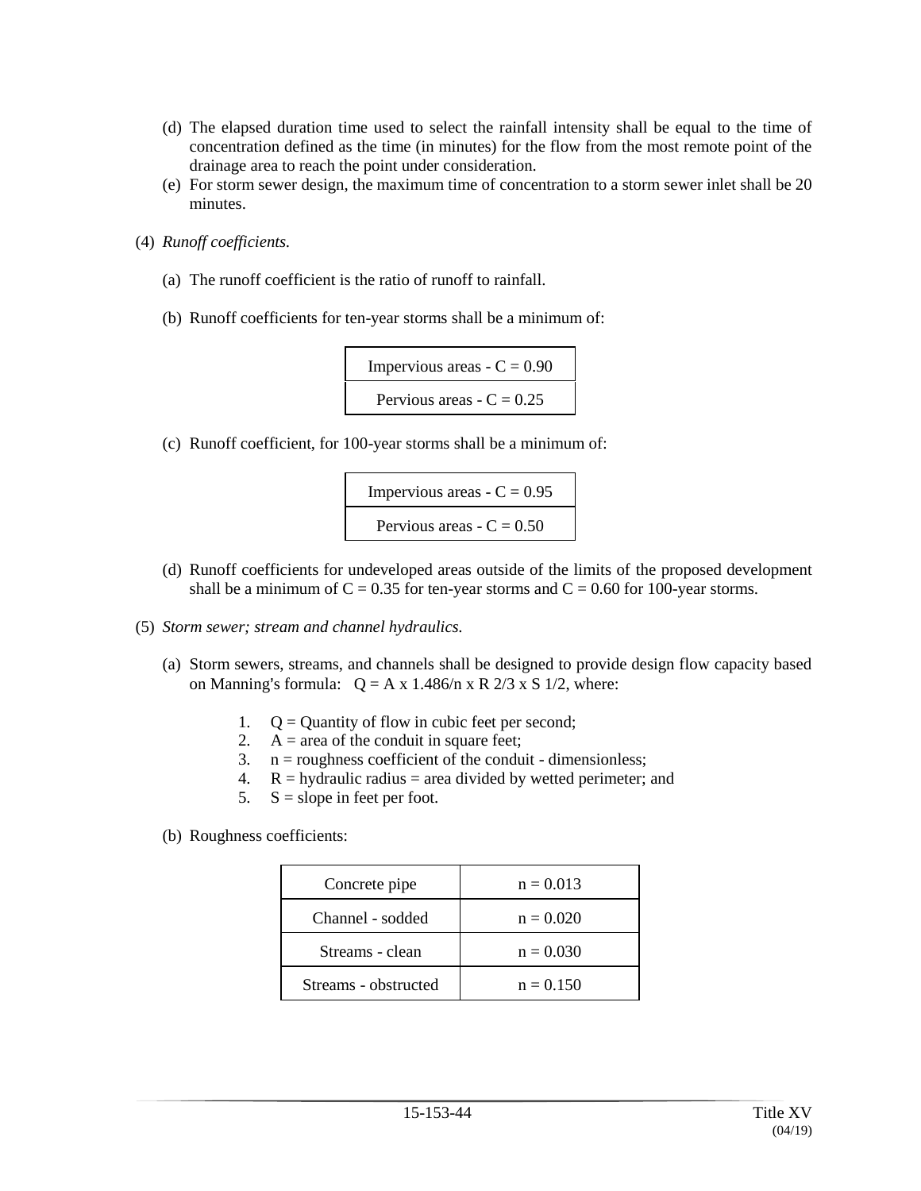(d) The elapsed duration time used to select the rainfall intensity shall be equal to the time of concentration defined as the time (in minutes) for the flow from the most remote point of the drainage area to reach the point under consideration.

(e) For storm sewer design, the maximum time of concentration to a storm sewer inlet shall be 20 minutes.

(4) *Runoff coefficients.*

(a) The runoff coefficient is the ratio of runoff to rainfall.

(b) Runoff coefficients for ten-year storms shall be a minimum of:

| Impervious areas - C = 0.90 |
|---|
| Pervious areas - C = 0.25 |

(c) Runoff coefficient, for 100-year storms shall be a minimum of:

| Impervious areas - C = 0.95 |
|---|
| Pervious areas - C = 0.50 |

(d) Runoff coefficients for undeveloped areas outside of the limits of the proposed development shall be a minimum of C = 0.35 for ten-year storms and C = 0.60 for 100-year storms.

(5) *Storm sewer; stream and channel hydraulics.*

(a) Storm sewers, streams, and channels shall be designed to provide design flow capacity based on Manning's formula: Q = A x 1.486/n x R 2/3 x S 1/2, where:

1. Q = Quantity of flow in cubic feet per second;
2. A = area of the conduit in square feet;
3. n = roughness coefficient of the conduit - dimensionless;
4. R = hydraulic radius = area divided by wetted perimeter; and
5. S = slope in feet per foot.

(b) Roughness coefficients:

| Concrete pipe | n = 0.013 |
|---|---|
| Channel - sodded | n = 0.020 |
| Streams - clean | n = 0.030 |
| Streams - obstructed | n = 0.150 |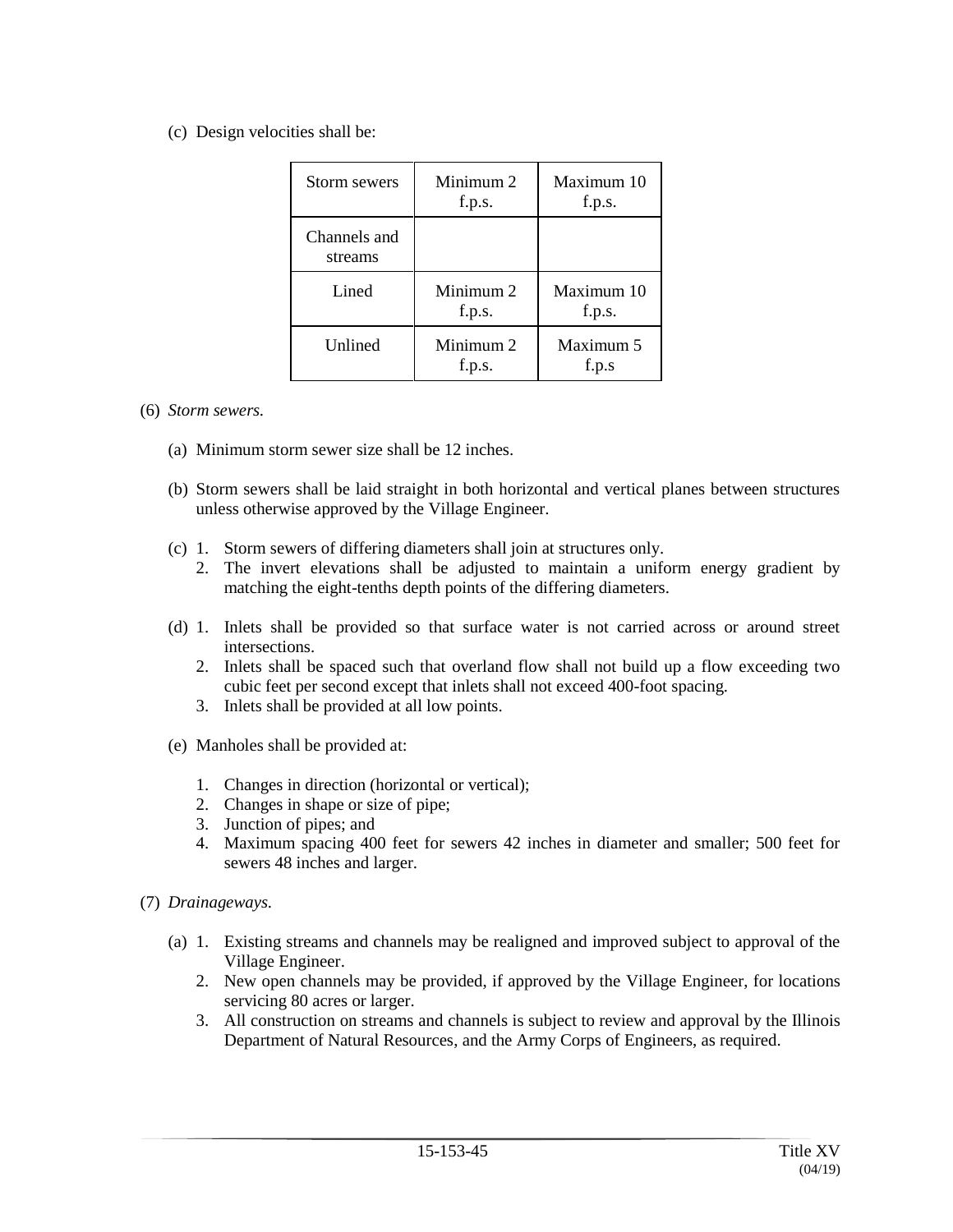(c) Design velocities shall be:

| Storm sewers | Minimum 2 f.p.s. | Maximum 10 f.p.s. |
|---|---|---|
| Channels and streams | | |
| Lined | Minimum 2 f.p.s. | Maximum 10 f.p.s. |
| Unlined | Minimum 2 f.p.s. | Maximum 5 f.p.s |

(6) *Storm sewers.*

(a) Minimum storm sewer size shall be 12 inches.

(b) Storm sewers shall be laid straight in both horizontal and vertical planes between structures unless otherwise approved by the Village Engineer.

(c) 1. Storm sewers of differing diameters shall join at structures only.
   2. The invert elevations shall be adjusted to maintain a uniform energy gradient by matching the eight-tenths depth points of the differing diameters.

(d) 1. Inlets shall be provided so that surface water is not carried across or around street intersections.
   2. Inlets shall be spaced such that overland flow shall not build up a flow exceeding two cubic feet per second except that inlets shall not exceed 400-foot spacing.
   3. Inlets shall be provided at all low points.

(e) Manholes shall be provided at:

   1. Changes in direction (horizontal or vertical);
   2. Changes in shape or size of pipe;
   3. Junction of pipes; and
   4. Maximum spacing 400 feet for sewers 42 inches in diameter and smaller; 500 feet for sewers 48 inches and larger.

(7) *Drainageways.*

(a) 1. Existing streams and channels may be realigned and improved subject to approval of the Village Engineer.
   2. New open channels may be provided, if approved by the Village Engineer, for locations servicing 80 acres or larger.
   3. All construction on streams and channels is subject to review and approval by the Illinois Department of Natural Resources, and the Army Corps of Engineers, as required.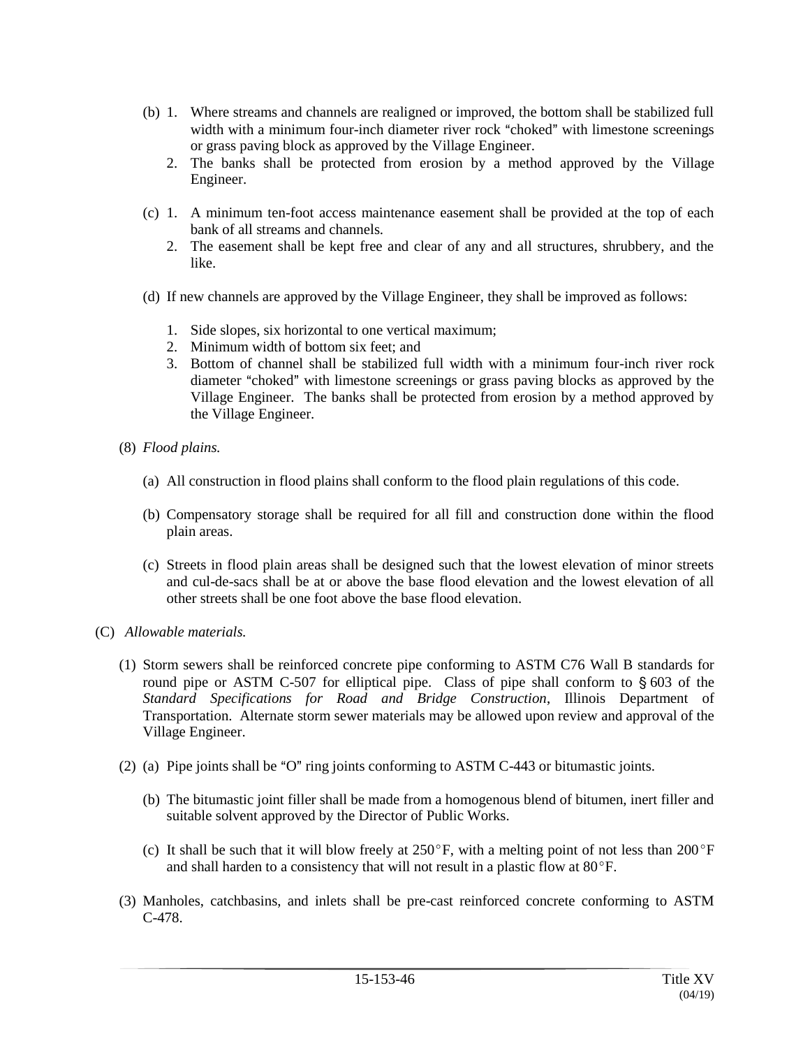(b) 1. Where streams and channels are realigned or improved, the bottom shall be stabilized full width with a minimum four-inch diameter river rock "choked" with limestone screenings or grass paving block as approved by the Village Engineer.

2. The banks shall be protected from erosion by a method approved by the Village Engineer.

(c) 1. A minimum ten-foot access maintenance easement shall be provided at the top of each bank of all streams and channels.

2. The easement shall be kept free and clear of any and all structures, shrubbery, and the like.

(d) If new channels are approved by the Village Engineer, they shall be improved as follows:

1. Side slopes, six horizontal to one vertical maximum;
2. Minimum width of bottom six feet; and
3. Bottom of channel shall be stabilized full width with a minimum four-inch river rock diameter "choked" with limestone screenings or grass paving blocks as approved by the Village Engineer. The banks shall be protected from erosion by a method approved by the Village Engineer.

(8) *Flood plains.*

(a) All construction in flood plains shall conform to the flood plain regulations of this code.

(b) Compensatory storage shall be required for all fill and construction done within the flood plain areas.

(c) Streets in flood plain areas shall be designed such that the lowest elevation of minor streets and cul-de-sacs shall be at or above the base flood elevation and the lowest elevation of all other streets shall be one foot above the base flood elevation.

(C) *Allowable materials.*

(1) Storm sewers shall be reinforced concrete pipe conforming to ASTM C76 Wall B standards for round pipe or ASTM C-507 for elliptical pipe. Class of pipe shall conform to § 603 of the *Standard Specifications for Road and Bridge Construction*, Illinois Department of Transportation. Alternate storm sewer materials may be allowed upon review and approval of the Village Engineer.

(2) (a) Pipe joints shall be "O" ring joints conforming to ASTM C-443 or bitumastic joints.

(b) The bitumastic joint filler shall be made from a homogenous blend of bitumen, inert filler and suitable solvent approved by the Director of Public Works.

(c) It shall be such that it will blow freely at 250°F, with a melting point of not less than 200°F and shall harden to a consistency that will not result in a plastic flow at 80°F.

(3) Manholes, catchbasins, and inlets shall be pre-cast reinforced concrete conforming to ASTM C-478.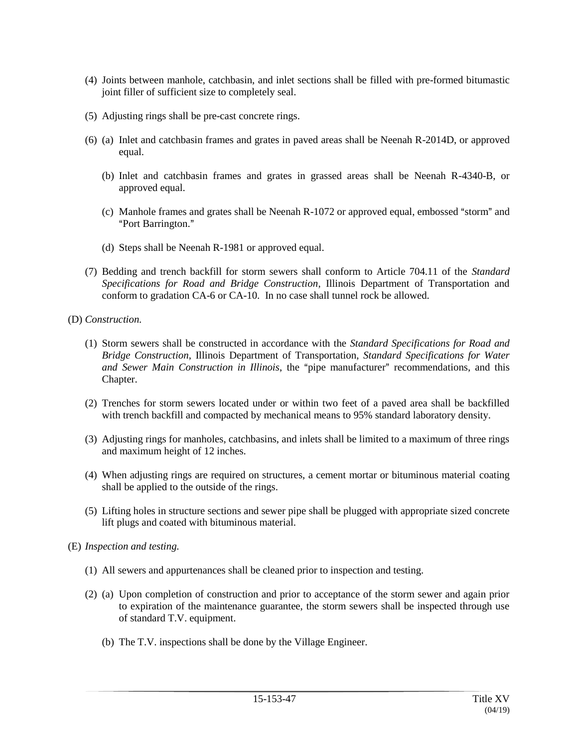(4) Joints between manhole, catchbasin, and inlet sections shall be filled with pre-formed bitumastic joint filler of sufficient size to completely seal.

(5) Adjusting rings shall be pre-cast concrete rings.

(6) (a) Inlet and catchbasin frames and grates in paved areas shall be Neenah R-2014D, or approved equal.

(b) Inlet and catchbasin frames and grates in grassed areas shall be Neenah R-4340-B, or approved equal.

(c) Manhole frames and grates shall be Neenah R-1072 or approved equal, embossed "storm" and "Port Barrington."

(d) Steps shall be Neenah R-1981 or approved equal.

(7) Bedding and trench backfill for storm sewers shall conform to Article 704.11 of the *Standard Specifications for Road and Bridge Construction*, Illinois Department of Transportation and conform to gradation CA-6 or CA-10. In no case shall tunnel rock be allowed.

(D) *Construction.*

(1) Storm sewers shall be constructed in accordance with the *Standard Specifications for Road and Bridge Construction*, Illinois Department of Transportation, *Standard Specifications for Water and Sewer Main Construction in Illinois*, the "pipe manufacturer" recommendations, and this Chapter.

(2) Trenches for storm sewers located under or within two feet of a paved area shall be backfilled with trench backfill and compacted by mechanical means to 95% standard laboratory density.

(3) Adjusting rings for manholes, catchbasins, and inlets shall be limited to a maximum of three rings and maximum height of 12 inches.

(4) When adjusting rings are required on structures, a cement mortar or bituminous material coating shall be applied to the outside of the rings.

(5) Lifting holes in structure sections and sewer pipe shall be plugged with appropriate sized concrete lift plugs and coated with bituminous material.

(E) *Inspection and testing.*

(1) All sewers and appurtenances shall be cleaned prior to inspection and testing.

(2) (a) Upon completion of construction and prior to acceptance of the storm sewer and again prior to expiration of the maintenance guarantee, the storm sewers shall be inspected through use of standard T.V. equipment.

(b) The T.V. inspections shall be done by the Village Engineer.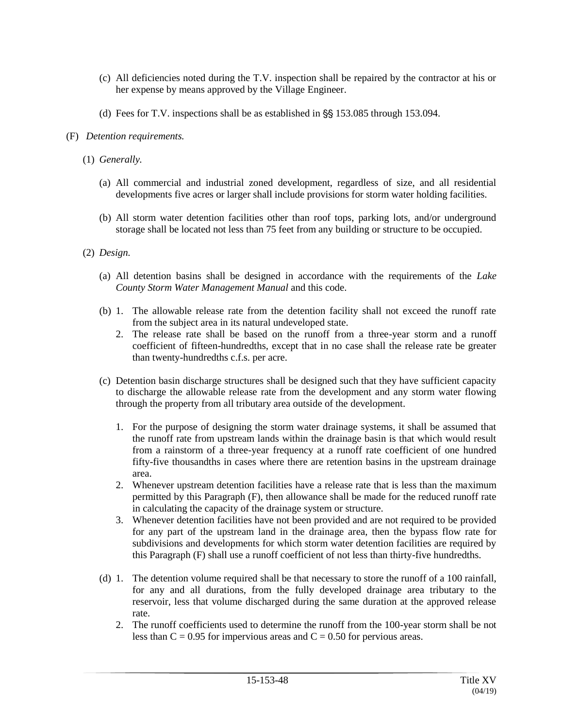(c) All deficiencies noted during the T.V. inspection shall be repaired by the contractor at his or her expense by means approved by the Village Engineer.

(d) Fees for T.V. inspections shall be as established in §§ 153.085 through 153.094.

(F) *Detention requirements.*

(1) *Generally.*

(a) All commercial and industrial zoned development, regardless of size, and all residential developments five acres or larger shall include provisions for storm water holding facilities.

(b) All storm water detention facilities other than roof tops, parking lots, and/or underground storage shall be located not less than 75 feet from any building or structure to be occupied.

(2) *Design.*

(a) All detention basins shall be designed in accordance with the requirements of the *Lake County Storm Water Management Manual* and this code.

(b) 1. The allowable release rate from the detention facility shall not exceed the runoff rate from the subject area in its natural undeveloped state.

2. The release rate shall be based on the runoff from a three-year storm and a runoff coefficient of fifteen-hundredths, except that in no case shall the release rate be greater than twenty-hundredths c.f.s. per acre.

(c) Detention basin discharge structures shall be designed such that they have sufficient capacity to discharge the allowable release rate from the development and any storm water flowing through the property from all tributary area outside of the development.

1. For the purpose of designing the storm water drainage systems, it shall be assumed that the runoff rate from upstream lands within the drainage basin is that which would result from a rainstorm of a three-year frequency at a runoff rate coefficient of one hundred fifty-five thousandths in cases where there are retention basins in the upstream drainage area.
2. Whenever upstream detention facilities have a release rate that is less than the maximum permitted by this Paragraph (F), then allowance shall be made for the reduced runoff rate in calculating the capacity of the drainage system or structure.
3. Whenever detention facilities have not been provided and are not required to be provided for any part of the upstream land in the drainage area, then the bypass flow rate for subdivisions and developments for which storm water detention facilities are required by this Paragraph (F) shall use a runoff coefficient of not less than thirty-five hundredths.

(d) 1. The detention volume required shall be that necessary to store the runoff of a 100 rainfall, for any and all durations, from the fully developed drainage area tributary to the reservoir, less that volume discharged during the same duration at the approved release rate.

2. The runoff coefficients used to determine the runoff from the 100-year storm shall be not less than $C = 0.95$ for impervious areas and $C = 0.50$ for pervious areas.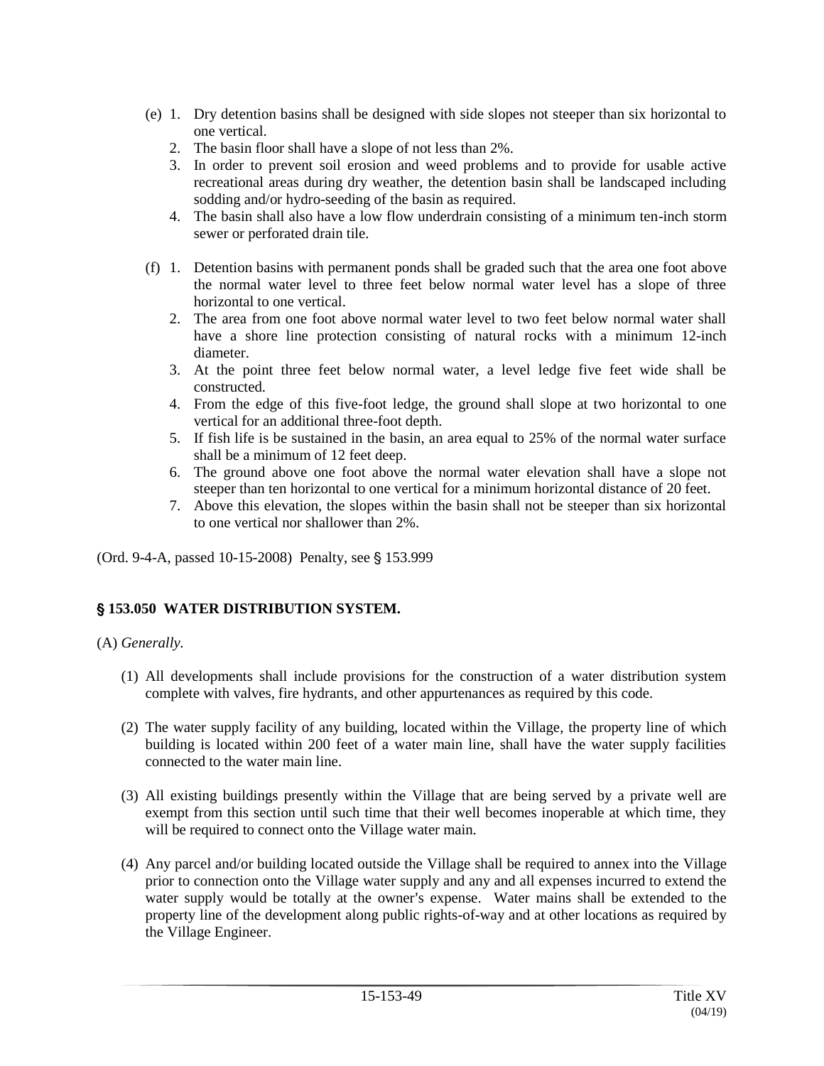(e) 1. Dry detention basins shall be designed with side slopes not steeper than six horizontal to one vertical.
   2. The basin floor shall have a slope of not less than 2%.
   3. In order to prevent soil erosion and weed problems and to provide for usable active recreational areas during dry weather, the detention basin shall be landscaped including sodding and/or hydro-seeding of the basin as required.
   4. The basin shall also have a low flow underdrain consisting of a minimum ten-inch storm sewer or perforated drain tile.

(f) 1. Detention basins with permanent ponds shall be graded such that the area one foot above the normal water level to three feet below normal water level has a slope of three horizontal to one vertical.
   2. The area from one foot above normal water level to two feet below normal water shall have a shore line protection consisting of natural rocks with a minimum 12-inch diameter.
   3. At the point three feet below normal water, a level ledge five feet wide shall be constructed.
   4. From the edge of this five-foot ledge, the ground shall slope at two horizontal to one vertical for an additional three-foot depth.
   5. If fish life is be sustained in the basin, an area equal to 25% of the normal water surface shall be a minimum of 12 feet deep.
   6. The ground above one foot above the normal water elevation shall have a slope not steeper than ten horizontal to one vertical for a minimum horizontal distance of 20 feet.
   7. Above this elevation, the slopes within the basin shall not be steeper than six horizontal to one vertical nor shallower than 2%.

(Ord. 9-4-A, passed 10-15-2008) Penalty, see § 153.999

## § 153.050 WATER DISTRIBUTION SYSTEM.

(A) *Generally.*

(1) All developments shall include provisions for the construction of a water distribution system complete with valves, fire hydrants, and other appurtenances as required by this code.

(2) The water supply facility of any building, located within the Village, the property line of which building is located within 200 feet of a water main line, shall have the water supply facilities connected to the water main line.

(3) All existing buildings presently within the Village that are being served by a private well are exempt from this section until such time that their well becomes inoperable at which time, they will be required to connect onto the Village water main.

(4) Any parcel and/or building located outside the Village shall be required to annex into the Village prior to connection onto the Village water supply and any and all expenses incurred to extend the water supply would be totally at the owner's expense. Water mains shall be extended to the property line of the development along public rights-of-way and at other locations as required by the Village Engineer.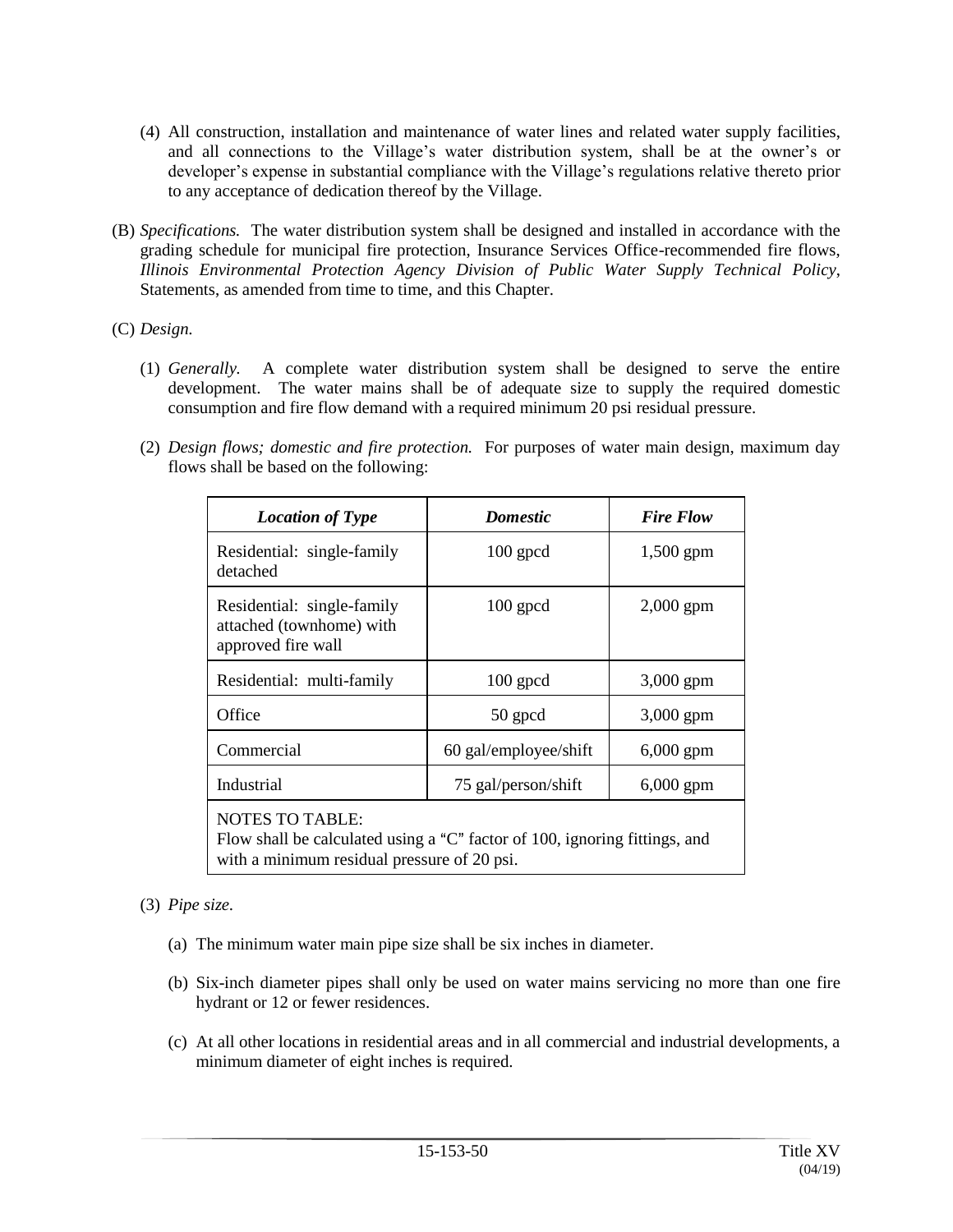(4) All construction, installation and maintenance of water lines and related water supply facilities, and all connections to the Village's water distribution system, shall be at the owner's or developer's expense in substantial compliance with the Village's regulations relative thereto prior to any acceptance of dedication thereof by the Village.

(B) *Specifications.* The water distribution system shall be designed and installed in accordance with the grading schedule for municipal fire protection, Insurance Services Office-recommended fire flows, *Illinois Environmental Protection Agency Division of Public Water Supply Technical Policy*, Statements, as amended from time to time, and this Chapter.

(C) *Design.*

(1) *Generally.* A complete water distribution system shall be designed to serve the entire development. The water mains shall be of adequate size to supply the required domestic consumption and fire flow demand with a required minimum 20 psi residual pressure.

(2) *Design flows; domestic and fire protection.* For purposes of water main design, maximum day flows shall be based on the following:

| ***Location of Type*** | ***Domestic*** | ***Fire Flow*** |
|---|---|---|
| Residential: single-family detached | 100 gpcd | 1,500 gpm |
| Residential: single-family attached (townhome) with approved fire wall | 100 gpcd | 2,000 gpm |
| Residential: multi-family | 100 gpcd | 3,000 gpm |
| Office | 50 gpcd | 3,000 gpm |
| Commercial | 60 gal/employee/shift | 6,000 gpm |
| Industrial | 75 gal/person/shift | 6,000 gpm |
| NOTES TO TABLE: Flow shall be calculated using a "C" factor of 100, ignoring fittings, and with a minimum residual pressure of 20 psi. | | |

(3) *Pipe size.*

(a) The minimum water main pipe size shall be six inches in diameter.

(b) Six-inch diameter pipes shall only be used on water mains servicing no more than one fire hydrant or 12 or fewer residences.

(c) At all other locations in residential areas and in all commercial and industrial developments, a minimum diameter of eight inches is required.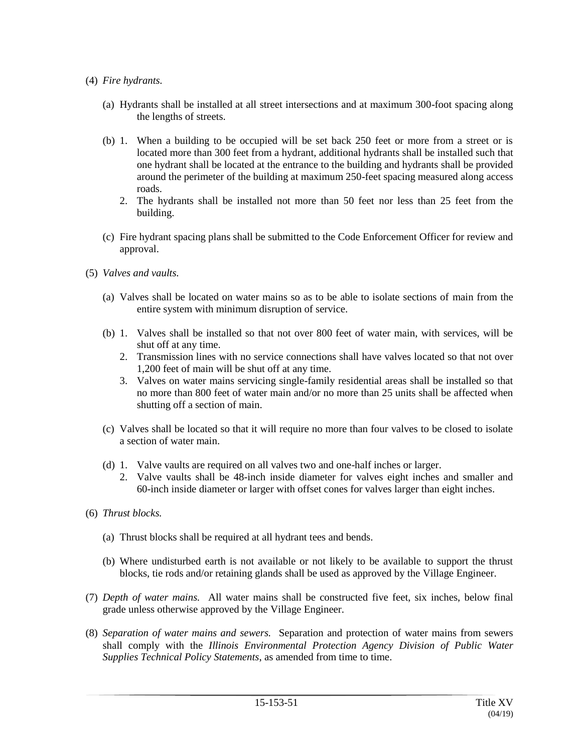(4) *Fire hydrants.*

(a) Hydrants shall be installed at all street intersections and at maximum 300-foot spacing along the lengths of streets.

(b) 1. When a building to be occupied will be set back 250 feet or more from a street or is located more than 300 feet from a hydrant, additional hydrants shall be installed such that one hydrant shall be located at the entrance to the building and hydrants shall be provided around the perimeter of the building at maximum 250-feet spacing measured along access roads.

2. The hydrants shall be installed not more than 50 feet nor less than 25 feet from the building.

(c) Fire hydrant spacing plans shall be submitted to the Code Enforcement Officer for review and approval.

(5) *Valves and vaults.*

(a) Valves shall be located on water mains so as to be able to isolate sections of main from the entire system with minimum disruption of service.

(b) 1. Valves shall be installed so that not over 800 feet of water main, with services, will be shut off at any time.

2. Transmission lines with no service connections shall have valves located so that not over 1,200 feet of main will be shut off at any time.

3. Valves on water mains servicing single-family residential areas shall be installed so that no more than 800 feet of water main and/or no more than 25 units shall be affected when shutting off a section of main.

(c) Valves shall be located so that it will require no more than four valves to be closed to isolate a section of water main.

(d) 1. Valve vaults are required on all valves two and one-half inches or larger.

2. Valve vaults shall be 48-inch inside diameter for valves eight inches and smaller and 60-inch inside diameter or larger with offset cones for valves larger than eight inches.

(6) *Thrust blocks.*

(a) Thrust blocks shall be required at all hydrant tees and bends.

(b) Where undisturbed earth is not available or not likely to be available to support the thrust blocks, tie rods and/or retaining glands shall be used as approved by the Village Engineer.

(7) *Depth of water mains.* All water mains shall be constructed five feet, six inches, below final grade unless otherwise approved by the Village Engineer.

(8) *Separation of water mains and sewers.* Separation and protection of water mains from sewers shall comply with the *Illinois Environmental Protection Agency Division of Public Water Supplies Technical Policy Statements*, as amended from time to time.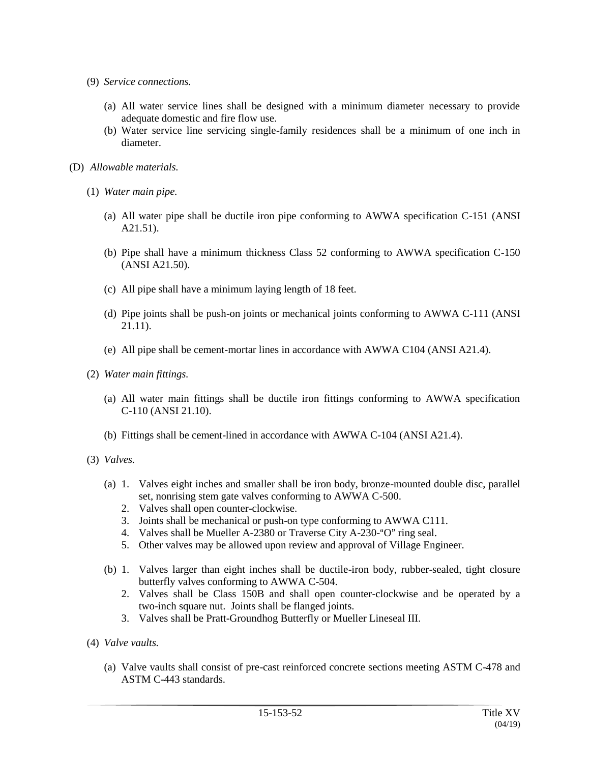(9) *Service connections.*

(a) All water service lines shall be designed with a minimum diameter necessary to provide adequate domestic and fire flow use.

(b) Water service line servicing single-family residences shall be a minimum of one inch in diameter.

(D) *Allowable materials.*

(1) *Water main pipe.*

(a) All water pipe shall be ductile iron pipe conforming to AWWA specification C-151 (ANSI A21.51).

(b) Pipe shall have a minimum thickness Class 52 conforming to AWWA specification C-150 (ANSI A21.50).

(c) All pipe shall have a minimum laying length of 18 feet.

(d) Pipe joints shall be push-on joints or mechanical joints conforming to AWWA C-111 (ANSI 21.11).

(e) All pipe shall be cement-mortar lines in accordance with AWWA C104 (ANSI A21.4).

(2) *Water main fittings.*

(a) All water main fittings shall be ductile iron fittings conforming to AWWA specification C-110 (ANSI 21.10).

(b) Fittings shall be cement-lined in accordance with AWWA C-104 (ANSI A21.4).

(3) *Valves.*

(a) 1. Valves eight inches and smaller shall be iron body, bronze-mounted double disc, parallel set, nonrising stem gate valves conforming to AWWA C-500.

2. Valves shall open counter-clockwise.

3. Joints shall be mechanical or push-on type conforming to AWWA C111.

4. Valves shall be Mueller A-2380 or Traverse City A-230-“O” ring seal.

5. Other valves may be allowed upon review and approval of Village Engineer.

(b) 1. Valves larger than eight inches shall be ductile-iron body, rubber-sealed, tight closure butterfly valves conforming to AWWA C-504.

2. Valves shall be Class 150B and shall open counter-clockwise and be operated by a two-inch square nut. Joints shall be flanged joints.

3. Valves shall be Pratt-Groundhog Butterfly or Mueller Lineseal III.

(4) *Valve vaults.*

(a) Valve vaults shall consist of pre-cast reinforced concrete sections meeting ASTM C-478 and ASTM C-443 standards.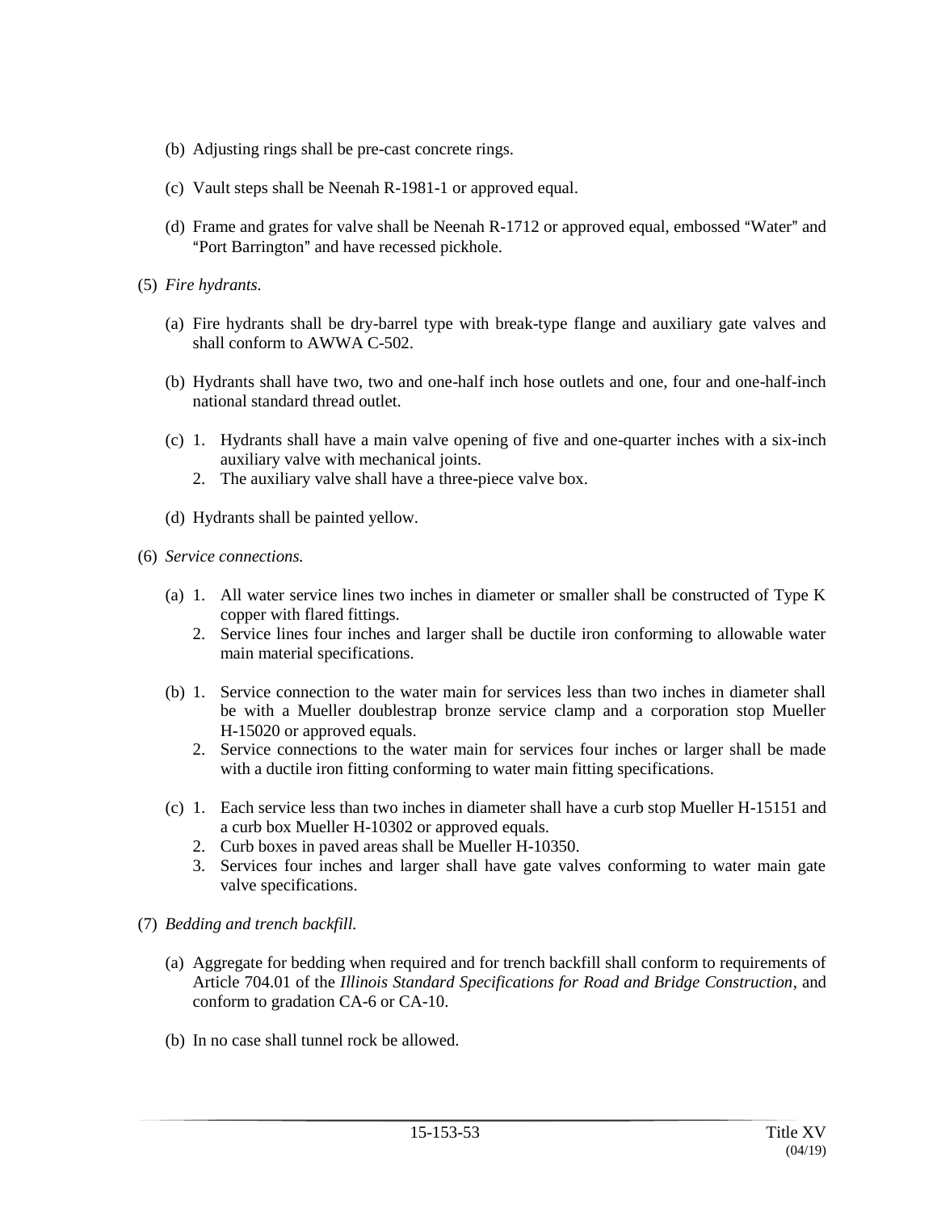(b) Adjusting rings shall be pre-cast concrete rings.

(c) Vault steps shall be Neenah R-1981-1 or approved equal.

(d) Frame and grates for valve shall be Neenah R-1712 or approved equal, embossed "Water" and "Port Barrington" and have recessed pickhole.

(5) *Fire hydrants.*

(a) Fire hydrants shall be dry-barrel type with break-type flange and auxiliary gate valves and shall conform to AWWA C-502.

(b) Hydrants shall have two, two and one-half inch hose outlets and one, four and one-half-inch national standard thread outlet.

(c) 1. Hydrants shall have a main valve opening of five and one-quarter inches with a six-inch auxiliary valve with mechanical joints.
   2. The auxiliary valve shall have a three-piece valve box.

(d) Hydrants shall be painted yellow.

(6) *Service connections.*

(a) 1. All water service lines two inches in diameter or smaller shall be constructed of Type K copper with flared fittings.
   2. Service lines four inches and larger shall be ductile iron conforming to allowable water main material specifications.

(b) 1. Service connection to the water main for services less than two inches in diameter shall be with a Mueller doublestrap bronze service clamp and a corporation stop Mueller H-15020 or approved equals.
   2. Service connections to the water main for services four inches or larger shall be made with a ductile iron fitting conforming to water main fitting specifications.

(c) 1. Each service less than two inches in diameter shall have a curb stop Mueller H-15151 and a curb box Mueller H-10302 or approved equals.
   2. Curb boxes in paved areas shall be Mueller H-10350.
   3. Services four inches and larger shall have gate valves conforming to water main gate valve specifications.

(7) *Bedding and trench backfill.*

(a) Aggregate for bedding when required and for trench backfill shall conform to requirements of Article 704.01 of the *Illinois Standard Specifications for Road and Bridge Construction*, and conform to gradation CA-6 or CA-10.

(b) In no case shall tunnel rock be allowed.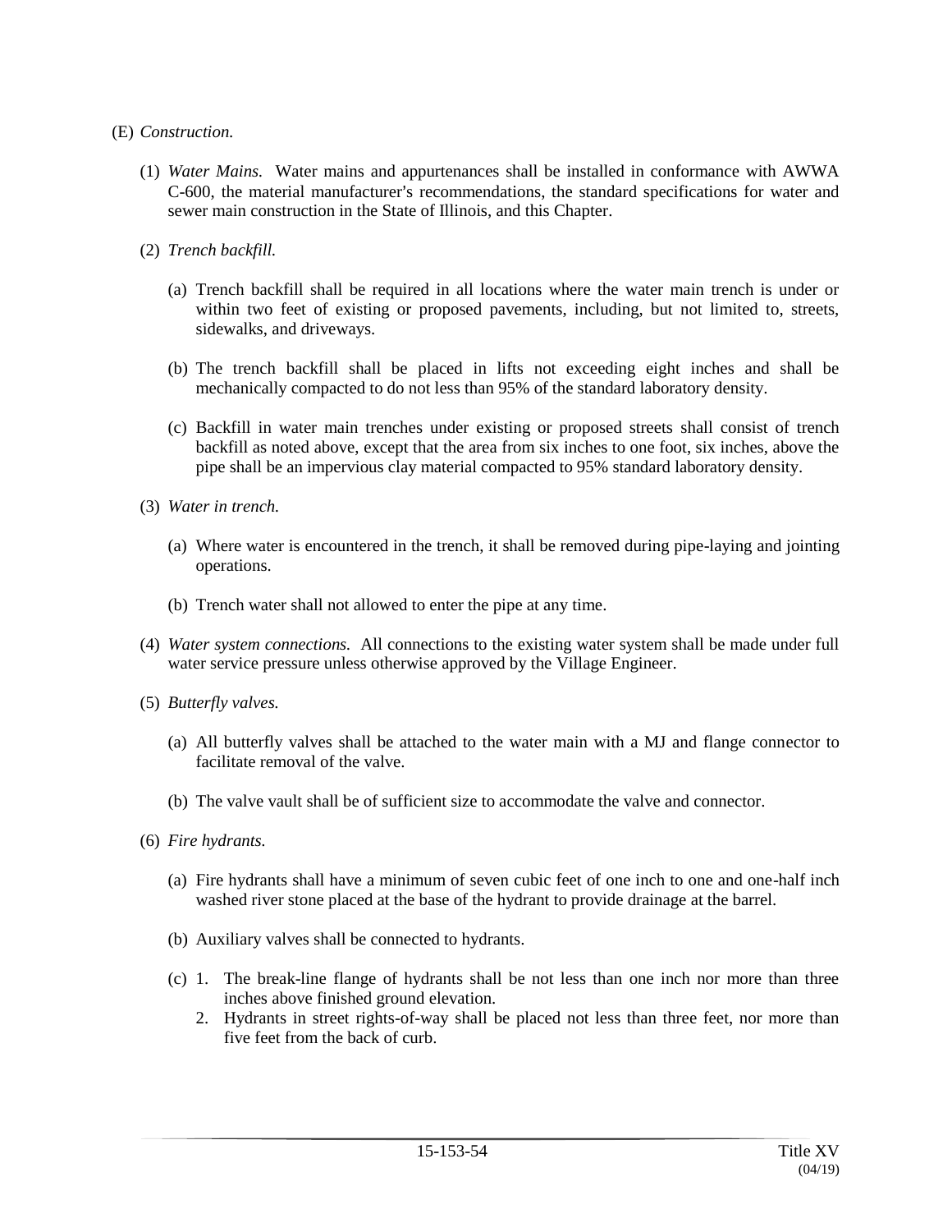(E) *Construction.*

(1) *Water Mains.* Water mains and appurtenances shall be installed in conformance with AWWA C-600, the material manufacturer's recommendations, the standard specifications for water and sewer main construction in the State of Illinois, and this Chapter.

(2) *Trench backfill.*

(a) Trench backfill shall be required in all locations where the water main trench is under or within two feet of existing or proposed pavements, including, but not limited to, streets, sidewalks, and driveways.

(b) The trench backfill shall be placed in lifts not exceeding eight inches and shall be mechanically compacted to do not less than 95% of the standard laboratory density.

(c) Backfill in water main trenches under existing or proposed streets shall consist of trench backfill as noted above, except that the area from six inches to one foot, six inches, above the pipe shall be an impervious clay material compacted to 95% standard laboratory density.

(3) *Water in trench.*

(a) Where water is encountered in the trench, it shall be removed during pipe-laying and jointing operations.

(b) Trench water shall not allowed to enter the pipe at any time.

(4) *Water system connections.* All connections to the existing water system shall be made under full water service pressure unless otherwise approved by the Village Engineer.

(5) *Butterfly valves.*

(a) All butterfly valves shall be attached to the water main with a MJ and flange connector to facilitate removal of the valve.

(b) The valve vault shall be of sufficient size to accommodate the valve and connector.

(6) *Fire hydrants.*

(a) Fire hydrants shall have a minimum of seven cubic feet of one inch to one and one-half inch washed river stone placed at the base of the hydrant to provide drainage at the barrel.

(b) Auxiliary valves shall be connected to hydrants.

(c) 1. The break-line flange of hydrants shall be not less than one inch nor more than three inches above finished ground elevation.

2. Hydrants in street rights-of-way shall be placed not less than three feet, nor more than five feet from the back of curb.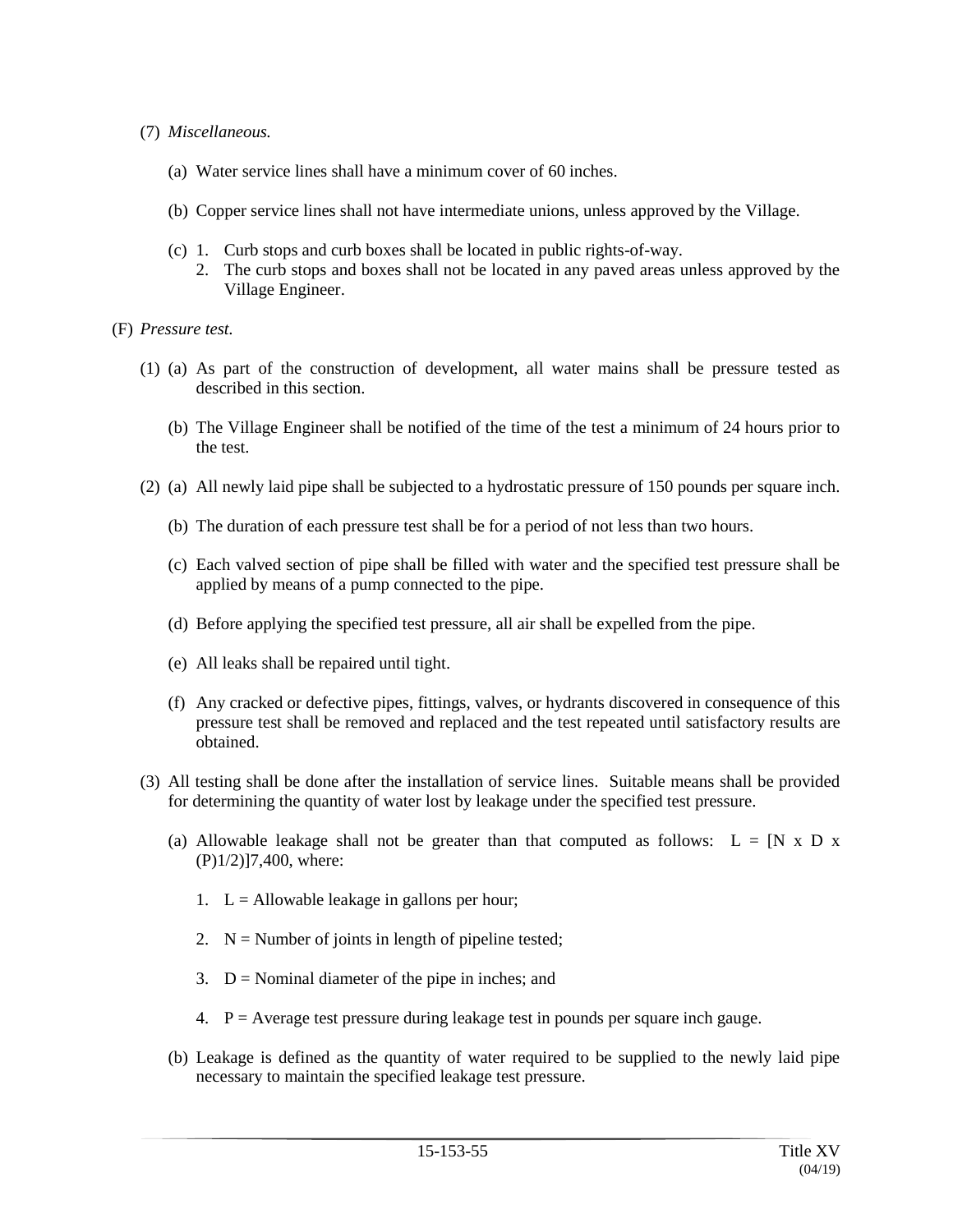(7) *Miscellaneous.*

(a) Water service lines shall have a minimum cover of 60 inches.

(b) Copper service lines shall not have intermediate unions, unless approved by the Village.

(c) 1. Curb stops and curb boxes shall be located in public rights-of-way.

2. The curb stops and boxes shall not be located in any paved areas unless approved by the Village Engineer.

(F) *Pressure test.*

(1) (a) As part of the construction of development, all water mains shall be pressure tested as described in this section.

(b) The Village Engineer shall be notified of the time of the test a minimum of 24 hours prior to the test.

(2) (a) All newly laid pipe shall be subjected to a hydrostatic pressure of 150 pounds per square inch.

(b) The duration of each pressure test shall be for a period of not less than two hours.

(c) Each valved section of pipe shall be filled with water and the specified test pressure shall be applied by means of a pump connected to the pipe.

(d) Before applying the specified test pressure, all air shall be expelled from the pipe.

(e) All leaks shall be repaired until tight.

(f) Any cracked or defective pipes, fittings, valves, or hydrants discovered in consequence of this pressure test shall be removed and replaced and the test repeated until satisfactory results are obtained.

(3) All testing shall be done after the installation of service lines. Suitable means shall be provided for determining the quantity of water lost by leakage under the specified test pressure.

(a) Allowable leakage shall not be greater than that computed as follows: L = [N x D x (P)1/2)]7,400, where:

1. L = Allowable leakage in gallons per hour;

2. N = Number of joints in length of pipeline tested;

3. D = Nominal diameter of the pipe in inches; and

4. P = Average test pressure during leakage test in pounds per square inch gauge.

(b) Leakage is defined as the quantity of water required to be supplied to the newly laid pipe necessary to maintain the specified leakage test pressure.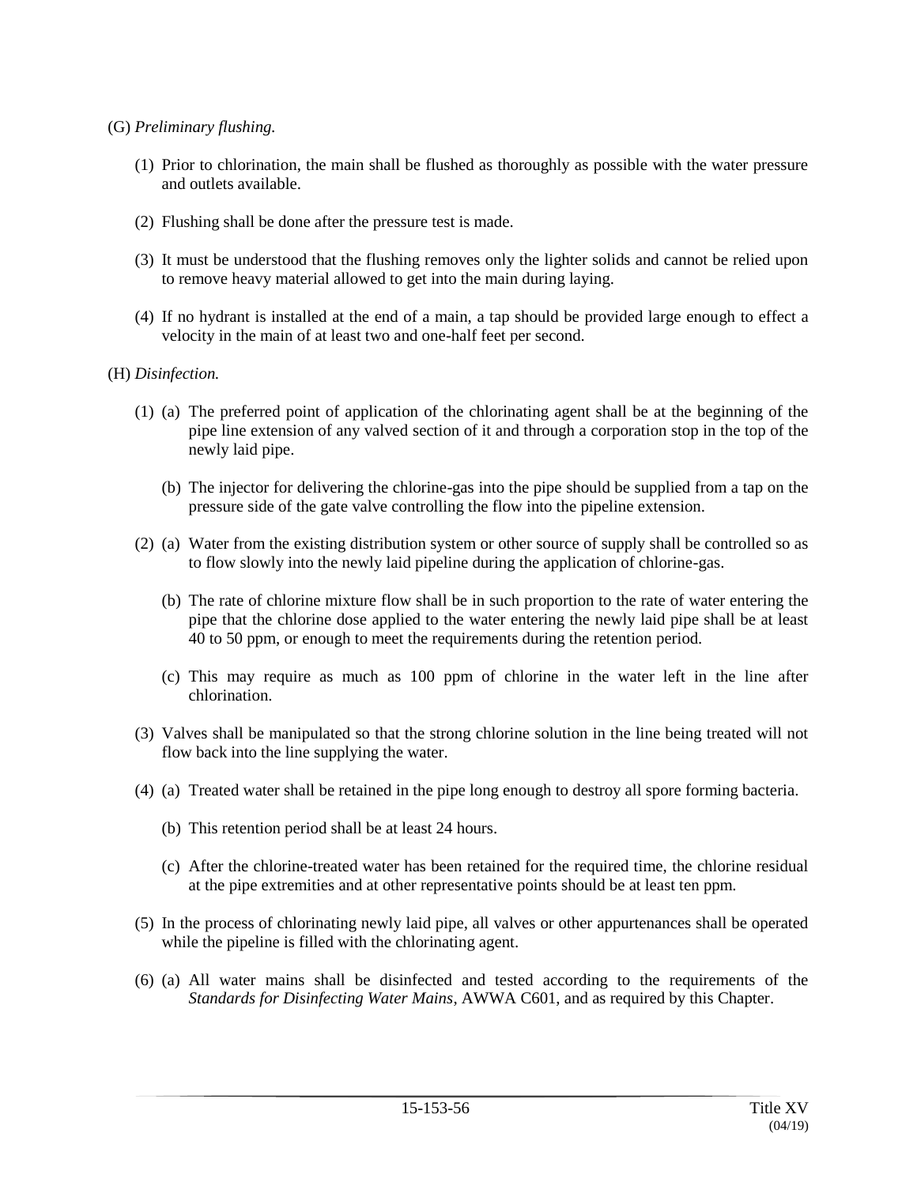(G) *Preliminary flushing.*

(1) Prior to chlorination, the main shall be flushed as thoroughly as possible with the water pressure and outlets available.

(2) Flushing shall be done after the pressure test is made.

(3) It must be understood that the flushing removes only the lighter solids and cannot be relied upon to remove heavy material allowed to get into the main during laying.

(4) If no hydrant is installed at the end of a main, a tap should be provided large enough to effect a velocity in the main of at least two and one-half feet per second.

(H) *Disinfection.*

(1) (a) The preferred point of application of the chlorinating agent shall be at the beginning of the pipe line extension of any valved section of it and through a corporation stop in the top of the newly laid pipe.

(b) The injector for delivering the chlorine-gas into the pipe should be supplied from a tap on the pressure side of the gate valve controlling the flow into the pipeline extension.

(2) (a) Water from the existing distribution system or other source of supply shall be controlled so as to flow slowly into the newly laid pipeline during the application of chlorine-gas.

(b) The rate of chlorine mixture flow shall be in such proportion to the rate of water entering the pipe that the chlorine dose applied to the water entering the newly laid pipe shall be at least 40 to 50 ppm, or enough to meet the requirements during the retention period.

(c) This may require as much as 100 ppm of chlorine in the water left in the line after chlorination.

(3) Valves shall be manipulated so that the strong chlorine solution in the line being treated will not flow back into the line supplying the water.

(4) (a) Treated water shall be retained in the pipe long enough to destroy all spore forming bacteria.

(b) This retention period shall be at least 24 hours.

(c) After the chlorine-treated water has been retained for the required time, the chlorine residual at the pipe extremities and at other representative points should be at least ten ppm.

(5) In the process of chlorinating newly laid pipe, all valves or other appurtenances shall be operated while the pipeline is filled with the chlorinating agent.

(6) (a) All water mains shall be disinfected and tested according to the requirements of the *Standards for Disinfecting Water Mains*, AWWA C601, and as required by this Chapter.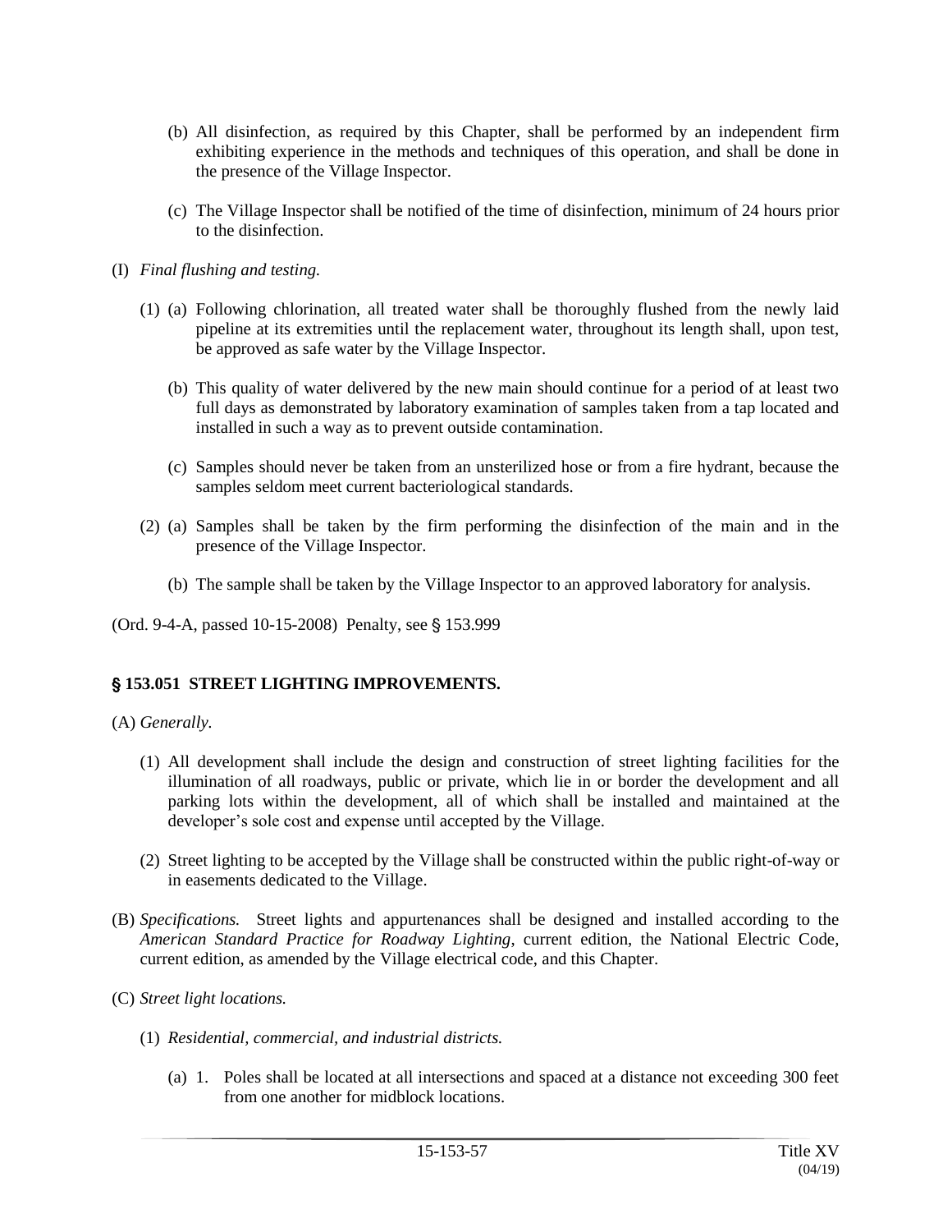(b) All disinfection, as required by this Chapter, shall be performed by an independent firm exhibiting experience in the methods and techniques of this operation, and shall be done in the presence of the Village Inspector.

(c) The Village Inspector shall be notified of the time of disinfection, minimum of 24 hours prior to the disinfection.

(I) *Final flushing and testing.*

(1) (a) Following chlorination, all treated water shall be thoroughly flushed from the newly laid pipeline at its extremities until the replacement water, throughout its length shall, upon test, be approved as safe water by the Village Inspector.

(b) This quality of water delivered by the new main should continue for a period of at least two full days as demonstrated by laboratory examination of samples taken from a tap located and installed in such a way as to prevent outside contamination.

(c) Samples should never be taken from an unsterilized hose or from a fire hydrant, because the samples seldom meet current bacteriological standards.

(2) (a) Samples shall be taken by the firm performing the disinfection of the main and in the presence of the Village Inspector.

(b) The sample shall be taken by the Village Inspector to an approved laboratory for analysis.

(Ord. 9-4-A, passed 10-15-2008) Penalty, see § 153.999

### § 153.051 STREET LIGHTING IMPROVEMENTS.

(A) *Generally.*

(1) All development shall include the design and construction of street lighting facilities for the illumination of all roadways, public or private, which lie in or border the development and all parking lots within the development, all of which shall be installed and maintained at the developer's sole cost and expense until accepted by the Village.

(2) Street lighting to be accepted by the Village shall be constructed within the public right-of-way or in easements dedicated to the Village.

(B) *Specifications.* Street lights and appurtenances shall be designed and installed according to the *American Standard Practice for Roadway Lighting*, current edition, the National Electric Code, current edition, as amended by the Village electrical code, and this Chapter.

(C) *Street light locations.*

(1) *Residential, commercial, and industrial districts.*

(a) 1. Poles shall be located at all intersections and spaced at a distance not exceeding 300 feet from one another for midblock locations.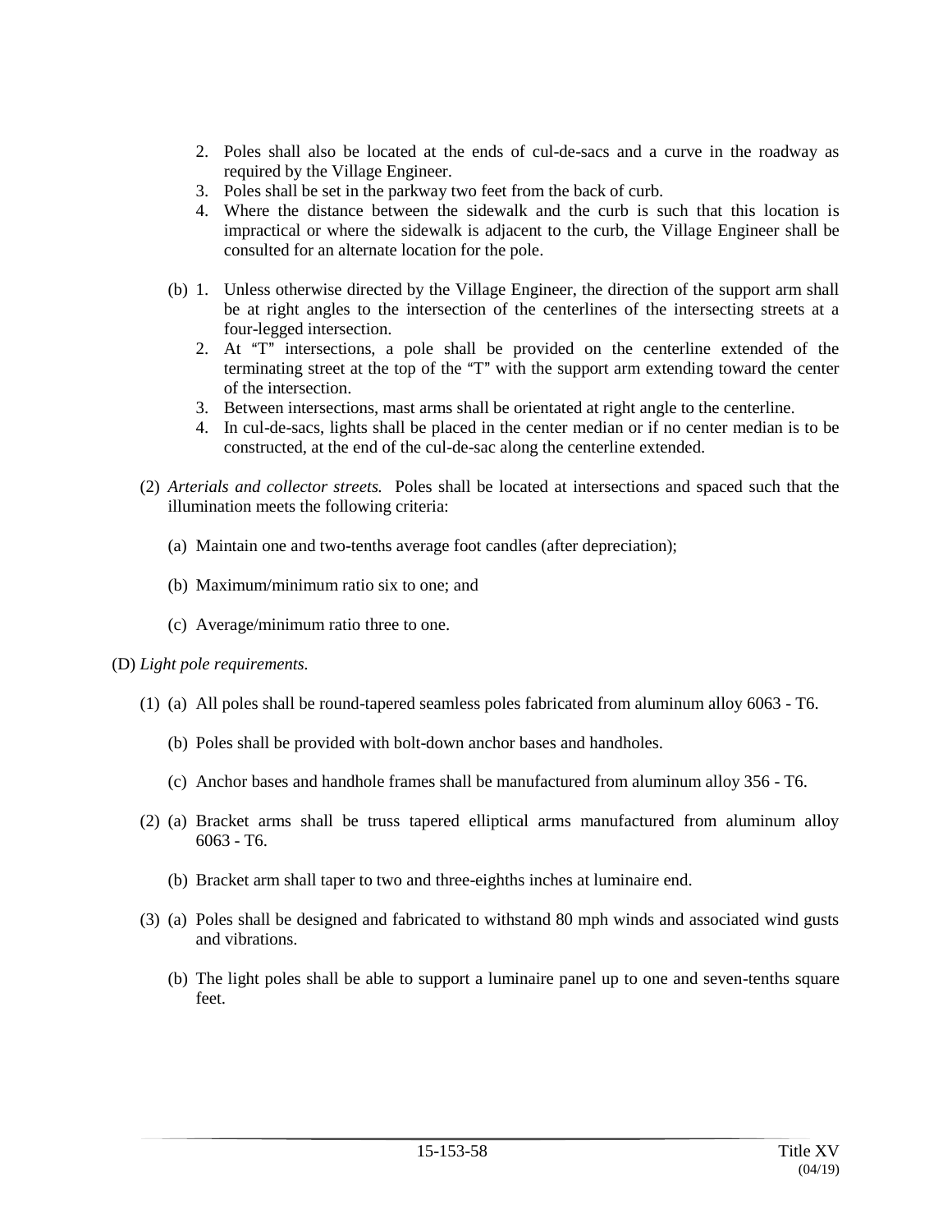2. Poles shall also be located at the ends of cul-de-sacs and a curve in the roadway as required by the Village Engineer.
3. Poles shall be set in the parkway two feet from the back of curb.
4. Where the distance between the sidewalk and the curb is such that this location is impractical or where the sidewalk is adjacent to the curb, the Village Engineer shall be consulted for an alternate location for the pole.

(b) 1. Unless otherwise directed by the Village Engineer, the direction of the support arm shall be at right angles to the intersection of the centerlines of the intersecting streets at a four-legged intersection.
2. At "T" intersections, a pole shall be provided on the centerline extended of the terminating street at the top of the "T" with the support arm extending toward the center of the intersection.
3. Between intersections, mast arms shall be orientated at right angle to the centerline.
4. In cul-de-sacs, lights shall be placed in the center median or if no center median is to be constructed, at the end of the cul-de-sac along the centerline extended.

(2) *Arterials and collector streets.* Poles shall be located at intersections and spaced such that the illumination meets the following criteria:

(a) Maintain one and two-tenths average foot candles (after depreciation);

(b) Maximum/minimum ratio six to one; and

(c) Average/minimum ratio three to one.

(D) *Light pole requirements.*

(1) (a) All poles shall be round-tapered seamless poles fabricated from aluminum alloy 6063 - T6.

(b) Poles shall be provided with bolt-down anchor bases and handholes.

(c) Anchor bases and handhole frames shall be manufactured from aluminum alloy 356 - T6.

(2) (a) Bracket arms shall be truss tapered elliptical arms manufactured from aluminum alloy 6063 - T6.

(b) Bracket arm shall taper to two and three-eighths inches at luminaire end.

(3) (a) Poles shall be designed and fabricated to withstand 80 mph winds and associated wind gusts and vibrations.

(b) The light poles shall be able to support a luminaire panel up to one and seven-tenths square feet.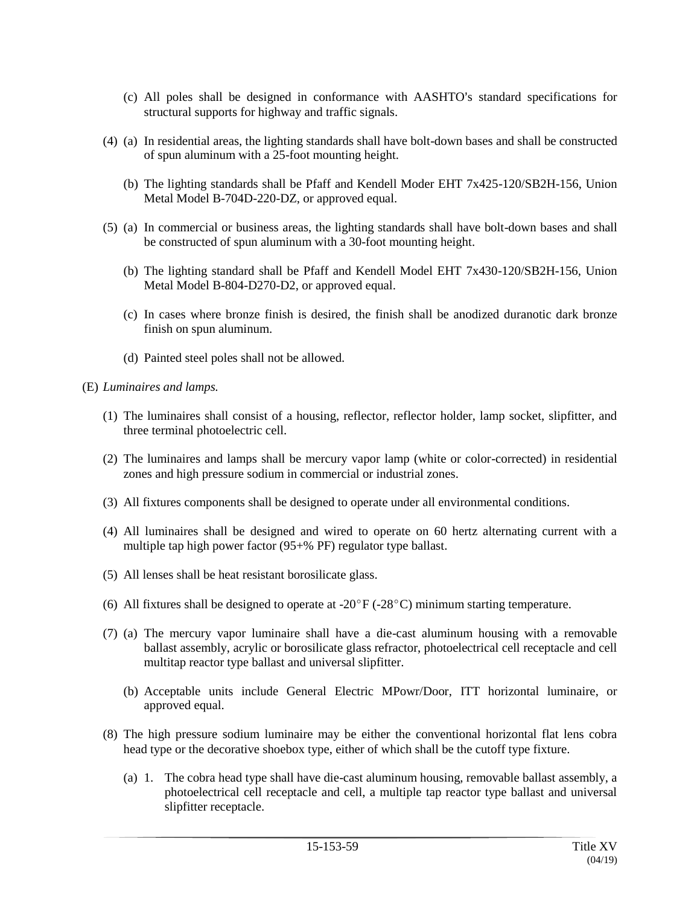(c) All poles shall be designed in conformance with AASHTO's standard specifications for structural supports for highway and traffic signals.

(4) (a) In residential areas, the lighting standards shall have bolt-down bases and shall be constructed of spun aluminum with a 25-foot mounting height.

(b) The lighting standards shall be Pfaff and Kendell Moder EHT 7x425-120/SB2H-156, Union Metal Model B-704D-220-DZ, or approved equal.

(5) (a) In commercial or business areas, the lighting standards shall have bolt-down bases and shall be constructed of spun aluminum with a 30-foot mounting height.

(b) The lighting standard shall be Pfaff and Kendell Model EHT 7x430-120/SB2H-156, Union Metal Model B-804-D270-D2, or approved equal.

(c) In cases where bronze finish is desired, the finish shall be anodized duranotic dark bronze finish on spun aluminum.

(d) Painted steel poles shall not be allowed.

(E) *Luminaires and lamps.*

(1) The luminaires shall consist of a housing, reflector, reflector holder, lamp socket, slipfitter, and three terminal photoelectric cell.

(2) The luminaires and lamps shall be mercury vapor lamp (white or color-corrected) in residential zones and high pressure sodium in commercial or industrial zones.

(3) All fixtures components shall be designed to operate under all environmental conditions.

(4) All luminaires shall be designed and wired to operate on 60 hertz alternating current with a multiple tap high power factor (95+% PF) regulator type ballast.

(5) All lenses shall be heat resistant borosilicate glass.

(6) All fixtures shall be designed to operate at -20°F (-28°C) minimum starting temperature.

(7) (a) The mercury vapor luminaire shall have a die-cast aluminum housing with a removable ballast assembly, acrylic or borosilicate glass refractor, photoelectrical cell receptacle and cell multitap reactor type ballast and universal slipfitter.

(b) Acceptable units include General Electric MPowr/Door, ITT horizontal luminaire, or approved equal.

(8) The high pressure sodium luminaire may be either the conventional horizontal flat lens cobra head type or the decorative shoebox type, either of which shall be the cutoff type fixture.

(a) 1. The cobra head type shall have die-cast aluminum housing, removable ballast assembly, a photoelectrical cell receptacle and cell, a multiple tap reactor type ballast and universal slipfitter receptacle.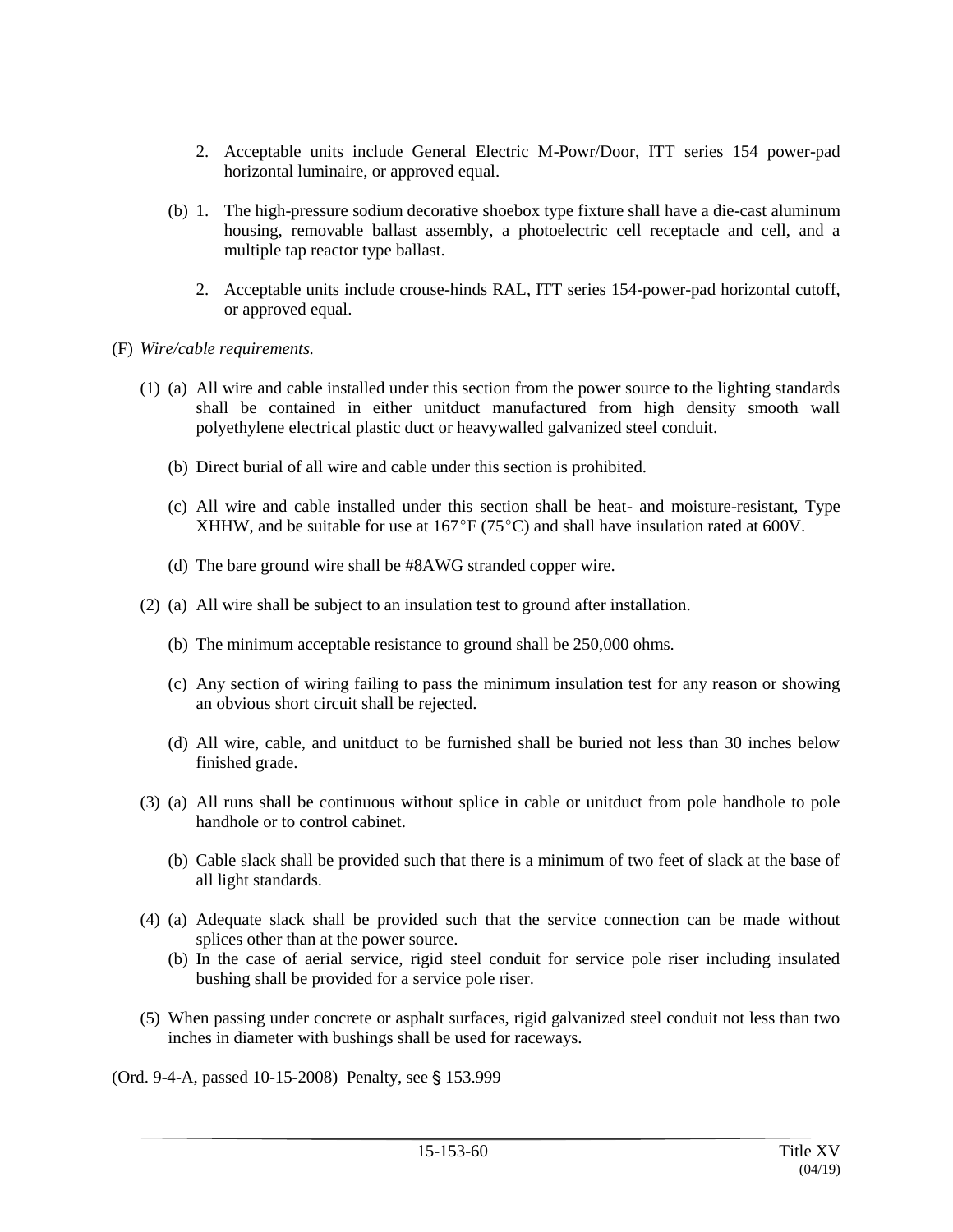2. Acceptable units include General Electric M-Powr/Door, ITT series 154 power-pad horizontal luminaire, or approved equal.

(b) 1. The high-pressure sodium decorative shoebox type fixture shall have a die-cast aluminum housing, removable ballast assembly, a photoelectric cell receptacle and cell, and a multiple tap reactor type ballast.

2. Acceptable units include crouse-hinds RAL, ITT series 154-power-pad horizontal cutoff, or approved equal.

(F) *Wire/cable requirements.*

(1) (a) All wire and cable installed under this section from the power source to the lighting standards shall be contained in either unitduct manufactured from high density smooth wall polyethylene electrical plastic duct or heavywalled galvanized steel conduit.

(b) Direct burial of all wire and cable under this section is prohibited.

(c) All wire and cable installed under this section shall be heat- and moisture-resistant, Type XHHW, and be suitable for use at 167°F (75°C) and shall have insulation rated at 600V.

(d) The bare ground wire shall be #8AWG stranded copper wire.

(2) (a) All wire shall be subject to an insulation test to ground after installation.

(b) The minimum acceptable resistance to ground shall be 250,000 ohms.

(c) Any section of wiring failing to pass the minimum insulation test for any reason or showing an obvious short circuit shall be rejected.

(d) All wire, cable, and unitduct to be furnished shall be buried not less than 30 inches below finished grade.

(3) (a) All runs shall be continuous without splice in cable or unitduct from pole handhole to pole handhole or to control cabinet.

(b) Cable slack shall be provided such that there is a minimum of two feet of slack at the base of all light standards.

(4) (a) Adequate slack shall be provided such that the service connection can be made without splices other than at the power source.

(b) In the case of aerial service, rigid steel conduit for service pole riser including insulated bushing shall be provided for a service pole riser.

(5) When passing under concrete or asphalt surfaces, rigid galvanized steel conduit not less than two inches in diameter with bushings shall be used for raceways.

(Ord. 9-4-A, passed 10-15-2008) Penalty, see § 153.999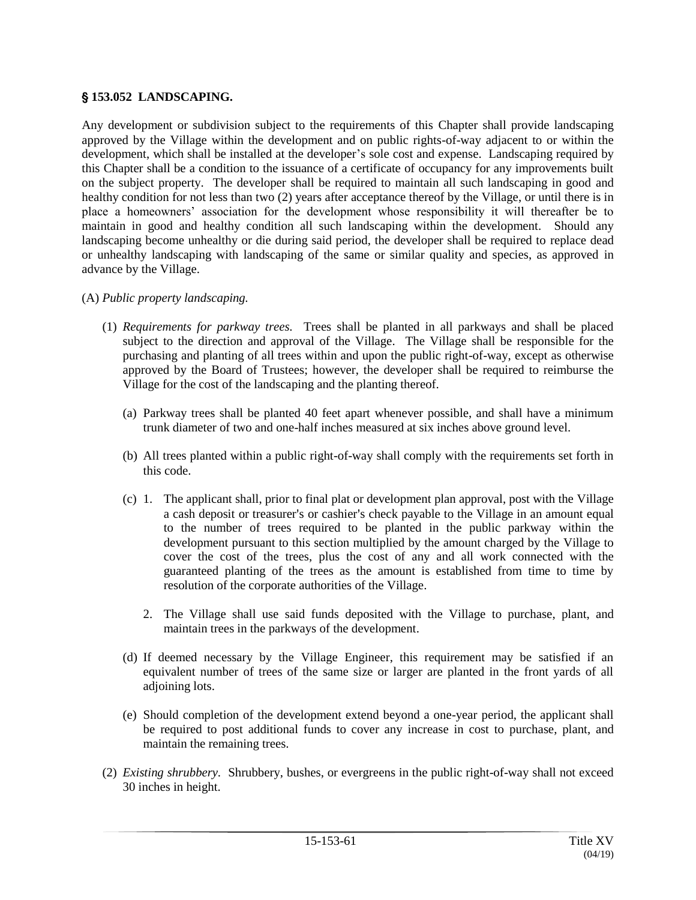## § 153.052 LANDSCAPING.

Any development or subdivision subject to the requirements of this Chapter shall provide landscaping approved by the Village within the development and on public rights-of-way adjacent to or within the development, which shall be installed at the developer's sole cost and expense. Landscaping required by this Chapter shall be a condition to the issuance of a certificate of occupancy for any improvements built on the subject property. The developer shall be required to maintain all such landscaping in good and healthy condition for not less than two (2) years after acceptance thereof by the Village, or until there is in place a homeowners' association for the development whose responsibility it will thereafter be to maintain in good and healthy condition all such landscaping within the development. Should any landscaping become unhealthy or die during said period, the developer shall be required to replace dead or unhealthy landscaping with landscaping of the same or similar quality and species, as approved in advance by the Village.

(A) *Public property landscaping.*

(1) *Requirements for parkway trees.* Trees shall be planted in all parkways and shall be placed subject to the direction and approval of the Village. The Village shall be responsible for the purchasing and planting of all trees within and upon the public right-of-way, except as otherwise approved by the Board of Trustees; however, the developer shall be required to reimburse the Village for the cost of the landscaping and the planting thereof.

(a) Parkway trees shall be planted 40 feet apart whenever possible, and shall have a minimum trunk diameter of two and one-half inches measured at six inches above ground level.

(b) All trees planted within a public right-of-way shall comply with the requirements set forth in this code.

(c) 1. The applicant shall, prior to final plat or development plan approval, post with the Village a cash deposit or treasurer's or cashier's check payable to the Village in an amount equal to the number of trees required to be planted in the public parkway within the development pursuant to this section multiplied by the amount charged by the Village to cover the cost of the trees, plus the cost of any and all work connected with the guaranteed planting of the trees as the amount is established from time to time by resolution of the corporate authorities of the Village.

2. The Village shall use said funds deposited with the Village to purchase, plant, and maintain trees in the parkways of the development.

(d) If deemed necessary by the Village Engineer, this requirement may be satisfied if an equivalent number of trees of the same size or larger are planted in the front yards of all adjoining lots.

(e) Should completion of the development extend beyond a one-year period, the applicant shall be required to post additional funds to cover any increase in cost to purchase, plant, and maintain the remaining trees.

(2) *Existing shrubbery.* Shrubbery, bushes, or evergreens in the public right-of-way shall not exceed 30 inches in height.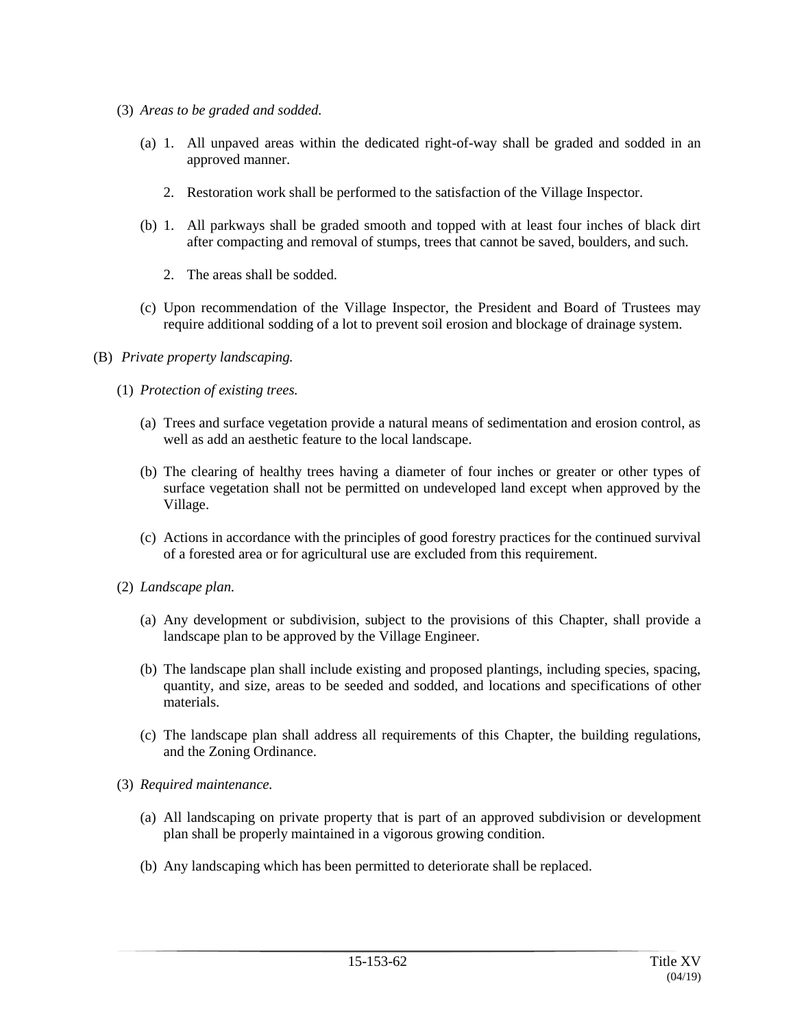(3) *Areas to be graded and sodded.*

(a) 1. All unpaved areas within the dedicated right-of-way shall be graded and sodded in an approved manner.

2. Restoration work shall be performed to the satisfaction of the Village Inspector.

(b) 1. All parkways shall be graded smooth and topped with at least four inches of black dirt after compacting and removal of stumps, trees that cannot be saved, boulders, and such.

2. The areas shall be sodded.

(c) Upon recommendation of the Village Inspector, the President and Board of Trustees may require additional sodding of a lot to prevent soil erosion and blockage of drainage system.

(B) *Private property landscaping.*

(1) *Protection of existing trees.*

(a) Trees and surface vegetation provide a natural means of sedimentation and erosion control, as well as add an aesthetic feature to the local landscape.

(b) The clearing of healthy trees having a diameter of four inches or greater or other types of surface vegetation shall not be permitted on undeveloped land except when approved by the Village.

(c) Actions in accordance with the principles of good forestry practices for the continued survival of a forested area or for agricultural use are excluded from this requirement.

(2) *Landscape plan.*

(a) Any development or subdivision, subject to the provisions of this Chapter, shall provide a landscape plan to be approved by the Village Engineer.

(b) The landscape plan shall include existing and proposed plantings, including species, spacing, quantity, and size, areas to be seeded and sodded, and locations and specifications of other materials.

(c) The landscape plan shall address all requirements of this Chapter, the building regulations, and the Zoning Ordinance.

(3) *Required maintenance.*

(a) All landscaping on private property that is part of an approved subdivision or development plan shall be properly maintained in a vigorous growing condition.

(b) Any landscaping which has been permitted to deteriorate shall be replaced.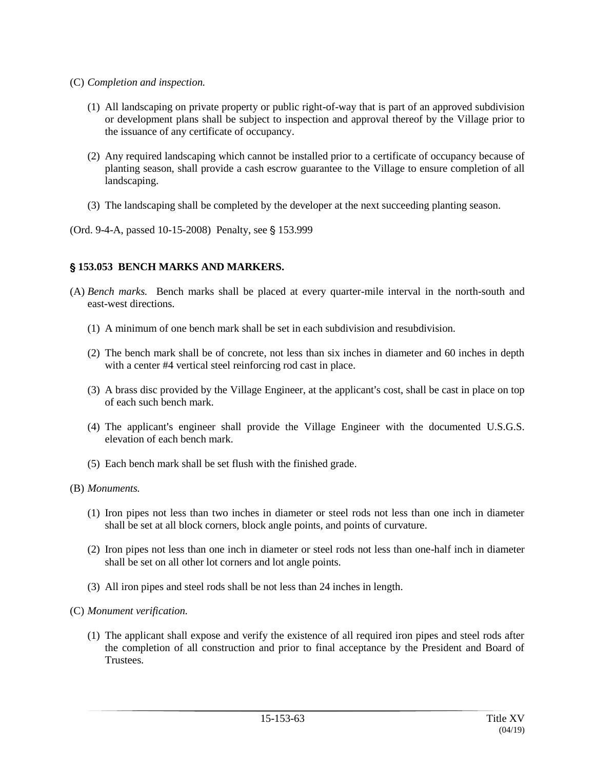(C) *Completion and inspection.*

(1) All landscaping on private property or public right-of-way that is part of an approved subdivision or development plans shall be subject to inspection and approval thereof by the Village prior to the issuance of any certificate of occupancy.

(2) Any required landscaping which cannot be installed prior to a certificate of occupancy because of planting season, shall provide a cash escrow guarantee to the Village to ensure completion of all landscaping.

(3) The landscaping shall be completed by the developer at the next succeeding planting season.

(Ord. 9-4-A, passed 10-15-2008) Penalty, see § 153.999

### § 153.053 BENCH MARKS AND MARKERS.

(A) *Bench marks.* Bench marks shall be placed at every quarter-mile interval in the north-south and east-west directions.

(1) A minimum of one bench mark shall be set in each subdivision and resubdivision.

(2) The bench mark shall be of concrete, not less than six inches in diameter and 60 inches in depth with a center #4 vertical steel reinforcing rod cast in place.

(3) A brass disc provided by the Village Engineer, at the applicant's cost, shall be cast in place on top of each such bench mark.

(4) The applicant's engineer shall provide the Village Engineer with the documented U.S.G.S. elevation of each bench mark.

(5) Each bench mark shall be set flush with the finished grade.

(B) *Monuments.*

(1) Iron pipes not less than two inches in diameter or steel rods not less than one inch in diameter shall be set at all block corners, block angle points, and points of curvature.

(2) Iron pipes not less than one inch in diameter or steel rods not less than one-half inch in diameter shall be set on all other lot corners and lot angle points.

(3) All iron pipes and steel rods shall be not less than 24 inches in length.

(C) *Monument verification.*

(1) The applicant shall expose and verify the existence of all required iron pipes and steel rods after the completion of all construction and prior to final acceptance by the President and Board of Trustees.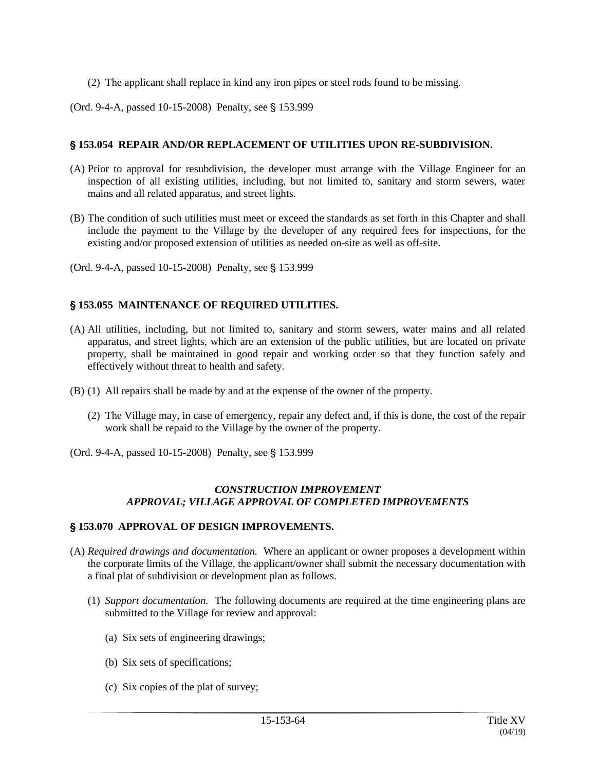(2) The applicant shall replace in kind any iron pipes or steel rods found to be missing.

(Ord. 9-4-A, passed 10-15-2008) Penalty, see § 153.999

### § 153.054 REPAIR AND/OR REPLACEMENT OF UTILITIES UPON RE-SUBDIVISION.

(A) Prior to approval for resubdivision, the developer must arrange with the Village Engineer for an inspection of all existing utilities, including, but not limited to, sanitary and storm sewers, water mains and all related apparatus, and street lights.

(B) The condition of such utilities must meet or exceed the standards as set forth in this Chapter and shall include the payment to the Village by the developer of any required fees for inspections, for the existing and/or proposed extension of utilities as needed on-site as well as off-site.

(Ord. 9-4-A, passed 10-15-2008) Penalty, see § 153.999

### § 153.055 MAINTENANCE OF REQUIRED UTILITIES.

(A) All utilities, including, but not limited to, sanitary and storm sewers, water mains and all related apparatus, and street lights, which are an extension of the public utilities, but are located on private property, shall be maintained in good repair and working order so that they function safely and effectively without threat to health and safety.

(B) (1) All repairs shall be made by and at the expense of the owner of the property.

(2) The Village may, in case of emergency, repair any defect and, if this is done, the cost of the repair work shall be repaid to the Village by the owner of the property.

(Ord. 9-4-A, passed 10-15-2008) Penalty, see § 153.999

***CONSTRUCTION IMPROVEMENT APPROVAL; VILLAGE APPROVAL OF COMPLETED IMPROVEMENTS***

### § 153.070 APPROVAL OF DESIGN IMPROVEMENTS.

(A) *Required drawings and documentation.* Where an applicant or owner proposes a development within the corporate limits of the Village, the applicant/owner shall submit the necessary documentation with a final plat of subdivision or development plan as follows.

(1) *Support documentation.* The following documents are required at the time engineering plans are submitted to the Village for review and approval:

(a) Six sets of engineering drawings;

(b) Six sets of specifications;

(c) Six copies of the plat of survey;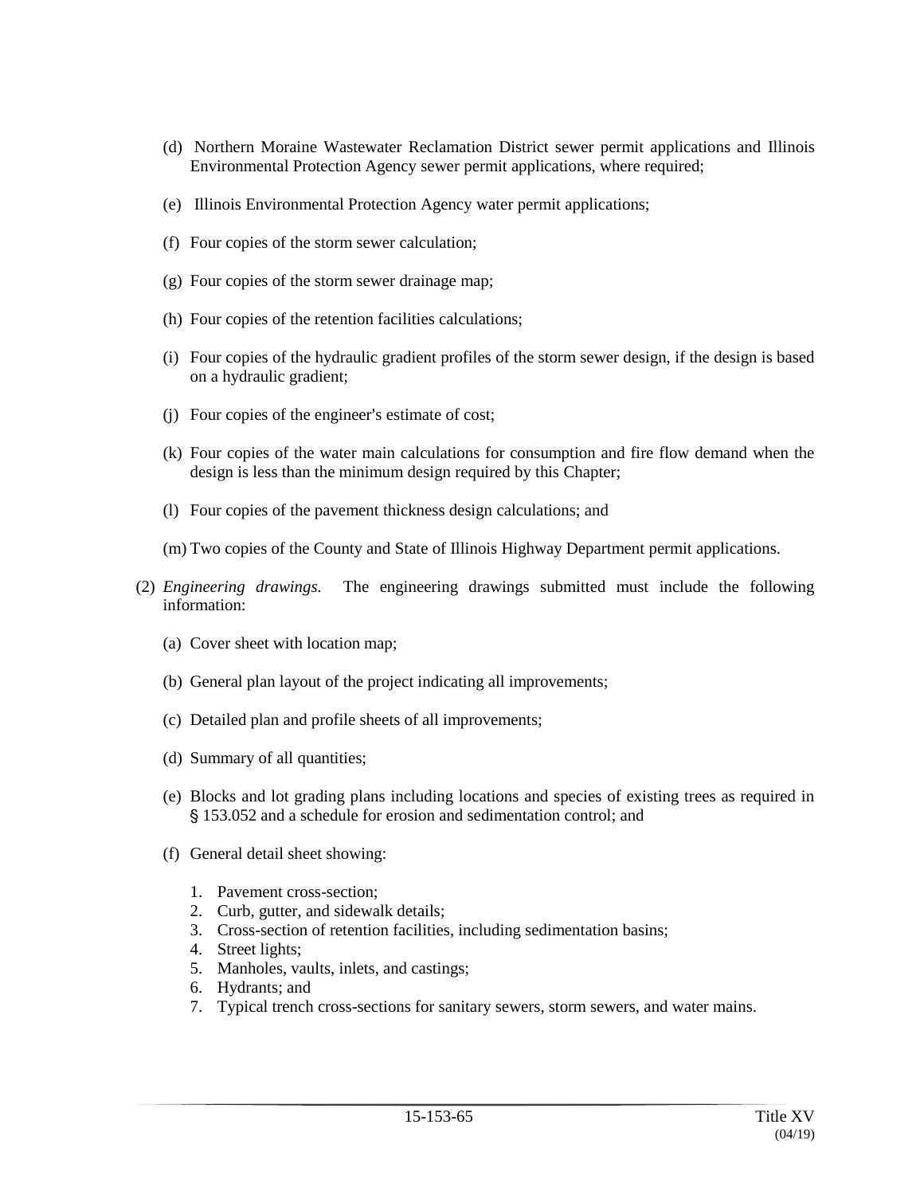(d) Northern Moraine Wastewater Reclamation District sewer permit applications and Illinois Environmental Protection Agency sewer permit applications, where required;

(e) Illinois Environmental Protection Agency water permit applications;

(f) Four copies of the storm sewer calculation;

(g) Four copies of the storm sewer drainage map;

(h) Four copies of the retention facilities calculations;

(i) Four copies of the hydraulic gradient profiles of the storm sewer design, if the design is based on a hydraulic gradient;

(j) Four copies of the engineer's estimate of cost;

(k) Four copies of the water main calculations for consumption and fire flow demand when the design is less than the minimum design required by this Chapter;

(l) Four copies of the pavement thickness design calculations; and

(m) Two copies of the County and State of Illinois Highway Department permit applications.

(2) *Engineering drawings.* The engineering drawings submitted must include the following information:

(a) Cover sheet with location map;

(b) General plan layout of the project indicating all improvements;

(c) Detailed plan and profile sheets of all improvements;

(d) Summary of all quantities;

(e) Blocks and lot grading plans including locations and species of existing trees as required in § 153.052 and a schedule for erosion and sedimentation control; and

(f) General detail sheet showing:

1. Pavement cross-section;
2. Curb, gutter, and sidewalk details;
3. Cross-section of retention facilities, including sedimentation basins;
4. Street lights;
5. Manholes, vaults, inlets, and castings;
6. Hydrants; and
7. Typical trench cross-sections for sanitary sewers, storm sewers, and water mains.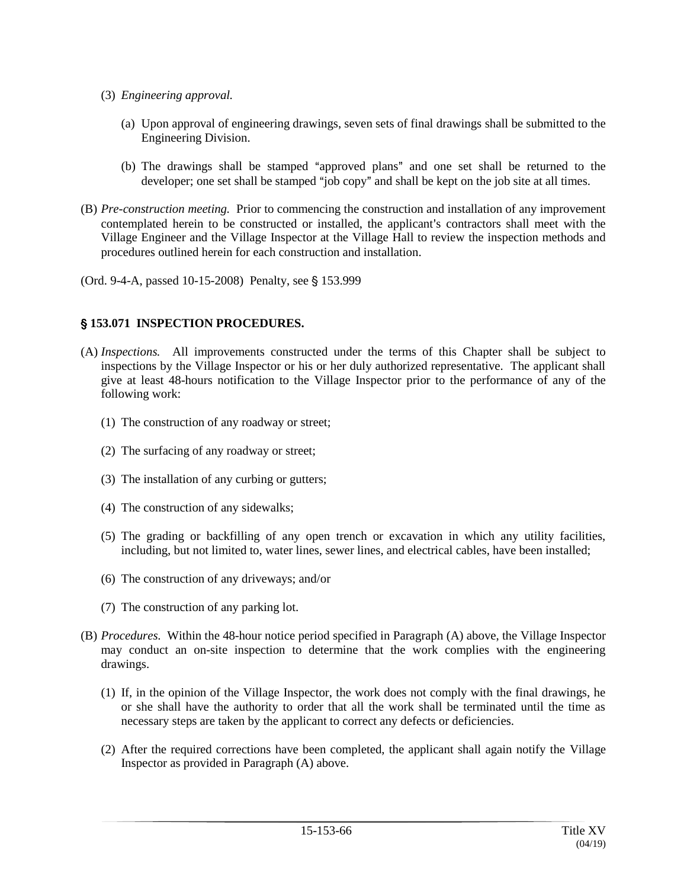(3) *Engineering approval.*

(a) Upon approval of engineering drawings, seven sets of final drawings shall be submitted to the Engineering Division.

(b) The drawings shall be stamped "approved plans" and one set shall be returned to the developer; one set shall be stamped "job copy" and shall be kept on the job site at all times.

(B) *Pre-construction meeting.* Prior to commencing the construction and installation of any improvement contemplated herein to be constructed or installed, the applicant's contractors shall meet with the Village Engineer and the Village Inspector at the Village Hall to review the inspection methods and procedures outlined herein for each construction and installation.

(Ord. 9-4-A, passed 10-15-2008) Penalty, see § 153.999

### § 153.071 INSPECTION PROCEDURES.

(A) *Inspections.* All improvements constructed under the terms of this Chapter shall be subject to inspections by the Village Inspector or his or her duly authorized representative. The applicant shall give at least 48-hours notification to the Village Inspector prior to the performance of any of the following work:

(1) The construction of any roadway or street;

(2) The surfacing of any roadway or street;

(3) The installation of any curbing or gutters;

(4) The construction of any sidewalks;

(5) The grading or backfilling of any open trench or excavation in which any utility facilities, including, but not limited to, water lines, sewer lines, and electrical cables, have been installed;

(6) The construction of any driveways; and/or

(7) The construction of any parking lot.

(B) *Procedures.* Within the 48-hour notice period specified in Paragraph (A) above, the Village Inspector may conduct an on-site inspection to determine that the work complies with the engineering drawings.

(1) If, in the opinion of the Village Inspector, the work does not comply with the final drawings, he or she shall have the authority to order that all the work shall be terminated until the time as necessary steps are taken by the applicant to correct any defects or deficiencies.

(2) After the required corrections have been completed, the applicant shall again notify the Village Inspector as provided in Paragraph (A) above.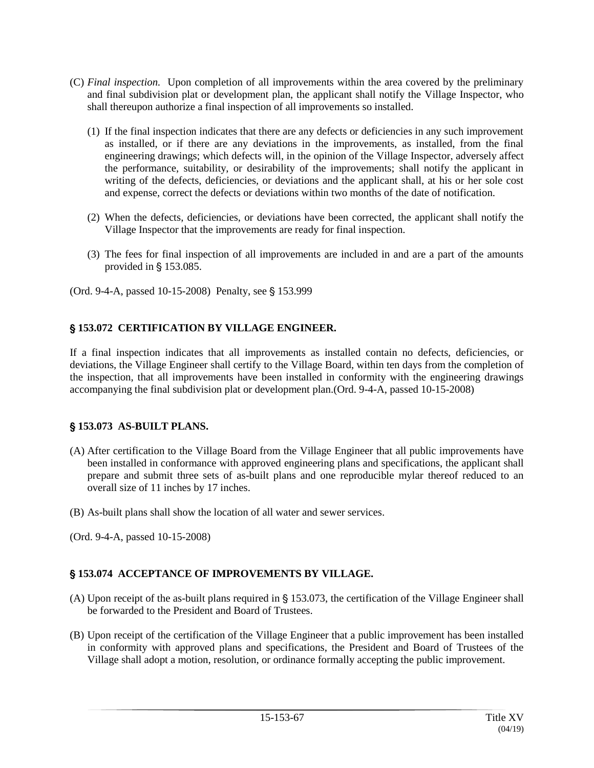(C) *Final inspection.* Upon completion of all improvements within the area covered by the preliminary and final subdivision plat or development plan, the applicant shall notify the Village Inspector, who shall thereupon authorize a final inspection of all improvements so installed.

(1) If the final inspection indicates that there are any defects or deficiencies in any such improvement as installed, or if there are any deviations in the improvements, as installed, from the final engineering drawings; which defects will, in the opinion of the Village Inspector, adversely affect the performance, suitability, or desirability of the improvements; shall notify the applicant in writing of the defects, deficiencies, or deviations and the applicant shall, at his or her sole cost and expense, correct the defects or deviations within two months of the date of notification.

(2) When the defects, deficiencies, or deviations have been corrected, the applicant shall notify the Village Inspector that the improvements are ready for final inspection.

(3) The fees for final inspection of all improvements are included in and are a part of the amounts provided in § 153.085.

(Ord. 9-4-A, passed 10-15-2008) Penalty, see § 153.999

### § 153.072 CERTIFICATION BY VILLAGE ENGINEER.

If a final inspection indicates that all improvements as installed contain no defects, deficiencies, or deviations, the Village Engineer shall certify to the Village Board, within ten days from the completion of the inspection, that all improvements have been installed in conformity with the engineering drawings accompanying the final subdivision plat or development plan.(Ord. 9-4-A, passed 10-15-2008)

### § 153.073 AS-BUILT PLANS.

(A) After certification to the Village Board from the Village Engineer that all public improvements have been installed in conformance with approved engineering plans and specifications, the applicant shall prepare and submit three sets of as-built plans and one reproducible mylar thereof reduced to an overall size of 11 inches by 17 inches.

(B) As-built plans shall show the location of all water and sewer services.

(Ord. 9-4-A, passed 10-15-2008)

### § 153.074 ACCEPTANCE OF IMPROVEMENTS BY VILLAGE.

(A) Upon receipt of the as-built plans required in § 153.073, the certification of the Village Engineer shall be forwarded to the President and Board of Trustees.

(B) Upon receipt of the certification of the Village Engineer that a public improvement has been installed in conformity with approved plans and specifications, the President and Board of Trustees of the Village shall adopt a motion, resolution, or ordinance formally accepting the public improvement.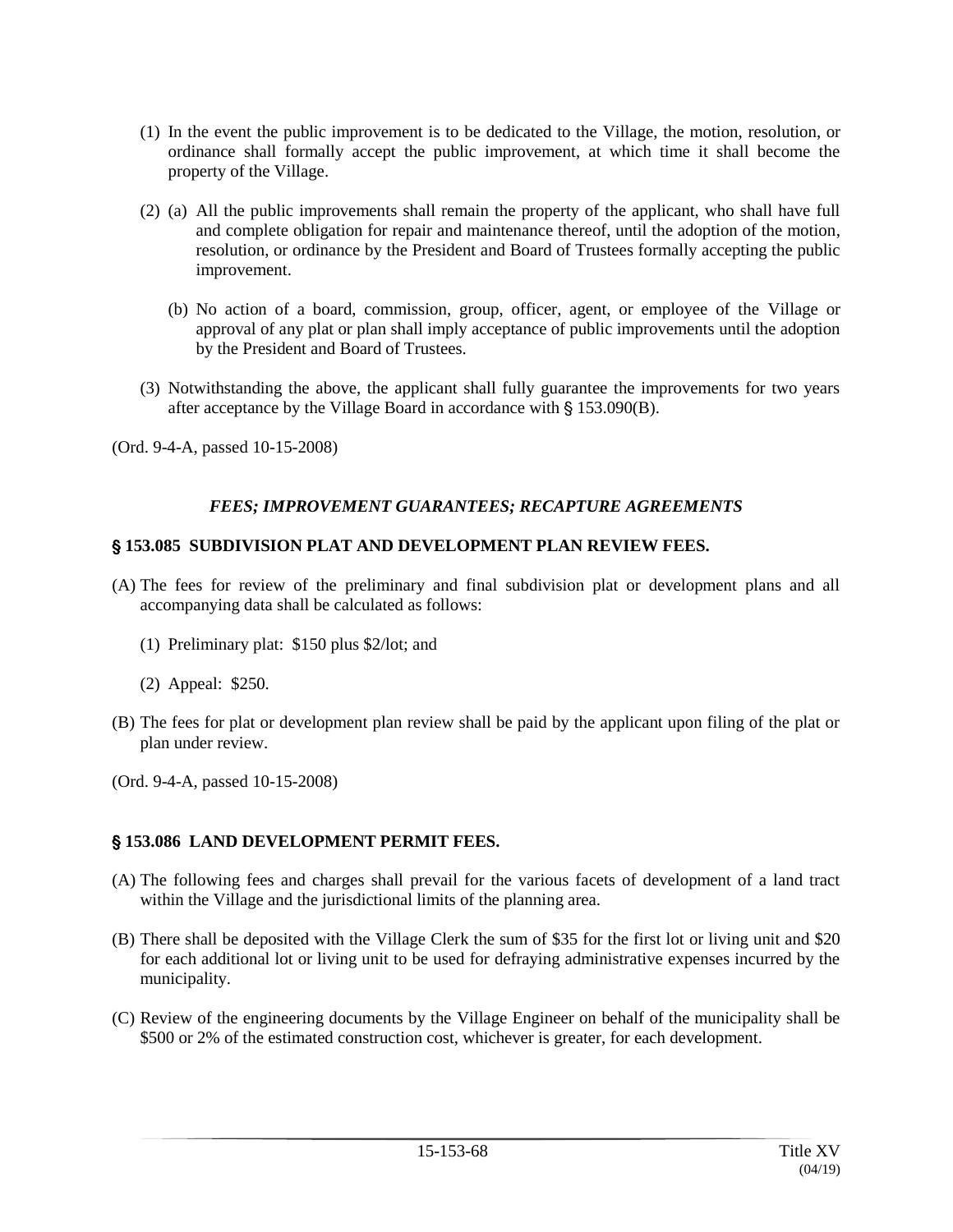(1) In the event the public improvement is to be dedicated to the Village, the motion, resolution, or ordinance shall formally accept the public improvement, at which time it shall become the property of the Village.

(2) (a) All the public improvements shall remain the property of the applicant, who shall have full and complete obligation for repair and maintenance thereof, until the adoption of the motion, resolution, or ordinance by the President and Board of Trustees formally accepting the public improvement.

(b) No action of a board, commission, group, officer, agent, or employee of the Village or approval of any plat or plan shall imply acceptance of public improvements until the adoption by the President and Board of Trustees.

(3) Notwithstanding the above, the applicant shall fully guarantee the improvements for two years after acceptance by the Village Board in accordance with § 153.090(B).

(Ord. 9-4-A, passed 10-15-2008)

***FEES; IMPROVEMENT GUARANTEES; RECAPTURE AGREEMENTS***

**§ 153.085 SUBDIVISION PLAT AND DEVELOPMENT PLAN REVIEW FEES.**

(A) The fees for review of the preliminary and final subdivision plat or development plans and all accompanying data shall be calculated as follows:

(1) Preliminary plat: $150 plus $2/lot; and

(2) Appeal: $250.

(B) The fees for plat or development plan review shall be paid by the applicant upon filing of the plat or plan under review.

(Ord. 9-4-A, passed 10-15-2008)

**§ 153.086 LAND DEVELOPMENT PERMIT FEES.**

(A) The following fees and charges shall prevail for the various facets of development of a land tract within the Village and the jurisdictional limits of the planning area.

(B) There shall be deposited with the Village Clerk the sum of $35 for the first lot or living unit and $20 for each additional lot or living unit to be used for defraying administrative expenses incurred by the municipality.

(C) Review of the engineering documents by the Village Engineer on behalf of the municipality shall be $500 or 2% of the estimated construction cost, whichever is greater, for each development.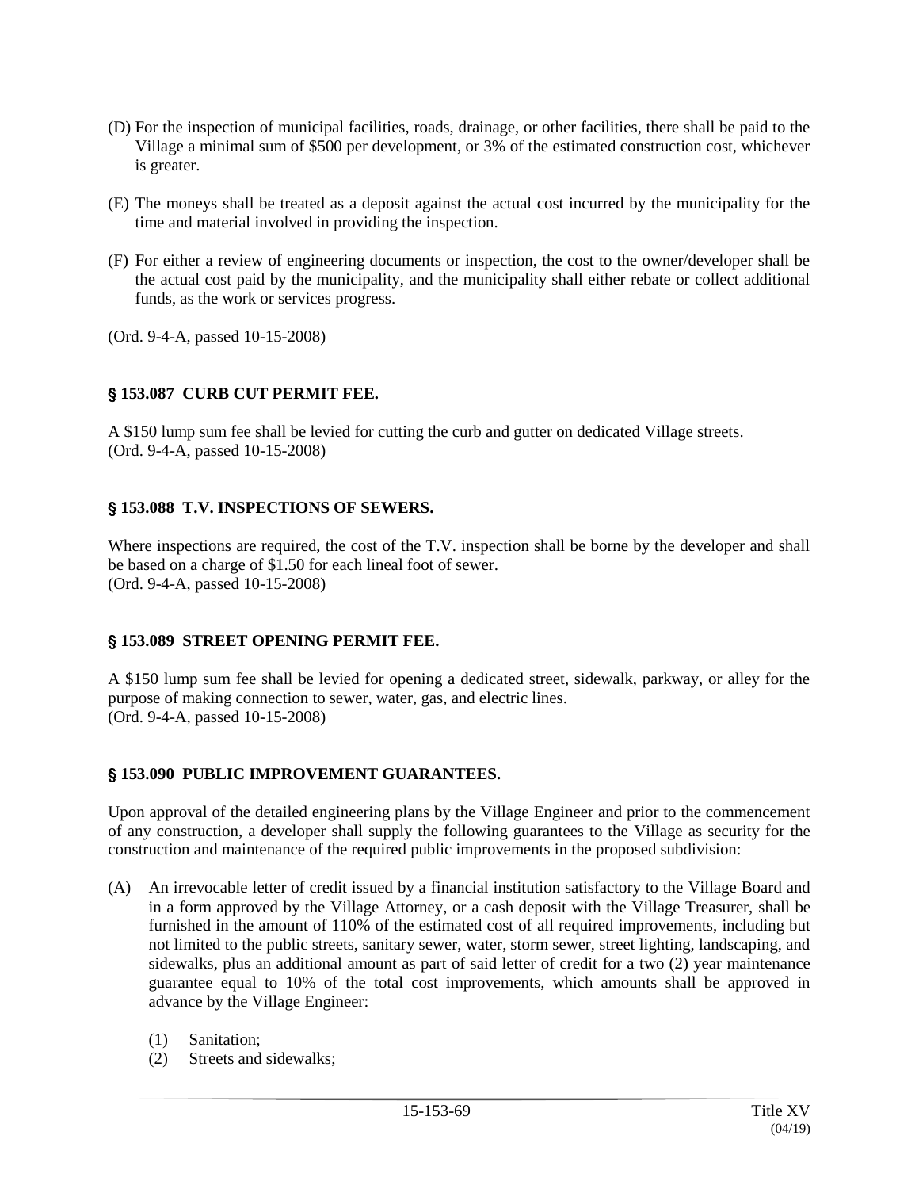(D) For the inspection of municipal facilities, roads, drainage, or other facilities, there shall be paid to the Village a minimal sum of $500 per development, or 3% of the estimated construction cost, whichever is greater.

(E) The moneys shall be treated as a deposit against the actual cost incurred by the municipality for the time and material involved in providing the inspection.

(F) For either a review of engineering documents or inspection, the cost to the owner/developer shall be the actual cost paid by the municipality, and the municipality shall either rebate or collect additional funds, as the work or services progress.

(Ord. 9-4-A, passed 10-15-2008)

### § 153.087 CURB CUT PERMIT FEE.

A $150 lump sum fee shall be levied for cutting the curb and gutter on dedicated Village streets.
(Ord. 9-4-A, passed 10-15-2008)

### § 153.088 T.V. INSPECTIONS OF SEWERS.

Where inspections are required, the cost of the T.V. inspection shall be borne by the developer and shall be based on a charge of $1.50 for each lineal foot of sewer.
(Ord. 9-4-A, passed 10-15-2008)

### § 153.089 STREET OPENING PERMIT FEE.

A $150 lump sum fee shall be levied for opening a dedicated street, sidewalk, parkway, or alley for the purpose of making connection to sewer, water, gas, and electric lines.
(Ord. 9-4-A, passed 10-15-2008)

### § 153.090 PUBLIC IMPROVEMENT GUARANTEES.

Upon approval of the detailed engineering plans by the Village Engineer and prior to the commencement of any construction, a developer shall supply the following guarantees to the Village as security for the construction and maintenance of the required public improvements in the proposed subdivision:

(A) An irrevocable letter of credit issued by a financial institution satisfactory to the Village Board and in a form approved by the Village Attorney, or a cash deposit with the Village Treasurer, shall be furnished in the amount of 110% of the estimated cost of all required improvements, including but not limited to the public streets, sanitary sewer, water, storm sewer, street lighting, landscaping, and sidewalks, plus an additional amount as part of said letter of credit for a two (2) year maintenance guarantee equal to 10% of the total cost improvements, which amounts shall be approved in advance by the Village Engineer:

(1) Sanitation;
(2) Streets and sidewalks;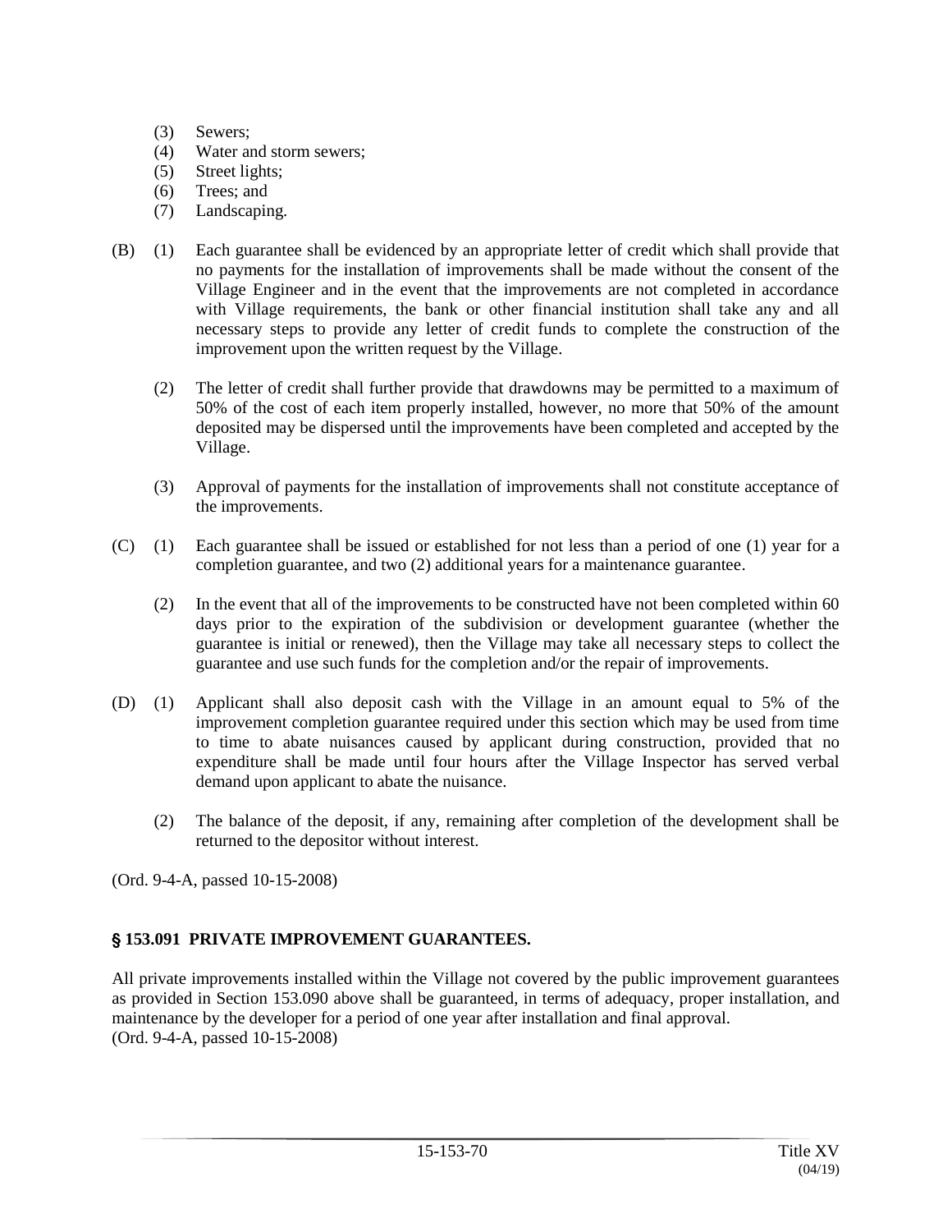(3) Sewers;
(4) Water and storm sewers;
(5) Street lights;
(6) Trees; and
(7) Landscaping.

(B) (1) Each guarantee shall be evidenced by an appropriate letter of credit which shall provide that no payments for the installation of improvements shall be made without the consent of the Village Engineer and in the event that the improvements are not completed in accordance with Village requirements, the bank or other financial institution shall take any and all necessary steps to provide any letter of credit funds to complete the construction of the improvement upon the written request by the Village.

(2) The letter of credit shall further provide that drawdowns may be permitted to a maximum of 50% of the cost of each item properly installed, however, no more that 50% of the amount deposited may be dispersed until the improvements have been completed and accepted by the Village.

(3) Approval of payments for the installation of improvements shall not constitute acceptance of the improvements.

(C) (1) Each guarantee shall be issued or established for not less than a period of one (1) year for a completion guarantee, and two (2) additional years for a maintenance guarantee.

(2) In the event that all of the improvements to be constructed have not been completed within 60 days prior to the expiration of the subdivision or development guarantee (whether the guarantee is initial or renewed), then the Village may take all necessary steps to collect the guarantee and use such funds for the completion and/or the repair of improvements.

(D) (1) Applicant shall also deposit cash with the Village in an amount equal to 5% of the improvement completion guarantee required under this section which may be used from time to time to abate nuisances caused by applicant during construction, provided that no expenditure shall be made until four hours after the Village Inspector has served verbal demand upon applicant to abate the nuisance.

(2) The balance of the deposit, if any, remaining after completion of the development shall be returned to the depositor without interest.

(Ord. 9-4-A, passed 10-15-2008)

### § 153.091 PRIVATE IMPROVEMENT GUARANTEES.

All private improvements installed within the Village not covered by the public improvement guarantees as provided in Section 153.090 above shall be guaranteed, in terms of adequacy, proper installation, and maintenance by the developer for a period of one year after installation and final approval.
(Ord. 9-4-A, passed 10-15-2008)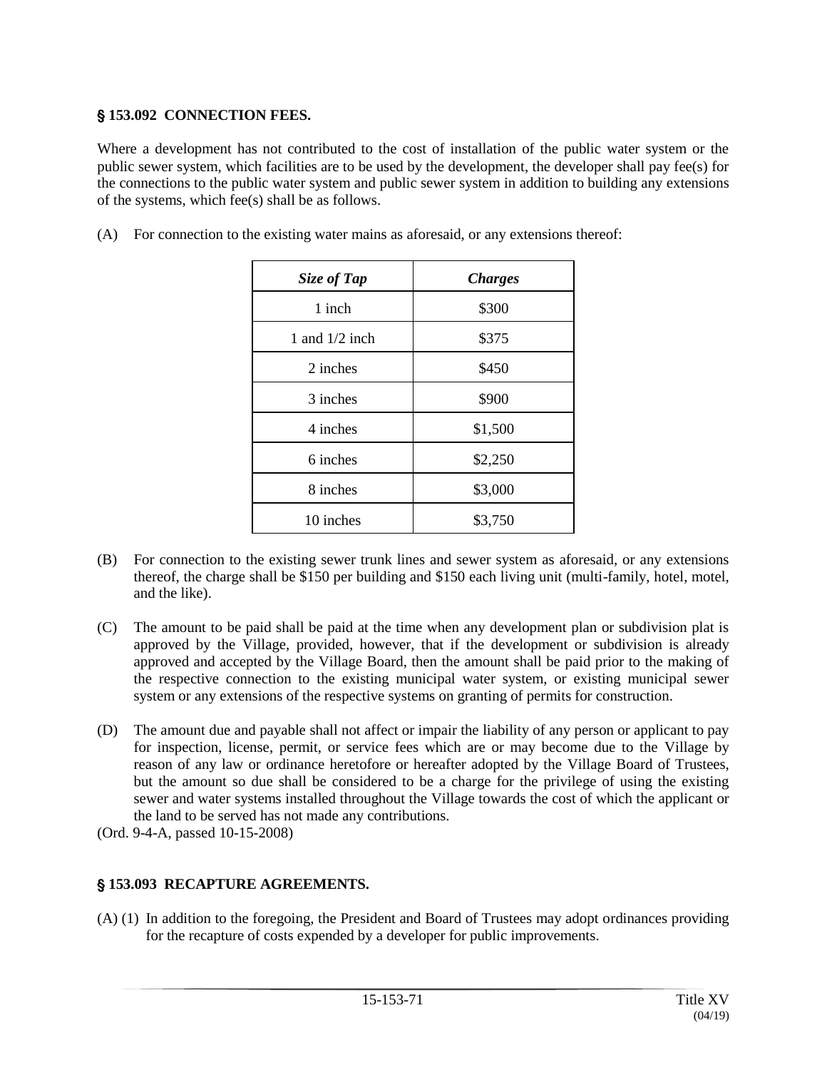## § 153.092 CONNECTION FEES.

Where a development has not contributed to the cost of installation of the public water system or the public sewer system, which facilities are to be used by the development, the developer shall pay fee(s) for the connections to the public water system and public sewer system in addition to building any extensions of the systems, which fee(s) shall be as follows.

(A) For connection to the existing water mains as aforesaid, or any extensions thereof:

| *Size of Tap* | *Charges* |
|---|---|
| 1 inch | $300 |
| 1 and 1/2 inch | $375 |
| 2 inches | $450 |
| 3 inches | $900 |
| 4 inches | $1,500 |
| 6 inches | $2,250 |
| 8 inches | $3,000 |
| 10 inches | $3,750 |

(B) For connection to the existing sewer trunk lines and sewer system as aforesaid, or any extensions thereof, the charge shall be $150 per building and $150 each living unit (multi-family, hotel, motel, and the like).

(C) The amount to be paid shall be paid at the time when any development plan or subdivision plat is approved by the Village, provided, however, that if the development or subdivision is already approved and accepted by the Village Board, then the amount shall be paid prior to the making of the respective connection to the existing municipal water system, or existing municipal sewer system or any extensions of the respective systems on granting of permits for construction.

(D) The amount due and payable shall not affect or impair the liability of any person or applicant to pay for inspection, license, permit, or service fees which are or may become due to the Village by reason of any law or ordinance heretofore or hereafter adopted by the Village Board of Trustees, but the amount so due shall be considered to be a charge for the privilege of using the existing sewer and water systems installed throughout the Village towards the cost of which the applicant or the land to be served has not made any contributions.

(Ord. 9-4-A, passed 10-15-2008)

## § 153.093 RECAPTURE AGREEMENTS.

(A) (1) In addition to the foregoing, the President and Board of Trustees may adopt ordinances providing for the recapture of costs expended by a developer for public improvements.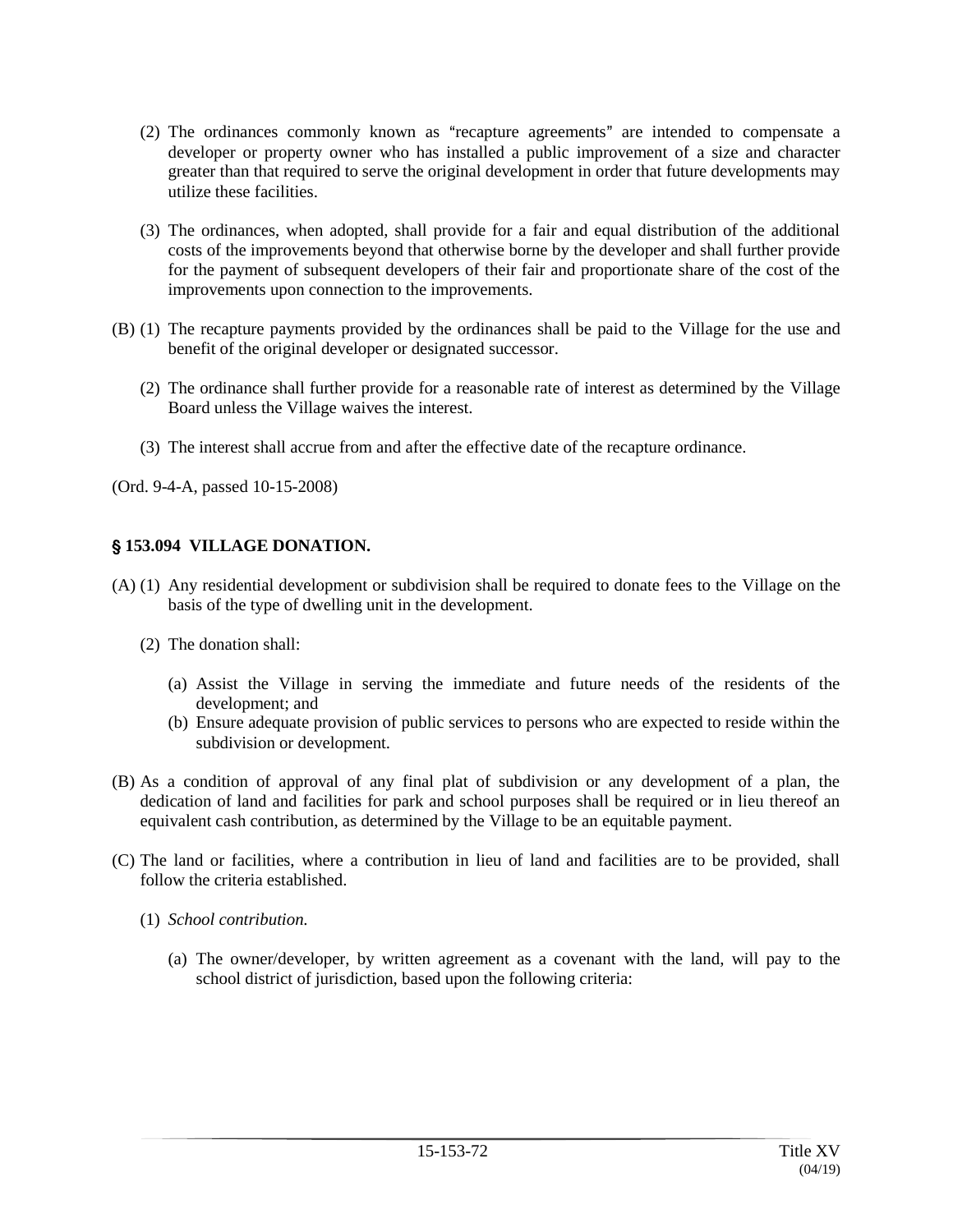(2) The ordinances commonly known as "recapture agreements" are intended to compensate a developer or property owner who has installed a public improvement of a size and character greater than that required to serve the original development in order that future developments may utilize these facilities.

(3) The ordinances, when adopted, shall provide for a fair and equal distribution of the additional costs of the improvements beyond that otherwise borne by the developer and shall further provide for the payment of subsequent developers of their fair and proportionate share of the cost of the improvements upon connection to the improvements.

(B) (1) The recapture payments provided by the ordinances shall be paid to the Village for the use and benefit of the original developer or designated successor.

(2) The ordinance shall further provide for a reasonable rate of interest as determined by the Village Board unless the Village waives the interest.

(3) The interest shall accrue from and after the effective date of the recapture ordinance.

(Ord. 9-4-A, passed 10-15-2008)

### § 153.094 VILLAGE DONATION.

(A) (1) Any residential development or subdivision shall be required to donate fees to the Village on the basis of the type of dwelling unit in the development.

(2) The donation shall:

(a) Assist the Village in serving the immediate and future needs of the residents of the development; and

(b) Ensure adequate provision of public services to persons who are expected to reside within the subdivision or development.

(B) As a condition of approval of any final plat of subdivision or any development of a plan, the dedication of land and facilities for park and school purposes shall be required or in lieu thereof an equivalent cash contribution, as determined by the Village to be an equitable payment.

(C) The land or facilities, where a contribution in lieu of land and facilities are to be provided, shall follow the criteria established.

(1) *School contribution.*

(a) The owner/developer, by written agreement as a covenant with the land, will pay to the school district of jurisdiction, based upon the following criteria: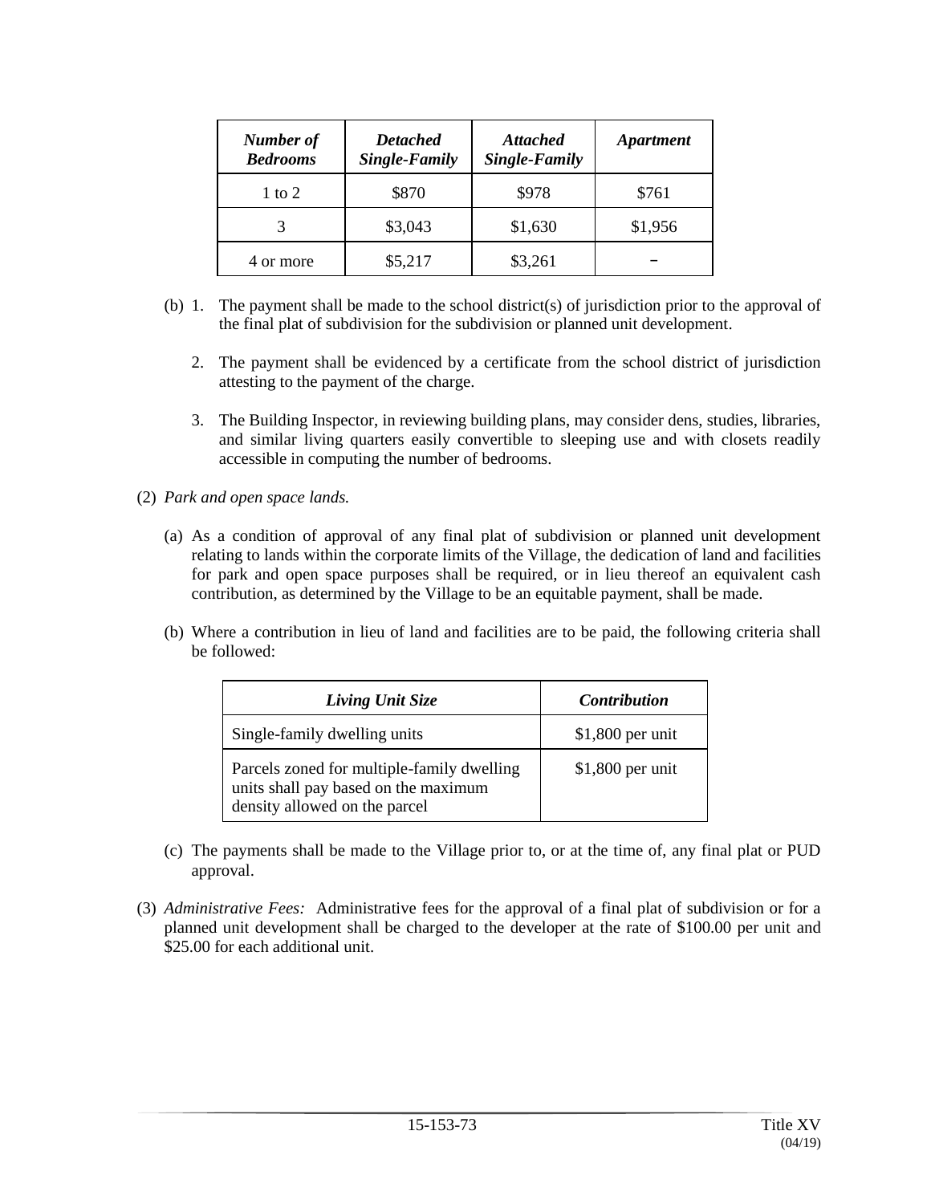| *Number of Bedrooms* | *Detached Single-Family* | *Attached Single-Family* | *Apartment* |
|---|---|---|---|
| 1 to 2 | $870 | $978 | $761 |
| 3 | $3,043 | $1,630 | $1,956 |
| 4 or more | $5,217 | $3,261 | – |

(b) 1. The payment shall be made to the school district(s) of jurisdiction prior to the approval of the final plat of subdivision for the subdivision or planned unit development.

2. The payment shall be evidenced by a certificate from the school district of jurisdiction attesting to the payment of the charge.

3. The Building Inspector, in reviewing building plans, may consider dens, studies, libraries, and similar living quarters easily convertible to sleeping use and with closets readily accessible in computing the number of bedrooms.

(2) *Park and open space lands.*

(a) As a condition of approval of any final plat of subdivision or planned unit development relating to lands within the corporate limits of the Village, the dedication of land and facilities for park and open space purposes shall be required, or in lieu thereof an equivalent cash contribution, as determined by the Village to be an equitable payment, shall be made.

(b) Where a contribution in lieu of land and facilities are to be paid, the following criteria shall be followed:

| *Living Unit Size* | *Contribution* |
|---|---|
| Single-family dwelling units | $1,800 per unit |
| Parcels zoned for multiple-family dwelling units shall pay based on the maximum density allowed on the parcel | $1,800 per unit |

(c) The payments shall be made to the Village prior to, or at the time of, any final plat or PUD approval.

(3) *Administrative Fees:* Administrative fees for the approval of a final plat of subdivision or for a planned unit development shall be charged to the developer at the rate of $100.00 per unit and $25.00 for each additional unit.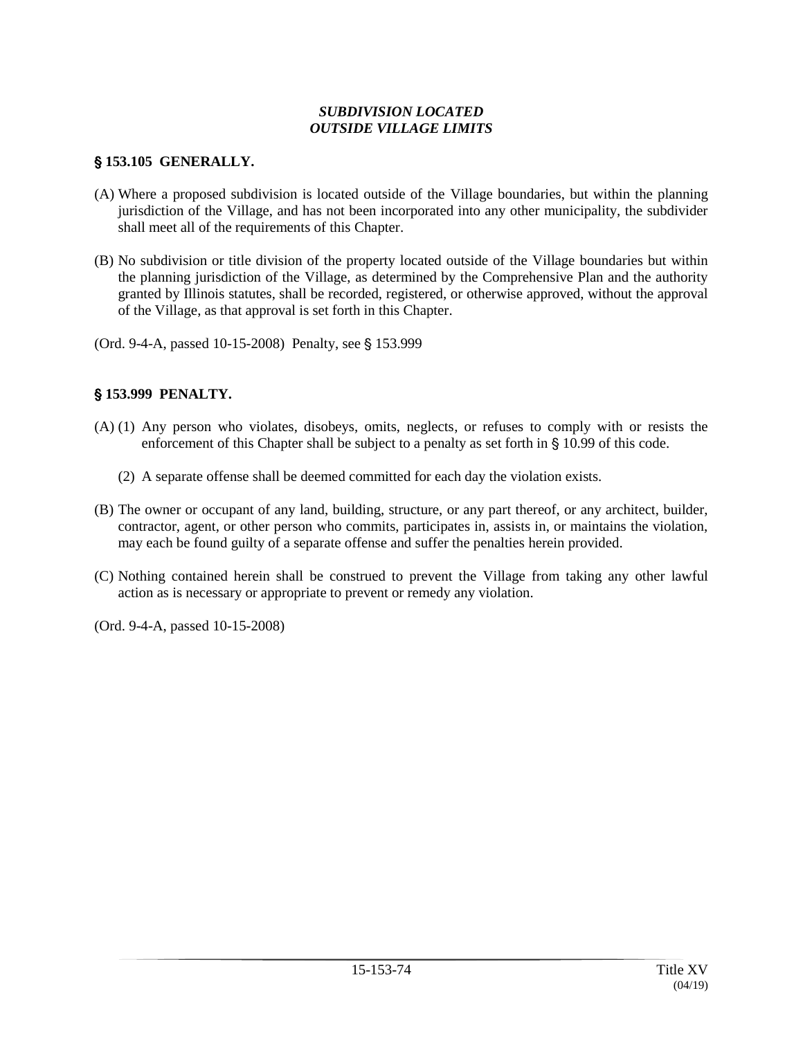***SUBDIVISION LOCATED***
***OUTSIDE VILLAGE LIMITS***

**§ 153.105 GENERALLY.**

(A) Where a proposed subdivision is located outside of the Village boundaries, but within the planning jurisdiction of the Village, and has not been incorporated into any other municipality, the subdivider shall meet all of the requirements of this Chapter.

(B) No subdivision or title division of the property located outside of the Village boundaries but within the planning jurisdiction of the Village, as determined by the Comprehensive Plan and the authority granted by Illinois statutes, shall be recorded, registered, or otherwise approved, without the approval of the Village, as that approval is set forth in this Chapter.

(Ord. 9-4-A, passed 10-15-2008) Penalty, see § 153.999

**§ 153.999 PENALTY.**

(A) (1) Any person who violates, disobeys, omits, neglects, or refuses to comply with or resists the enforcement of this Chapter shall be subject to a penalty as set forth in § 10.99 of this code.

(2) A separate offense shall be deemed committed for each day the violation exists.

(B) The owner or occupant of any land, building, structure, or any part thereof, or any architect, builder, contractor, agent, or other person who commits, participates in, assists in, or maintains the violation, may each be found guilty of a separate offense and suffer the penalties herein provided.

(C) Nothing contained herein shall be construed to prevent the Village from taking any other lawful action as is necessary or appropriate to prevent or remedy any violation.

(Ord. 9-4-A, passed 10-15-2008)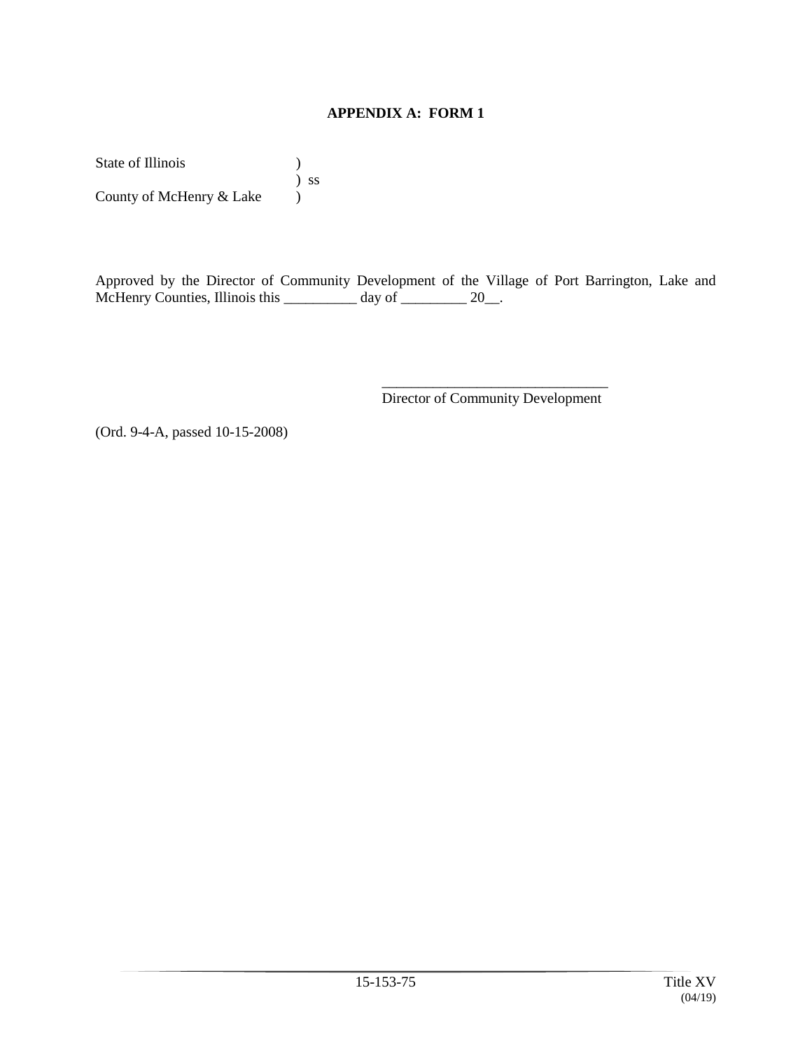**APPENDIX A: FORM 1**

State of Illinois )
) ss
County of McHenry & Lake )

Approved by the Director of Community Development of the Village of Port Barrington, Lake and McHenry Counties, Illinois this __________ day of _________ 20__.

________________________________
Director of Community Development

(Ord. 9-4-A, passed 10-15-2008)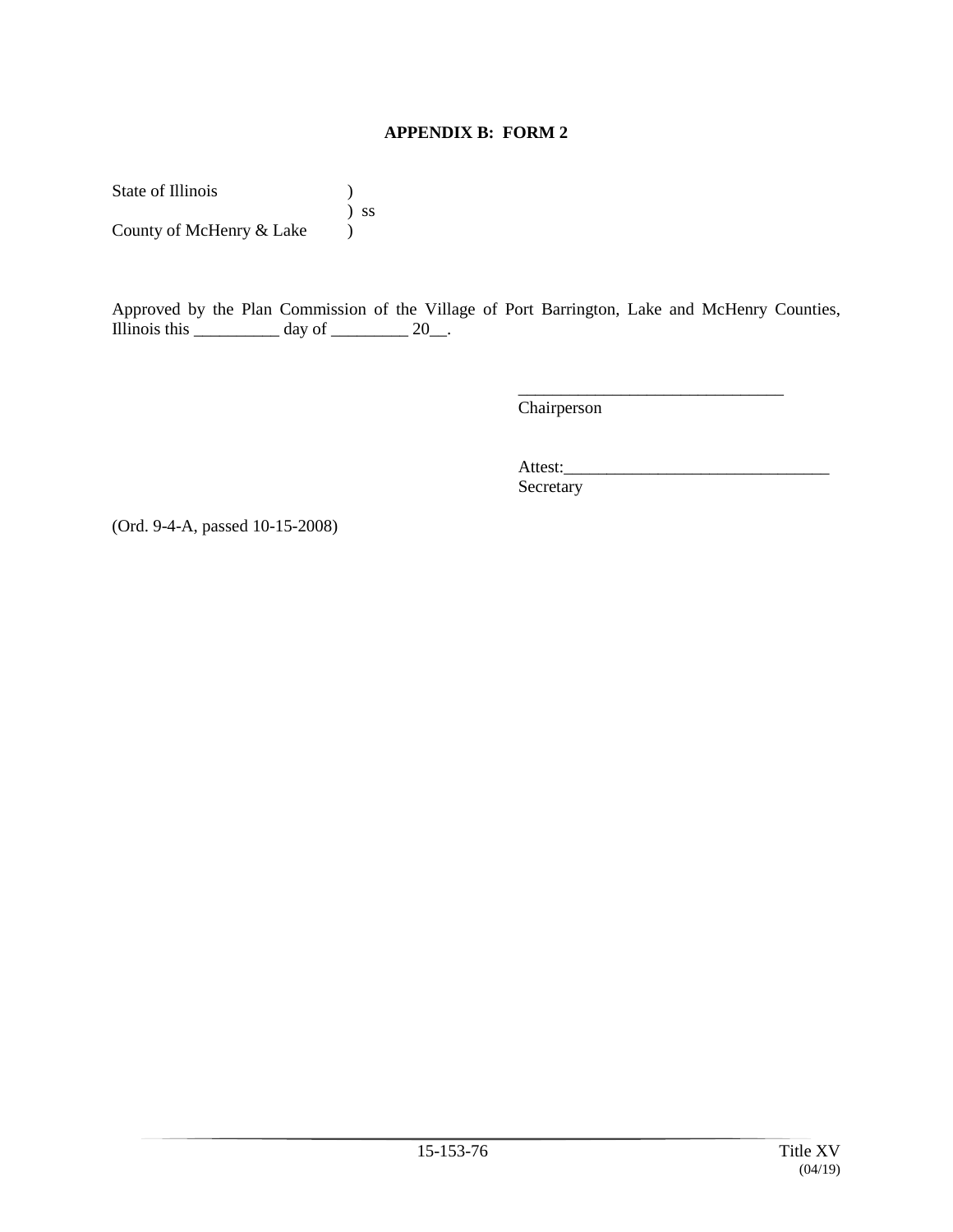**APPENDIX B: FORM 2**

State of Illinois )
) ss
County of McHenry & Lake )

Approved by the Plan Commission of the Village of Port Barrington, Lake and McHenry Counties, Illinois this __________ day of _________ 20__.

________________________________
Chairperson

Attest:________________________________
Secretary

(Ord. 9-4-A, passed 10-15-2008)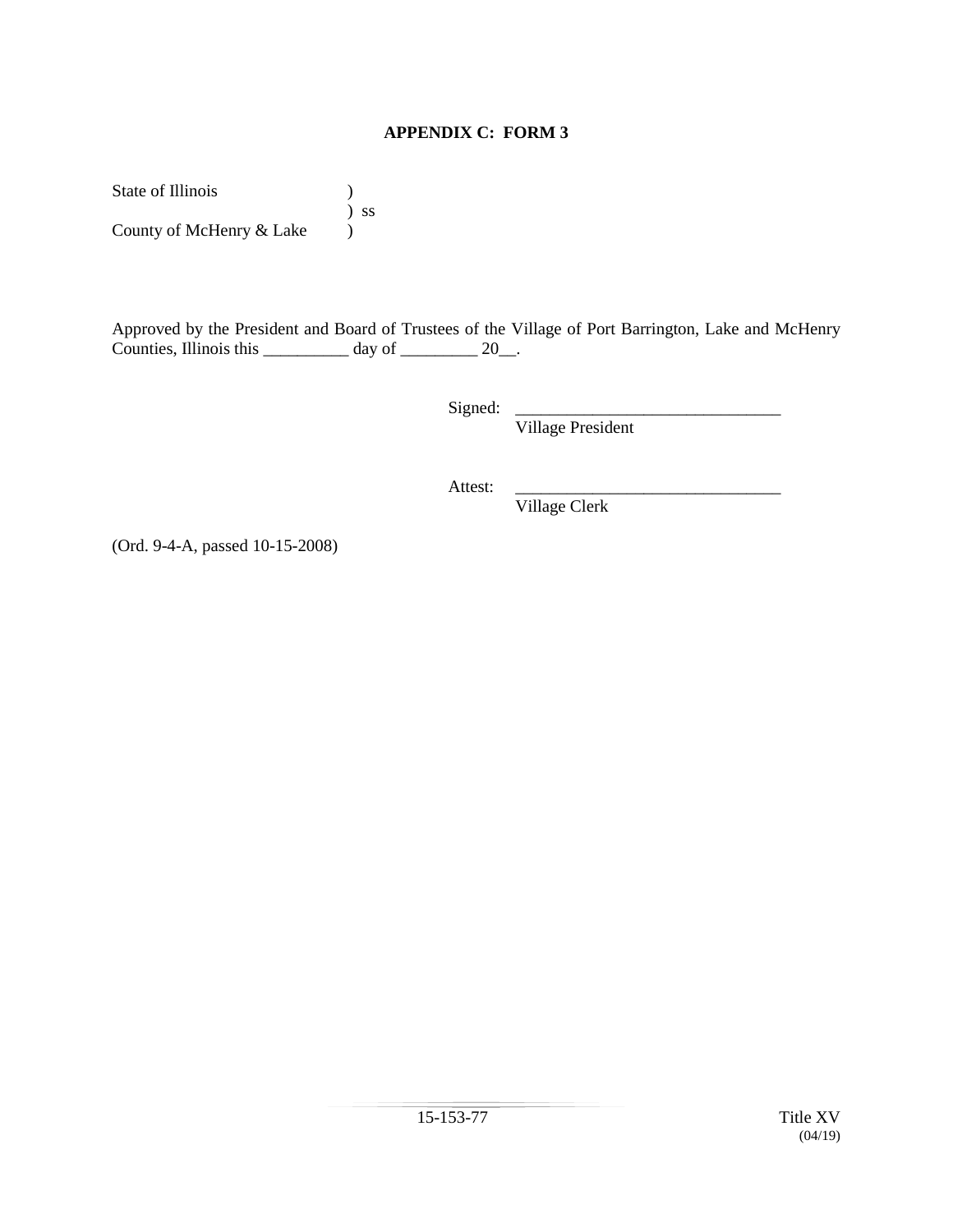**APPENDIX C: FORM 3**

State of Illinois )
) ss
County of McHenry & Lake )

Approved by the President and Board of Trustees of the Village of Port Barrington, Lake and McHenry Counties, Illinois this __________ day of _________ 20__.

Signed: ________________________________
Village President

Attest: ________________________________
Village Clerk

(Ord. 9-4-A, passed 10-15-2008)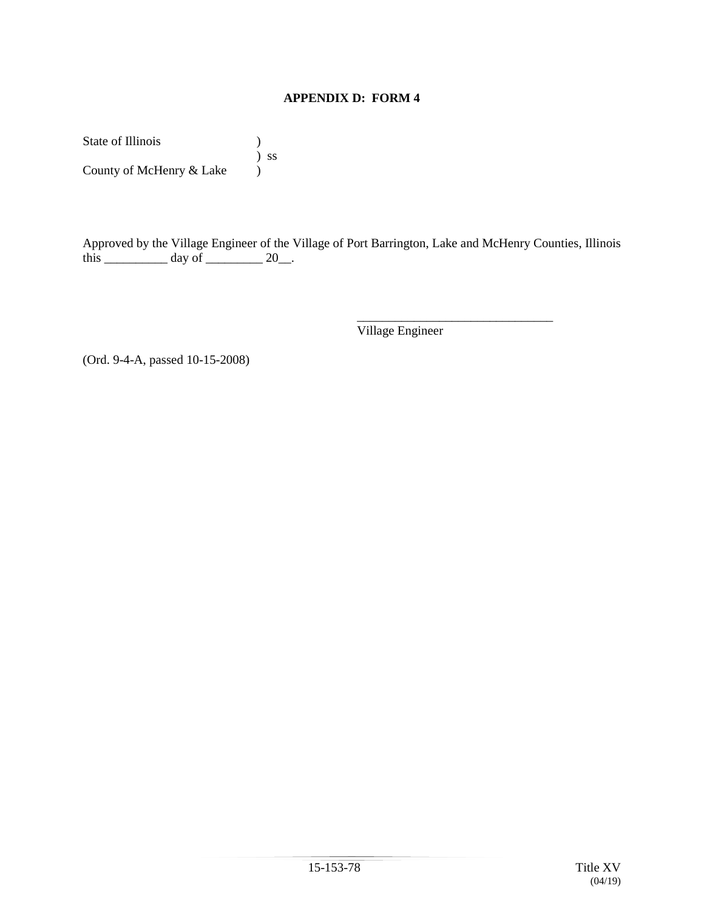**APPENDIX D: FORM 4**

State of Illinois )
) ss
County of McHenry & Lake )

Approved by the Village Engineer of the Village of Port Barrington, Lake and McHenry Counties, Illinois this __________ day of _________ 20__.

_______________________________
Village Engineer

(Ord. 9-4-A, passed 10-15-2008)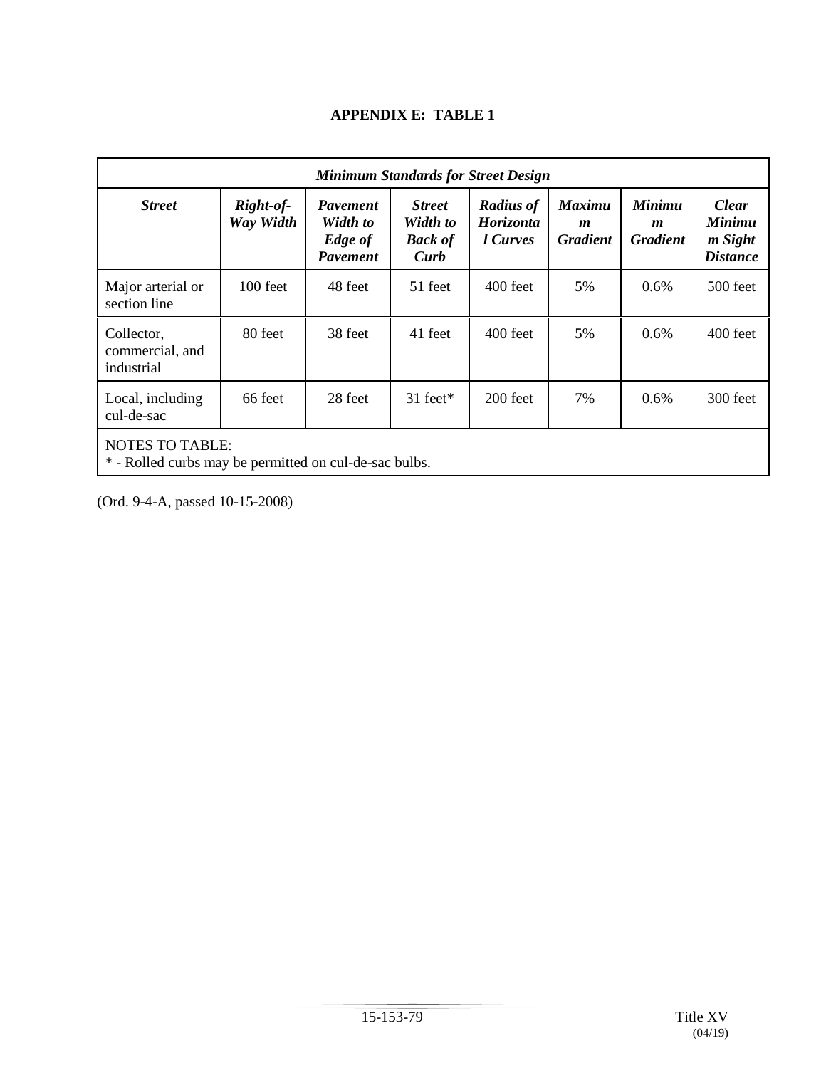**APPENDIX E: TABLE 1**

| *Minimum Standards for Street Design* | | | | | | | |
|---|---|---|---|---|---|---|---|
| ***Street*** | ***Right-of-Way Width*** | ***Pavement Width to Edge of Pavement*** | ***Street Width to Back of Curb*** | ***Radius of Horizontal Curves*** | ***Maximum Gradient*** | ***Minimum Gradient*** | ***Clear Minimum Sight Distance*** |
| Major arterial or section line | 100 feet | 48 feet | 51 feet | 400 feet | 5% | 0.6% | 500 feet |
| Collector, commercial, and industrial | 80 feet | 38 feet | 41 feet | 400 feet | 5% | 0.6% | 400 feet |
| Local, including cul-de-sac | 66 feet | 28 feet | 31 feet* | 200 feet | 7% | 0.6% | 300 feet |
| NOTES TO TABLE: * - Rolled curbs may be permitted on cul-de-sac bulbs. | | | | | | | |

(Ord. 9-4-A, passed 10-15-2008)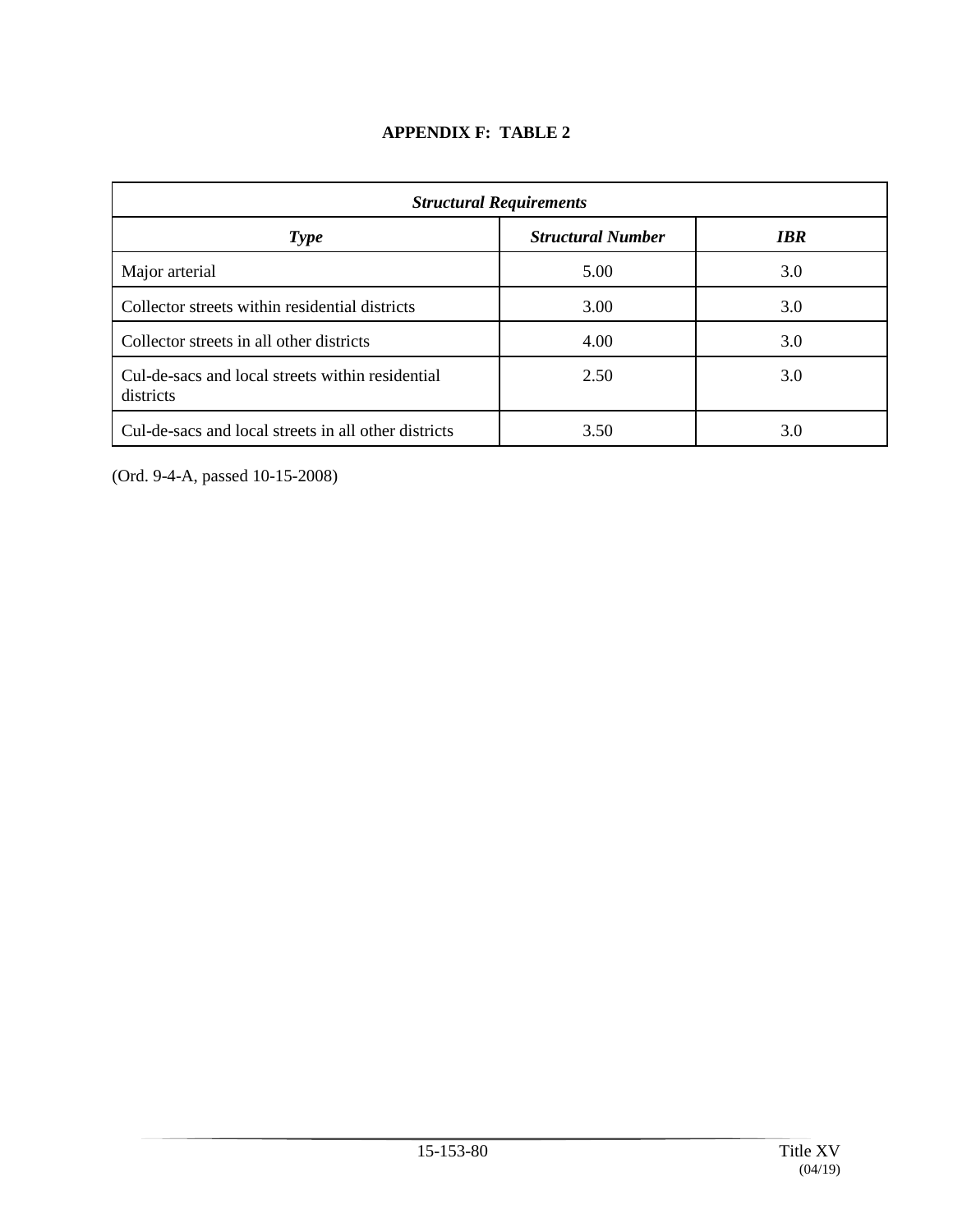# APPENDIX F: TABLE 2

| ***Structural Requirements*** | | |
|---|---|---|
| ***Type*** | ***Structural Number*** | ***IBR*** |
| Major arterial | 5.00 | 3.0 |
| Collector streets within residential districts | 3.00 | 3.0 |
| Collector streets in all other districts | 4.00 | 3.0 |
| Cul-de-sacs and local streets within residential districts | 2.50 | 3.0 |
| Cul-de-sacs and local streets in all other districts | 3.50 | 3.0 |

(Ord. 9-4-A, passed 10-15-2008)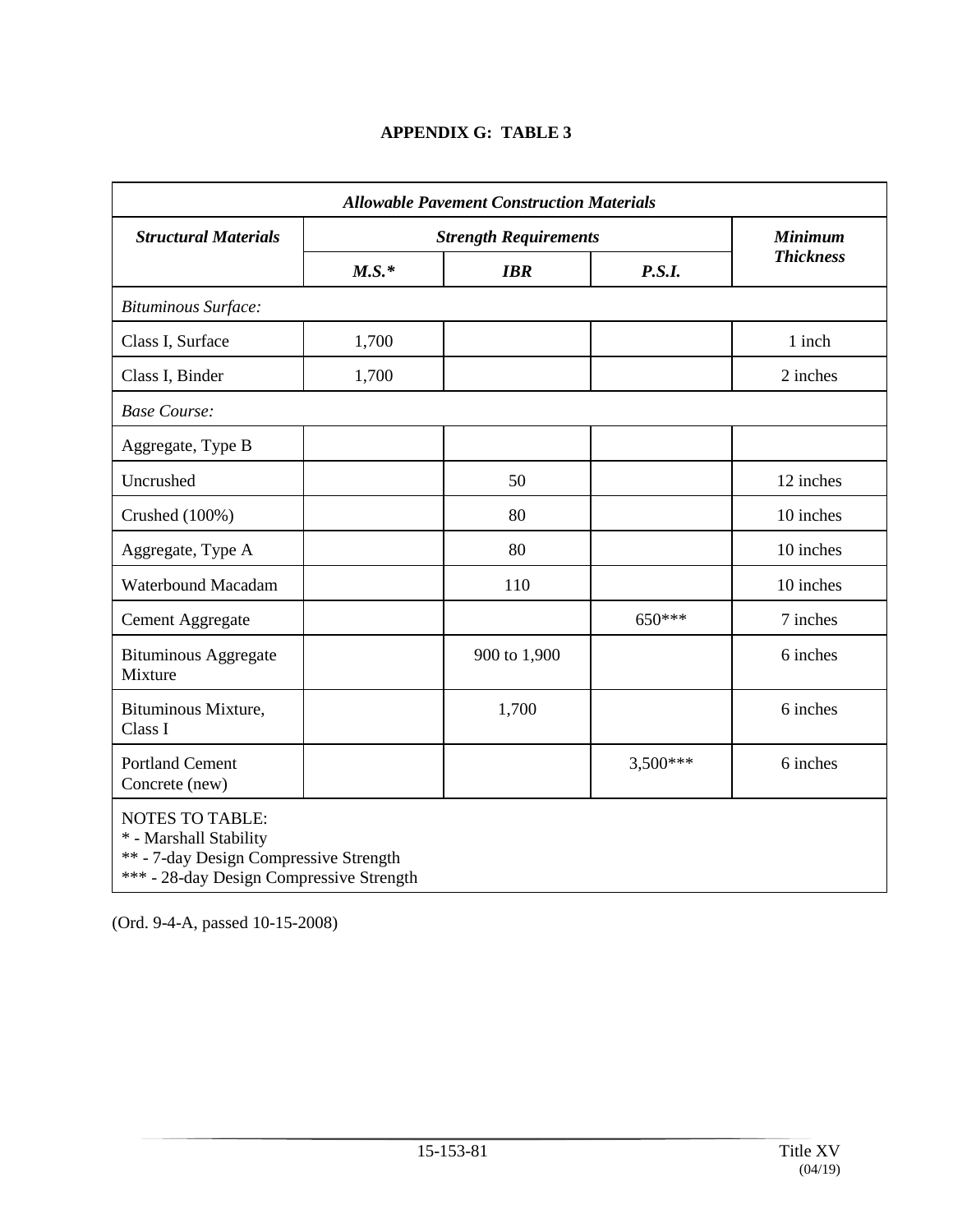**APPENDIX G: TABLE 3**

| *Allowable Pavement Construction Materials* | | | | |
|---|---|---|---|---|
| ***Structural Materials*** | ***Strength Requirements*** | | | ***Minimum Thickness*** |
| | ***M.S.**** | ***IBR*** | ***P.S.I.*** | |
| *Bituminous Surface:* | | | | |
| Class I, Surface | 1,700 | | | 1 inch |
| Class I, Binder | 1,700 | | | 2 inches |
| *Base Course:* | | | | |
| Aggregate, Type B | | | | |
| Uncrushed | | 50 | | 12 inches |
| Crushed (100%) | | 80 | | 10 inches |
| Aggregate, Type A | | 80 | | 10 inches |
| Waterbound Macadam | | 110 | | 10 inches |
| Cement Aggregate | | | 650*** | 7 inches |
| Bituminous Aggregate Mixture | | 900 to 1,900 | | 6 inches |
| Bituminous Mixture, Class I | | 1,700 | | 6 inches |
| Portland Cement Concrete (new) | | | 3,500*** | 6 inches |

NOTES TO TABLE:
* - Marshall Stability
** - 7-day Design Compressive Strength
*** - 28-day Design Compressive Strength

(Ord. 9-4-A, passed 10-15-2008)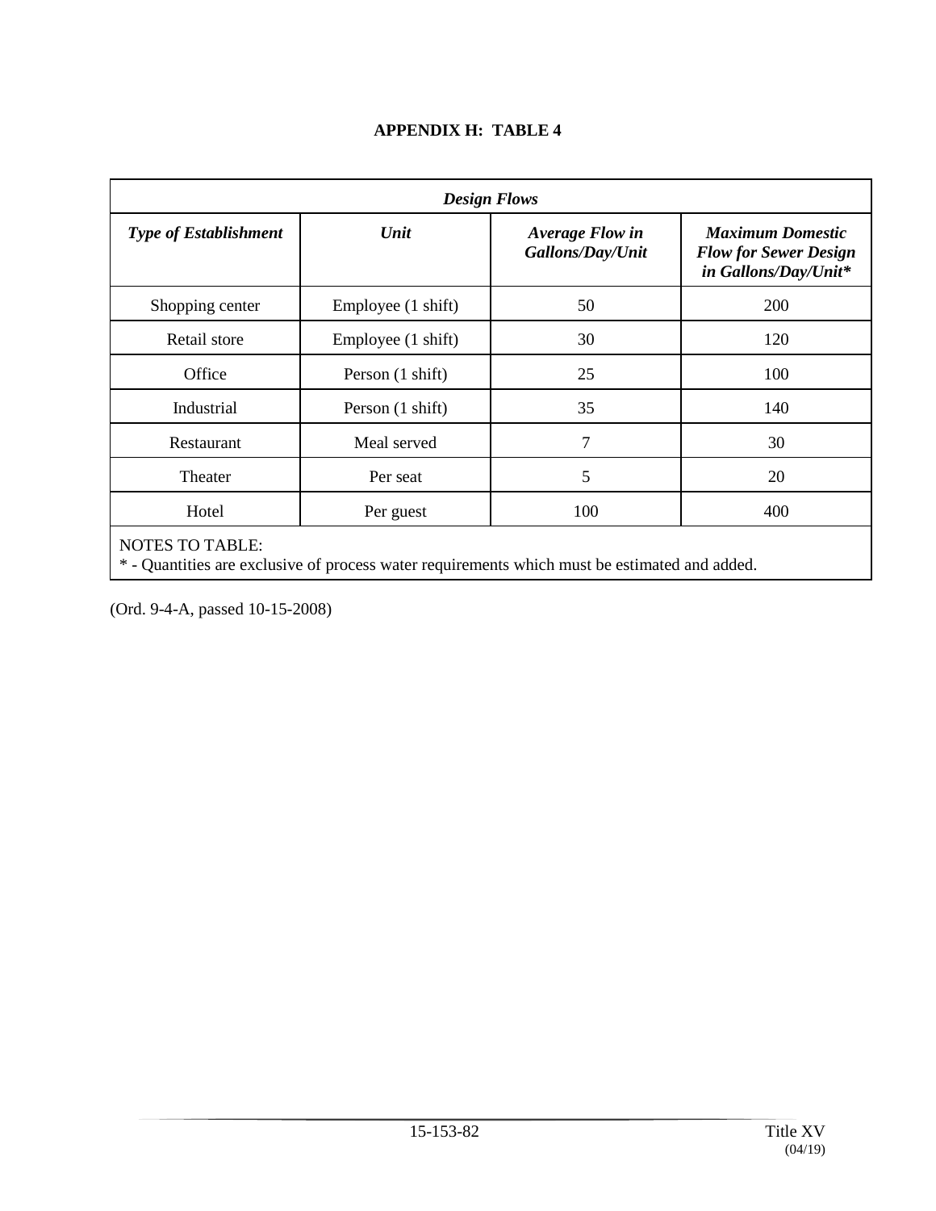**APPENDIX H: TABLE 4**

| *Design Flows* | | | |
|---|---|---|---|
| ***Type of Establishment*** | ***Unit*** | ***Average Flow in Gallons/Day/Unit*** | ***Maximum Domestic Flow for Sewer Design in Gallons/Day/Unit**** |
| Shopping center | Employee (1 shift) | 50 | 200 |
| Retail store | Employee (1 shift) | 30 | 120 |
| Office | Person (1 shift) | 25 | 100 |
| Industrial | Person (1 shift) | 35 | 140 |
| Restaurant | Meal served | 7 | 30 |
| Theater | Per seat | 5 | 20 |
| Hotel | Per guest | 100 | 400 |

NOTES TO TABLE:
* - Quantities are exclusive of process water requirements which must be estimated and added.

(Ord. 9-4-A, passed 10-15-2008)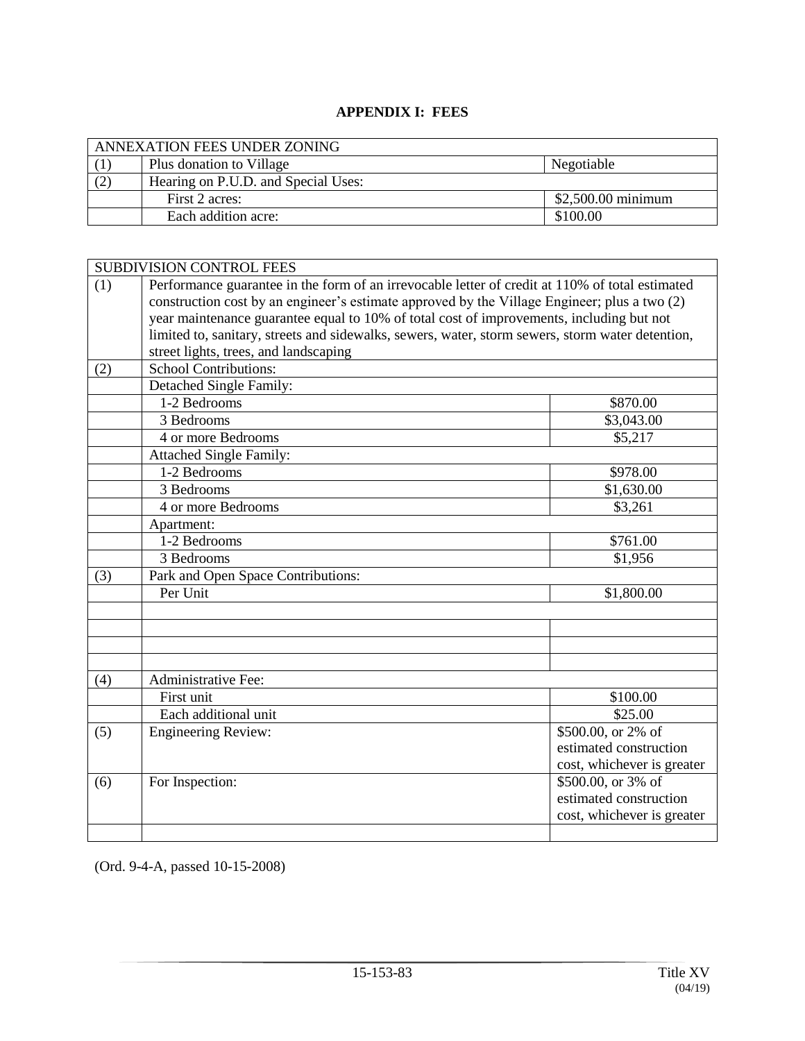# APPENDIX I: FEES

| ANNEXATION FEES UNDER ZONING | | |
|---|---|---|
| (1) | Plus donation to Village | Negotiable |
| (2) | Hearing on P.U.D. and Special Uses: | |
| | First 2 acres: | $2,500.00 minimum |
| | Each addition acre: | $100.00 |

| SUBDIVISION CONTROL FEES | | |
|---|---|---|
| (1) | Performance guarantee in the form of an irrevocable letter of credit at 110% of total estimated construction cost by an engineer's estimate approved by the Village Engineer; plus a two (2) year maintenance guarantee equal to 10% of total cost of improvements, including but not limited to, sanitary, streets and sidewalks, sewers, water, storm sewers, storm water detention, street lights, trees, and landscaping | |
| (2) | School Contributions: | |
| | Detached Single Family: | |
| | 1-2 Bedrooms | $870.00 |
| | 3 Bedrooms | $3,043.00 |
| | 4 or more Bedrooms | $5,217 |
| | Attached Single Family: | |
| | 1-2 Bedrooms | $978.00 |
| | 3 Bedrooms | $1,630.00 |
| | 4 or more Bedrooms | $3,261 |
| | Apartment: | |
| | 1-2 Bedrooms | $761.00 |
| | 3 Bedrooms | $1,956 |
| (3) | Park and Open Space Contributions: | |
| | Per Unit | $1,800.00 |
| | | |
| | | |
| | | |
| | | |
| (4) | Administrative Fee: | |
| | First unit | $100.00 |
| | Each additional unit | $25.00 |
| (5) | Engineering Review: | $500.00, or 2% of estimated construction cost, whichever is greater |
| (6) | For Inspection: | $500.00, or 3% of estimated construction cost, whichever is greater |
| | | |

(Ord. 9-4-A, passed 10-15-2008)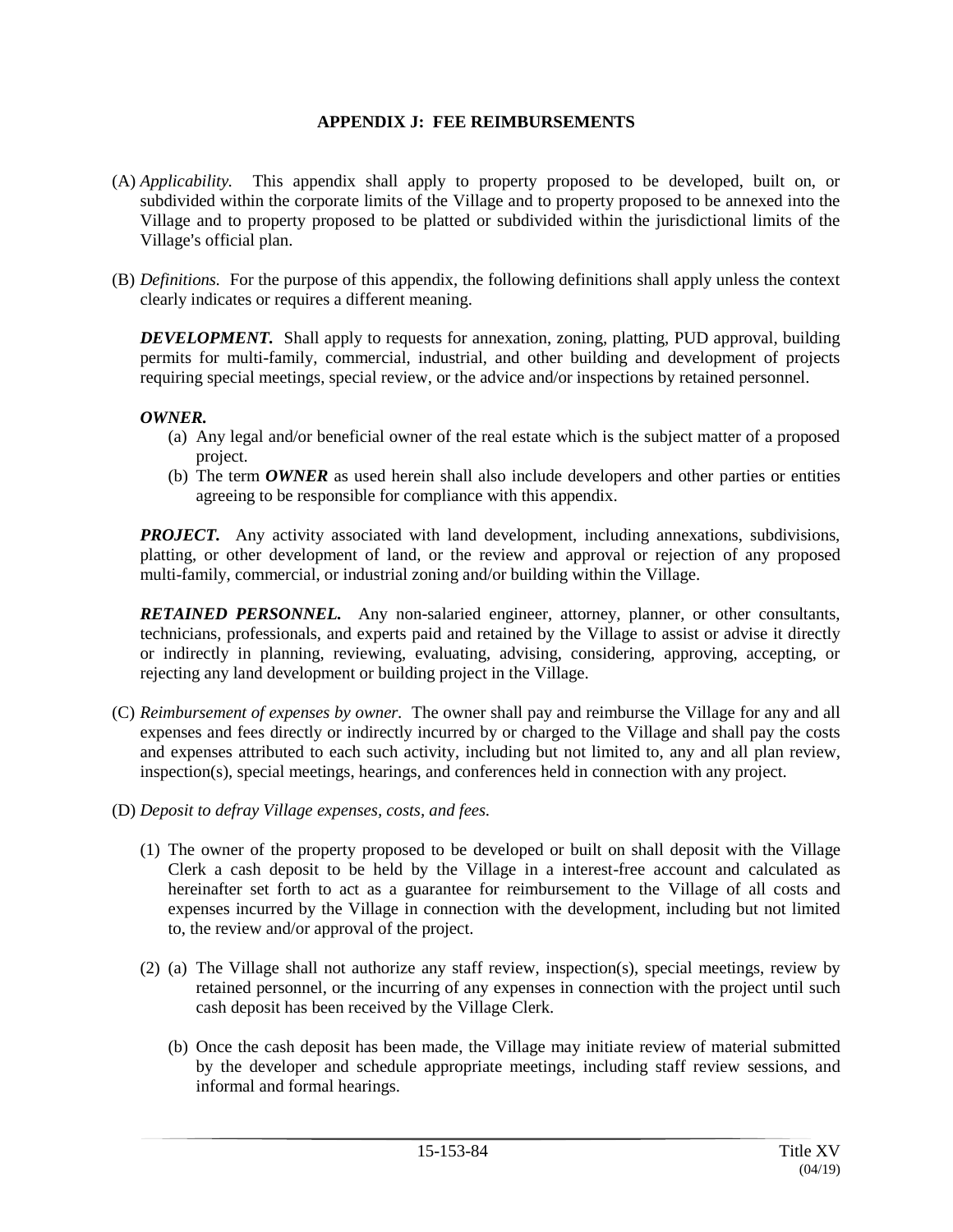## APPENDIX J: FEE REIMBURSEMENTS

(A) *Applicability.* This appendix shall apply to property proposed to be developed, built on, or subdivided within the corporate limits of the Village and to property proposed to be annexed into the Village and to property proposed to be platted or subdivided within the jurisdictional limits of the Village's official plan.

(B) *Definitions.* For the purpose of this appendix, the following definitions shall apply unless the context clearly indicates or requires a different meaning.

***DEVELOPMENT.*** Shall apply to requests for annexation, zoning, platting, PUD approval, building permits for multi-family, commercial, industrial, and other building and development of projects requiring special meetings, special review, or the advice and/or inspections by retained personnel.

***OWNER.***

(a) Any legal and/or beneficial owner of the real estate which is the subject matter of a proposed project.

(b) The term ***OWNER*** as used herein shall also include developers and other parties or entities agreeing to be responsible for compliance with this appendix.

***PROJECT.*** Any activity associated with land development, including annexations, subdivisions, platting, or other development of land, or the review and approval or rejection of any proposed multi-family, commercial, or industrial zoning and/or building within the Village.

***RETAINED PERSONNEL.*** Any non-salaried engineer, attorney, planner, or other consultants, technicians, professionals, and experts paid and retained by the Village to assist or advise it directly or indirectly in planning, reviewing, evaluating, advising, considering, approving, accepting, or rejecting any land development or building project in the Village.

(C) *Reimbursement of expenses by owner.* The owner shall pay and reimburse the Village for any and all expenses and fees directly or indirectly incurred by or charged to the Village and shall pay the costs and expenses attributed to each such activity, including but not limited to, any and all plan review, inspection(s), special meetings, hearings, and conferences held in connection with any project.

(D) *Deposit to defray Village expenses, costs, and fees.*

(1) The owner of the property proposed to be developed or built on shall deposit with the Village Clerk a cash deposit to be held by the Village in a interest-free account and calculated as hereinafter set forth to act as a guarantee for reimbursement to the Village of all costs and expenses incurred by the Village in connection with the development, including but not limited to, the review and/or approval of the project.

(2) (a) The Village shall not authorize any staff review, inspection(s), special meetings, review by retained personnel, or the incurring of any expenses in connection with the project until such cash deposit has been received by the Village Clerk.

(b) Once the cash deposit has been made, the Village may initiate review of material submitted by the developer and schedule appropriate meetings, including staff review sessions, and informal and formal hearings.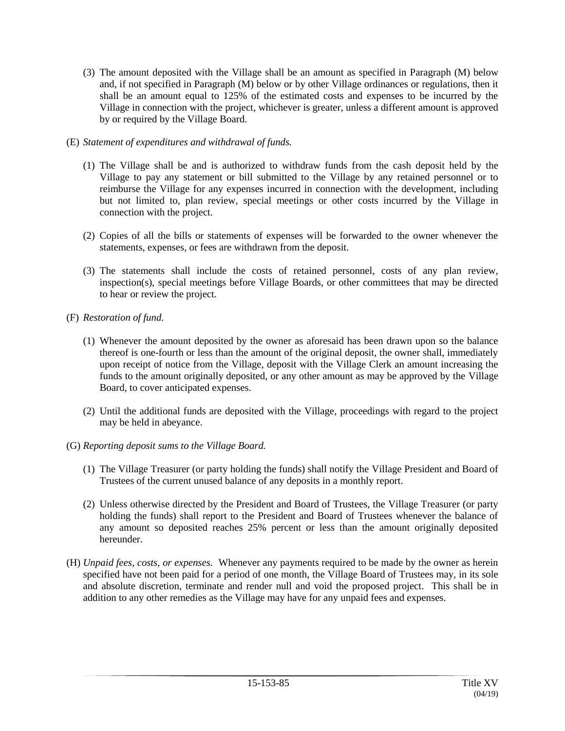(3) The amount deposited with the Village shall be an amount as specified in Paragraph (M) below and, if not specified in Paragraph (M) below or by other Village ordinances or regulations, then it shall be an amount equal to 125% of the estimated costs and expenses to be incurred by the Village in connection with the project, whichever is greater, unless a different amount is approved by or required by the Village Board.

(E) *Statement of expenditures and withdrawal of funds.*

(1) The Village shall be and is authorized to withdraw funds from the cash deposit held by the Village to pay any statement or bill submitted to the Village by any retained personnel or to reimburse the Village for any expenses incurred in connection with the development, including but not limited to, plan review, special meetings or other costs incurred by the Village in connection with the project.

(2) Copies of all the bills or statements of expenses will be forwarded to the owner whenever the statements, expenses, or fees are withdrawn from the deposit.

(3) The statements shall include the costs of retained personnel, costs of any plan review, inspection(s), special meetings before Village Boards, or other committees that may be directed to hear or review the project.

(F) *Restoration of fund.*

(1) Whenever the amount deposited by the owner as aforesaid has been drawn upon so the balance thereof is one-fourth or less than the amount of the original deposit, the owner shall, immediately upon receipt of notice from the Village, deposit with the Village Clerk an amount increasing the funds to the amount originally deposited, or any other amount as may be approved by the Village Board, to cover anticipated expenses.

(2) Until the additional funds are deposited with the Village, proceedings with regard to the project may be held in abeyance.

(G) *Reporting deposit sums to the Village Board.*

(1) The Village Treasurer (or party holding the funds) shall notify the Village President and Board of Trustees of the current unused balance of any deposits in a monthly report.

(2) Unless otherwise directed by the President and Board of Trustees, the Village Treasurer (or party holding the funds) shall report to the President and Board of Trustees whenever the balance of any amount so deposited reaches 25% percent or less than the amount originally deposited hereunder.

(H) *Unpaid fees, costs, or expenses.* Whenever any payments required to be made by the owner as herein specified have not been paid for a period of one month, the Village Board of Trustees may, in its sole and absolute discretion, terminate and render null and void the proposed project. This shall be in addition to any other remedies as the Village may have for any unpaid fees and expenses.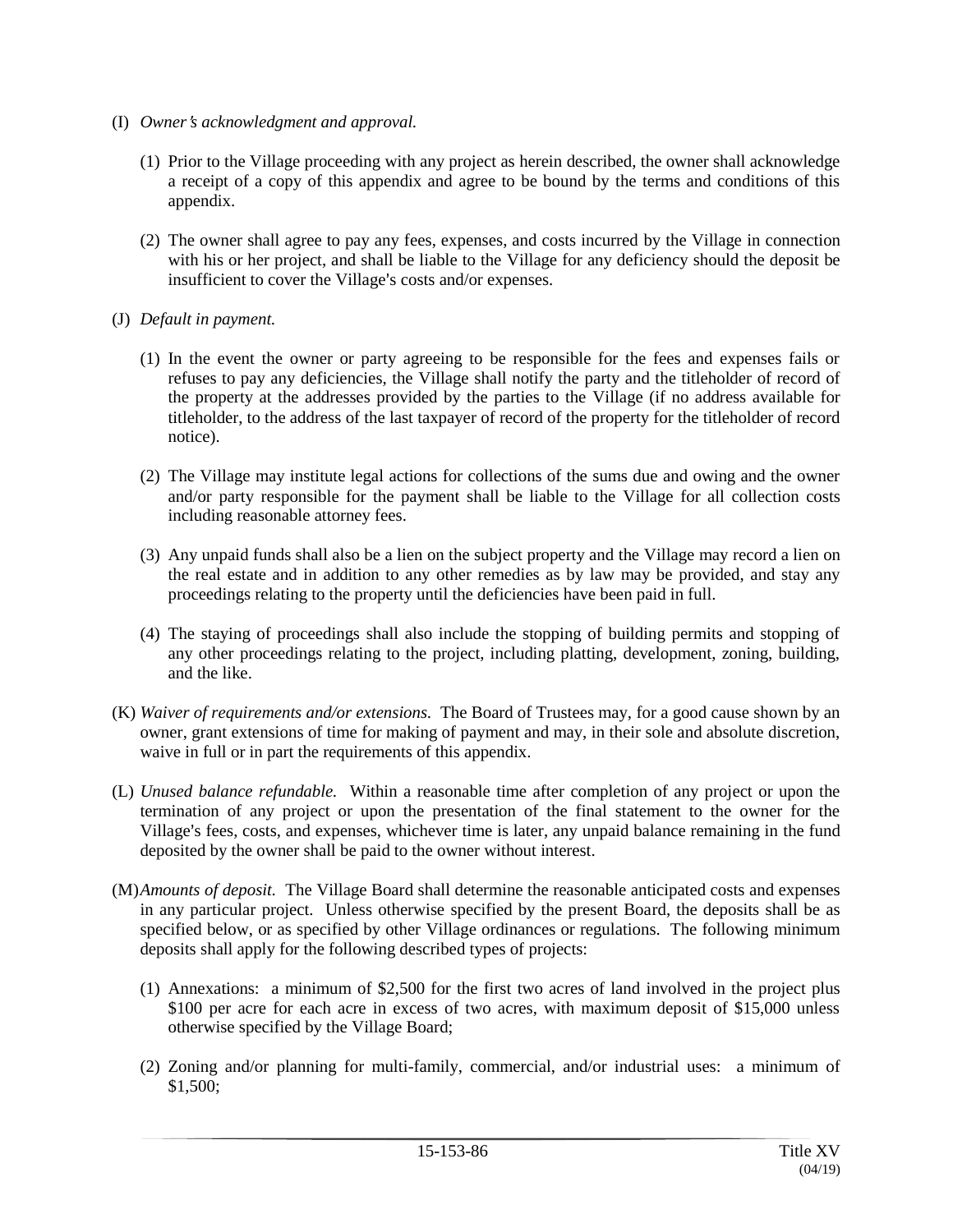(I) *Owner's acknowledgment and approval.*

(1) Prior to the Village proceeding with any project as herein described, the owner shall acknowledge a receipt of a copy of this appendix and agree to be bound by the terms and conditions of this appendix.

(2) The owner shall agree to pay any fees, expenses, and costs incurred by the Village in connection with his or her project, and shall be liable to the Village for any deficiency should the deposit be insufficient to cover the Village's costs and/or expenses.

(J) *Default in payment.*

(1) In the event the owner or party agreeing to be responsible for the fees and expenses fails or refuses to pay any deficiencies, the Village shall notify the party and the titleholder of record of the property at the addresses provided by the parties to the Village (if no address available for titleholder, to the address of the last taxpayer of record of the property for the titleholder of record notice).

(2) The Village may institute legal actions for collections of the sums due and owing and the owner and/or party responsible for the payment shall be liable to the Village for all collection costs including reasonable attorney fees.

(3) Any unpaid funds shall also be a lien on the subject property and the Village may record a lien on the real estate and in addition to any other remedies as by law may be provided, and stay any proceedings relating to the property until the deficiencies have been paid in full.

(4) The staying of proceedings shall also include the stopping of building permits and stopping of any other proceedings relating to the project, including platting, development, zoning, building, and the like.

(K) *Waiver of requirements and/or extensions.* The Board of Trustees may, for a good cause shown by an owner, grant extensions of time for making of payment and may, in their sole and absolute discretion, waive in full or in part the requirements of this appendix.

(L) *Unused balance refundable.* Within a reasonable time after completion of any project or upon the termination of any project or upon the presentation of the final statement to the owner for the Village's fees, costs, and expenses, whichever time is later, any unpaid balance remaining in the fund deposited by the owner shall be paid to the owner without interest.

(M) *Amounts of deposit.* The Village Board shall determine the reasonable anticipated costs and expenses in any particular project. Unless otherwise specified by the present Board, the deposits shall be as specified below, or as specified by other Village ordinances or regulations. The following minimum deposits shall apply for the following described types of projects:

(1) Annexations: a minimum of $2,500 for the first two acres of land involved in the project plus $100 per acre for each acre in excess of two acres, with maximum deposit of $15,000 unless otherwise specified by the Village Board;

(2) Zoning and/or planning for multi-family, commercial, and/or industrial uses: a minimum of $1,500;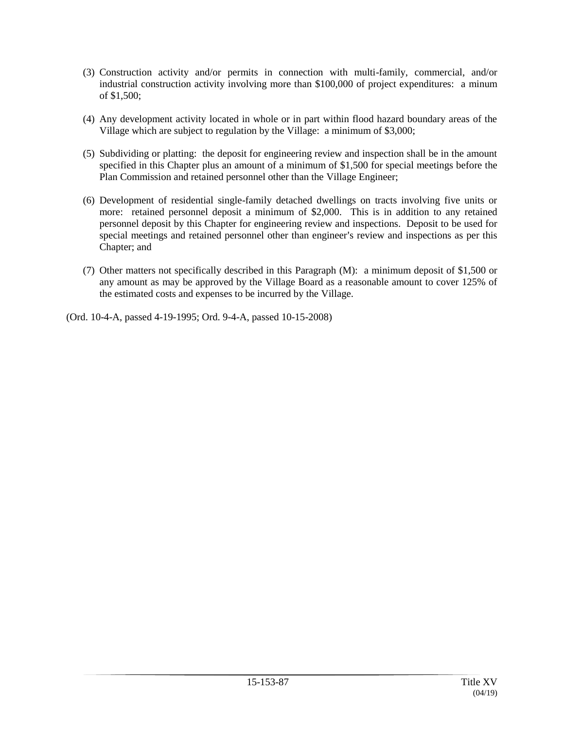(3) Construction activity and/or permits in connection with multi-family, commercial, and/or industrial construction activity involving more than $100,000 of project expenditures: a minum of $1,500;

(4) Any development activity located in whole or in part within flood hazard boundary areas of the Village which are subject to regulation by the Village: a minimum of $3,000;

(5) Subdividing or platting: the deposit for engineering review and inspection shall be in the amount specified in this Chapter plus an amount of a minimum of $1,500 for special meetings before the Plan Commission and retained personnel other than the Village Engineer;

(6) Development of residential single-family detached dwellings on tracts involving five units or more: retained personnel deposit a minimum of $2,000. This is in addition to any retained personnel deposit by this Chapter for engineering review and inspections. Deposit to be used for special meetings and retained personnel other than engineer's review and inspections as per this Chapter; and

(7) Other matters not specifically described in this Paragraph (M): a minimum deposit of $1,500 or any amount as may be approved by the Village Board as a reasonable amount to cover 125% of the estimated costs and expenses to be incurred by the Village.

(Ord. 10-4-A, passed 4-19-1995; Ord. 9-4-A, passed 10-15-2008)